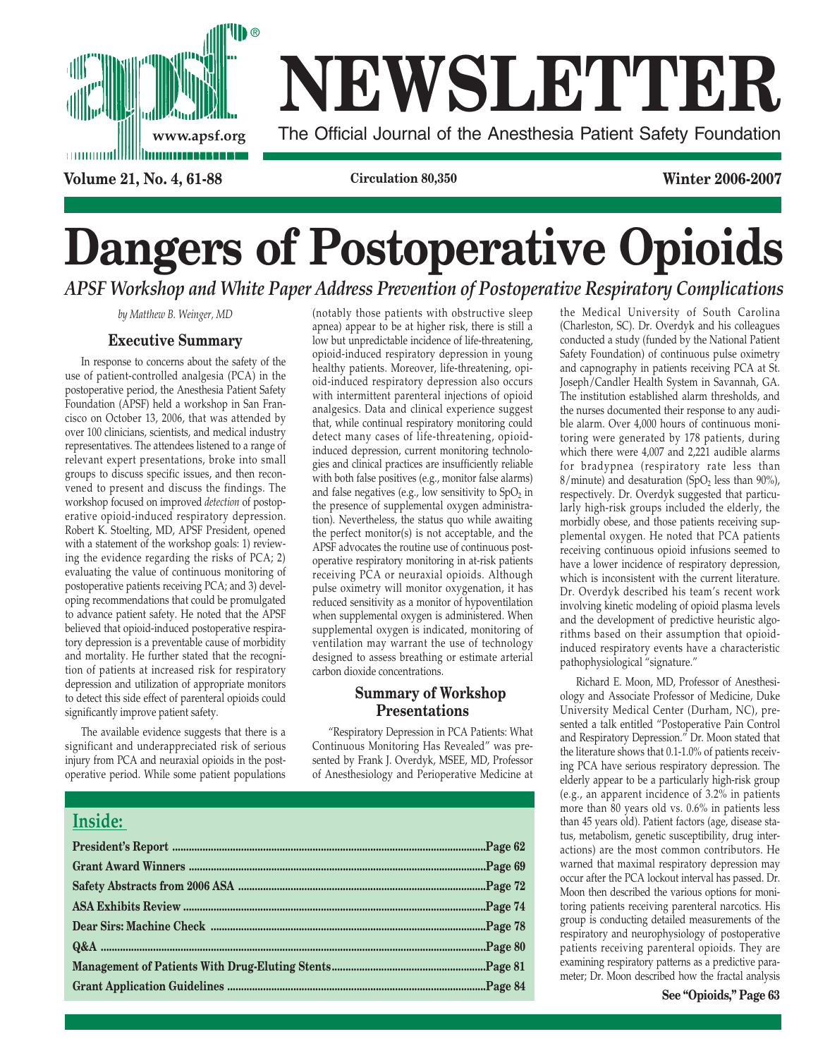# NEWSLETTER

The Official Journal of the Anesthesia Patient Safety Foundation

www.apsf.org

Circulation 80,350

# Dangers of Postoperative Opioids

## *APSF Workshop and White Paper Address Prevention of Postoperative Respiratory Complications*

*by Matthew B. Weinger, MD*

### Executive Summary

In response to concerns about the safety of the use of patient-controlled analgesia (PCA) in the postoperative period, the Anesthesia Patient Safety Foundation (APSF) held a workshop in San Francisco on October 13, 2006, that was attended by over 100 clinicians, scientists, and medical industry representatives. The attendees listened to a range of relevant expert presentations, broke into small groups to discuss specific issues, and then reconvened to present and discuss the findings. The workshop focused on improved *detection* of postoperative opioid-induced respiratory depression. Robert K. Stoelting, MD, APSF President, opened with a statement of the workshop goals: 1) reviewing the evidence regarding the risks of PCA; 2) evaluating the value of continuous monitoring of postoperative patients receiving PCA; and 3) developing recommendations that could be promulgated to advance patient safety. He noted that the APSF believed that opioid-induced postoperative respiratory depression is a preventable cause of morbidity and mortality. He further stated that the recognition of patients at increased risk for respiratory depression and utilization of appropriate monitors to detect this side effect of parenteral opioids could significantly improve patient safety.

The available evidence suggests that there is a significant and underappreciated risk of serious injury from PCA and neuraxial opioids in the postoperative period. While some patient populations (notably those patients with obstructive sleep apnea) appear to be at higher risk, there is still a low but unpredictable incidence of life-threatening, opioid-induced respiratory depression in young healthy patients. Moreover, life-threatening, opioid-induced respiratory depression also occurs with intermittent parenteral injections of opioid analgesics. Data and clinical experience suggest that, while continual respiratory monitoring could detect many cases of life-threatening, opioid-induced depression, current monitoring technologies and clinical practices are insufficiently reliable with both false positives (e.g., monitor false alarms) and false negatives (e.g., low sensitivity to $SpO_2$ in the presence of supplemental oxygen administration). Nevertheless, the status quo while awaiting the perfect monitor(s) is not acceptable, and the APSF advocates the routine use of continuous postoperative respiratory monitoring in at-risk patients receiving PCA or neuraxial opioids. Although pulse oximetry will monitor oxygenation, it has reduced sensitivity as a monitor of hypoventilation when supplemental oxygen is administered. When supplemental oxygen is indicated, monitoring of ventilation may warrant the use of technology designed to assess breathing or estimate arterial carbon dioxide concentrations.

### Summary of Workshop Presentations

"Respiratory Depression in PCA Patients: What Continuous Monitoring Has Revealed" was presented by Frank J. Overdyk, MSEE, MD, Professor of Anesthesiology and Perioperative Medicine at the Medical University of South Carolina (Charleston, SC). Dr. Overdyk and his colleagues conducted a study (funded by the National Patient Safety Foundation) of continuous pulse oximetry and capnography in patients receiving PCA at St. Joseph/Candler Health System in Savannah, GA. The institution established alarm thresholds, and the nurses documented their response to any audible alarm. Over 4,000 hours of continuous monitoring were generated by 178 patients, during which there were 4,007 and 2,221 audible alarms for bradypnea (respiratory rate less than 8/minute) and desaturation ($SpO_2$ less than 90%), respectively. Dr. Overdyk suggested that particularly high-risk groups included the elderly, the morbidly obese, and those patients receiving supplemental oxygen. He noted that PCA patients receiving continuous opioid infusions seemed to have a lower incidence of respiratory depression, which is inconsistent with the current literature. Dr. Overdyk described his team's recent work involving kinetic modeling of opioid plasma levels and the development of predictive heuristic algorithms based on their assumption that opioid-induced respiratory events have a characteristic pathophysiological "signature."

Richard E. Moon, MD, Professor of Anesthesiology and Associate Professor of Medicine, Duke University Medical Center (Durham, NC), presented a talk entitled "Postoperative Pain Control and Respiratory Depression." Dr. Moon stated that the literature shows that 0.1-1.0% of patients receiving PCA have serious respiratory depression. The elderly appear to be a particularly high-risk group (e.g., an apparent incidence of 3.2% in patients more than 80 years old vs. 0.6% in patients less than 45 years old). Patient factors (age, disease status, metabolism, genetic susceptibility, drug interactions) are the most common contributors. He warned that maximal respiratory depression may occur after the PCA lockout interval has passed. Dr. Moon then described the various options for monitoring patients receiving parenteral narcotics. His group is conducting detailed measurements of the respiratory and neurophysiology of postoperative patients receiving parenteral opioids. They are examining respiratory patterns as a predictive parameter; Dr. Moon described how the fractal analysis

**See "Opioids," Page 63**

### Inside:

- **President's Report** ....... Page 62
- **Grant Award Winners** ....... Page 69
- **Safety Abstracts from 2006 ASA** ....... Page 72
- **ASA Exhibits Review** ....... Page 74
- **Dear Sirs: Machine Check** ....... Page 78
- **Q&A** ....... Page 80
- **Management of Patients With Drug-Eluting Stents** ....... Page 81
- **Grant Application Guidelines** ....... Page 84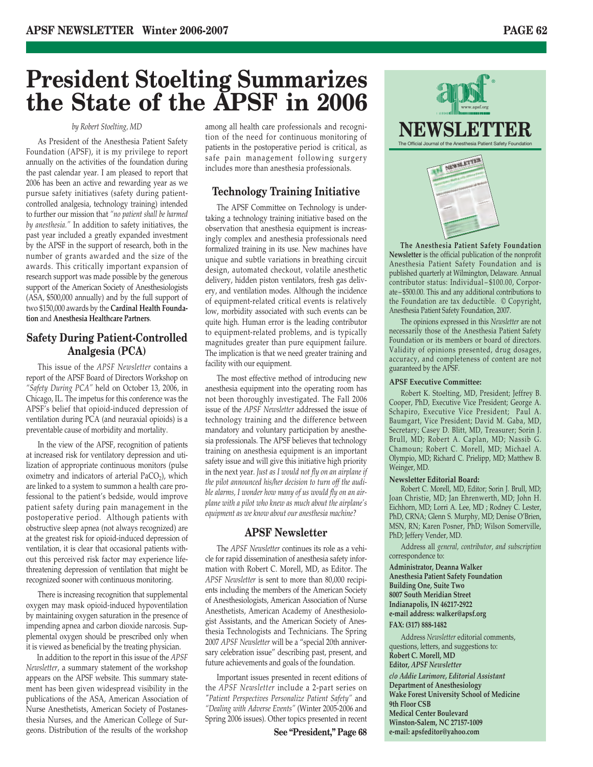# President Stoelting Summarizes the State of the APSF in 2006

*by Robert Stoelting, MD*

As President of the Anesthesia Patient Safety Foundation (APSF), it is my privilege to report annually on the activities of the foundation during the past calendar year. I am pleased to report that 2006 has been an active and rewarding year as we pursue safety initiatives (safety during patient-controlled analgesia, technology training) intended to further our mission that *"no patient shall be harmed by anesthesia."* In addition to safety initiatives, the past year included a greatly expanded investment by the APSF in the support of research, both in the number of grants awarded and the size of the awards. This critically important expansion of research support was made possible by the generous support of the American Society of Anesthesiologists (ASA, $500,000 annually) and by the full support of two $150,000 awards by the **Cardinal Health Foundation** and **Anesthesia Healthcare Partners**.

## Safety During Patient-Controlled Analgesia (PCA)

This issue of the *APSF Newsletter* contains a report of the APSF Board of Directors Workshop on *"Safety During PCA"* held on October 13, 2006, in Chicago, IL. The impetus for this conference was the APSF's belief that opioid-induced depression of ventilation during PCA (and neuraxial opioids) is a preventable cause of morbidity and mortality.

In the view of the APSF, recognition of patients at increased risk for ventilatory depression and utilization of appropriate continuous monitors (pulse oximetry and indicators of arterial $PaCO_2$), which are linked to a system to summon a health care professional to the patient's bedside, would improve patient safety during pain management in the postoperative period. Although patients with obstructive sleep apnea (not always recognized) are at the greatest risk for opioid-induced depression of ventilation, it is clear that occasional patients without this perceived risk factor may experience life-threatening depression of ventilation that might be recognized sooner with continuous monitoring.

There is increasing recognition that supplemental oxygen may mask opioid-induced hypoventilation by maintaining oxygen saturation in the presence of impending apnea and carbon dioxide narcosis. Supplemental oxygen should be prescribed only when it is viewed as beneficial by the treating physician.

In addition to the report in this issue of the *APSF Newsletter*, a summary statement of the workshop appears on the APSF website. This summary statement has been given widespread visibility in the publications of the ASA, American Association of Nurse Anesthetists, American Society of Postanesthesia Nurses, and the American College of Surgeons. Distribution of the results of the workshop among all health care professionals and recognition of the need for continuous monitoring of patients in the postoperative period is critical, as safe pain management following surgery includes more than anesthesia professionals.

## Technology Training Initiative

The APSF Committee on Technology is undertaking a technology training initiative based on the observation that anesthesia equipment is increasingly complex and anesthesia professionals need formalized training in its use. New machines have unique and subtle variations in breathing circuit design, automated checkout, volatile anesthetic delivery, hidden piston ventilators, fresh gas delivery, and ventilation modes. Although the incidence of equipment-related critical events is relatively low, morbidity associated with such events can be quite high. Human error is the leading contributor to equipment-related problems, and is typically magnitudes greater than pure equipment failure. The implication is that we need greater training and facility with our equipment.

The most effective method of introducing new anesthesia equipment into the operating room has not been thoroughly investigated. The Fall 2006 issue of the *APSF Newsletter* addressed the issue of technology training and the difference between mandatory and voluntary participation by anesthesia professionals. The APSF believes that technology training on anesthesia equipment is an important safety issue and will give this initiative high priority in the next year. *Just as I would not fly on an airplane if the pilot announced his/her decision to turn off the audible alarms, I wonder how many of us would fly on an airplane with a pilot who knew as much about the airplane's equipment as we know about our anesthesia machine?*

## APSF Newsletter

The *APSF Newsletter* continues its role as a vehicle for rapid dissemination of anesthesia safety information with Robert C. Morell, MD, as Editor. The *APSF Newsletter* is sent to more than 80,000 recipients including the members of the American Society of Anesthesiologists, American Association of Nurse Anesthetists, American Academy of Anesthesiologist Assistants, and the American Society of Anesthesia Technologists and Technicians. The Spring 2007 *APSF Newsletter* will be a "special 20th anniversary celebration issue" describing past, present, and future achievements and goals of the foundation.

Important issues presented in recent editions of the *APSF Newsletter* include a 2-part series on *"Patient Perspectives Personalize Patient Safety"* and *"Dealing with Adverse Events"* (Winter 2005-2006 and Spring 2006 issues). Other topics presented in recent

**See "President," Page 68**

---

# NEWSLETTER

The Official Journal of the Anesthesia Patient Safety Foundation

**The Anesthesia Patient Safety Foundation Newsletter** is the official publication of the nonprofit Anesthesia Patient Safety Foundation and is published quarterly at Wilmington, Delaware. Annual contributor status: Individual–$100.00, Corporate–$500.00. This and any additional contributions to the Foundation are tax deductible. © Copyright, Anesthesia Patient Safety Foundation, 2007.

The opinions expressed in this *Newsletter* are not necessarily those of the Anesthesia Patient Safety Foundation or its members or board of directors. Validity of opinions presented, drug dosages, accuracy, and completeness of content are not guaranteed by the APSF.

**APSF Executive Committee:**

Robert K. Stoelting, MD, President; Jeffrey B. Cooper, PhD, Executive Vice President; George A. Schapiro, Executive Vice President; Paul A. Baumgart, Vice President; David M. Gaba, MD, Secretary; Casey D. Blitt, MD, Treasurer; Sorin J. Brull, MD; Robert A. Caplan, MD; Nassib G. Chamoun; Robert C. Morell, MD; Michael A. Olympio, MD; Richard C. Prielipp, MD; Matthew B. Weinger, MD.

**Newsletter Editorial Board:**

Robert C. Morell, MD, Editor; Sorin J. Brull, MD; Joan Christie, MD; Jan Ehrenwerth, MD; John H. Eichhorn, MD; Lorri A. Lee, MD ; Rodney C. Lester, PhD, CRNA; Glenn S. Murphy, MD; Denise O'Brien, MSN, RN; Karen Posner, PhD; Wilson Somerville, PhD; Jeffery Vender, MD.

Address all *general, contributor, and subscription* correspondence to:

**Administrator, Deanna Walker**
**Anesthesia Patient Safety Foundation**
**Building One, Suite Two**
**8007 South Meridian Street**
**Indianapolis, IN 46217-2922**
**e-mail address: walker@apsf.org**
**FAX: (317) 888-1482**

Address *Newsletter* editorial comments, questions, letters, and suggestions to:
**Robert C. Morell, MD**
**Editor,** ***APSF Newsletter***
***c/o Addie Larimore, Editorial Assistant***
**Department of Anesthesiology**
**Wake Forest University School of Medicine**
**9th Floor CSB**
**Medical Center Boulevard**
**Winston-Salem, NC 27157-1009**
**e-mail: apsfeditor@yahoo.com**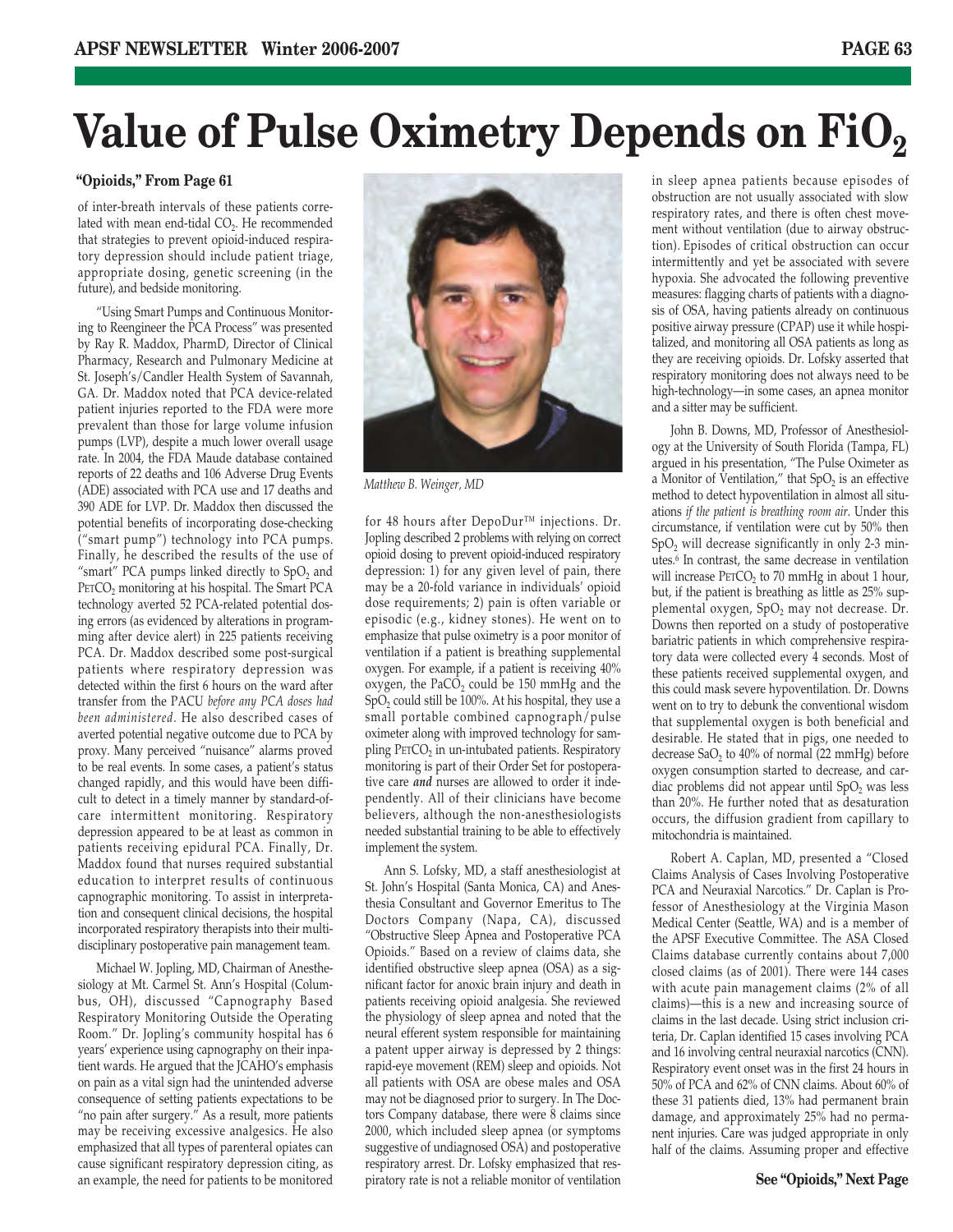# Value of Pulse Oximetry Depends on $FiO_2$

**"Opioids," From Page 61**

of inter-breath intervals of these patients correlated with mean end-tidal $CO_2$. He recommended that strategies to prevent opioid-induced respiratory depression should include patient triage, appropriate dosing, genetic screening (in the future), and bedside monitoring.

"Using Smart Pumps and Continuous Monitoring to Reengineer the PCA Process" was presented by Ray R. Maddox, PharmD, Director of Clinical Pharmacy, Research and Pulmonary Medicine at St. Joseph's/Candler Health System of Savannah, GA. Dr. Maddox noted that PCA device-related patient injuries reported to the FDA were more prevalent than those for large volume infusion pumps (LVP), despite a much lower overall usage rate. In 2004, the FDA Maude database contained reports of 22 deaths and 106 Adverse Drug Events (ADE) associated with PCA use and 17 deaths and 390 ADE for LVP. Dr. Maddox then discussed the potential benefits of incorporating dose-checking ("smart pump") technology into PCA pumps. Finally, he described the results of the use of "smart" PCA pumps linked directly to $SpO_2$ and $P_{ET}CO_2$ monitoring at his hospital. The Smart PCA technology averted 52 PCA-related potential dosing errors (as evidenced by alterations in programming after device alert) in 225 patients receiving PCA. Dr. Maddox described some post-surgical patients where respiratory depression was detected within the first 6 hours on the ward after transfer from the PACU *before any PCA doses had been administered*. He also described cases of averted potential negative outcome due to PCA by proxy. Many perceived "nuisance" alarms proved to be real events. In some cases, a patient's status changed rapidly, and this would have been difficult to detect in a timely manner by standard-of-care intermittent monitoring. Respiratory depression appeared to be at least as common in patients receiving epidural PCA. Finally, Dr. Maddox found that nurses required substantial education to interpret results of continuous capnographic monitoring. To assist in interpretation and consequent clinical decisions, the hospital incorporated respiratory therapists into their multidisciplinary postoperative pain management team.

Michael W. Jopling, MD, Chairman of Anesthesiology at Mt. Carmel St. Ann's Hospital (Columbus, OH), discussed "Capnography Based Respiratory Monitoring Outside the Operating Room." Dr. Jopling's community hospital has 6 years' experience using capnography on their inpatient wards. He argued that the JCAHO's emphasis on pain as a vital sign had the unintended adverse consequence of setting patients expectations to be "no pain after surgery." As a result, more patients may be receiving excessive analgesics. He also emphasized that all types of parenteral opiates can cause significant respiratory depression citing, as an example, the need for patients to be monitored

*Matthew B. Weinger, MD*

for 48 hours after DepoDur™ injections. Dr. Jopling described 2 problems with relying on correct opioid dosing to prevent opioid-induced respiratory depression: 1) for any given level of pain, there may be a 20-fold variance in individuals' opioid dose requirements; 2) pain is often variable or episodic (e.g., kidney stones). He went on to emphasize that pulse oximetry is a poor monitor of ventilation if a patient is breathing supplemental oxygen. For example, if a patient is receiving 40% oxygen, the $PaCO_2$ could be 150 mmHg and the $SpO_2$ could still be 100%. At his hospital, they use a small portable combined capnograph/pulse oximeter along with improved technology for sampling $P_{ET}CO_2$ in un-intubated patients. Respiratory monitoring is part of their Order Set for postoperative care ***and*** nurses are allowed to order it independently. All of their clinicians have become believers, although the non-anesthesiologists needed substantial training to be able to effectively implement the system.

Ann S. Lofsky, MD, a staff anesthesiologist at St. John's Hospital (Santa Monica, CA) and Anesthesia Consultant and Governor Emeritus to The Doctors Company (Napa, CA), discussed "Obstructive Sleep Apnea and Postoperative PCA Opioids." Based on a review of claims data, she identified obstructive sleep apnea (OSA) as a significant factor for anoxic brain injury and death in patients receiving opioid analgesia. She reviewed the physiology of sleep apnea and noted that the neural efferent system responsible for maintaining a patent upper airway is depressed by 2 things: rapid-eye movement (REM) sleep and opioids. Not all patients with OSA are obese males and OSA may not be diagnosed prior to surgery. In The Doctors Company database, there were 8 claims since 2000, which included sleep apnea (or symptoms suggestive of undiagnosed OSA) and postoperative respiratory arrest. Dr. Lofsky emphasized that respiratory rate is not a reliable monitor of ventilation in sleep apnea patients because episodes of obstruction are not usually associated with slow respiratory rates, and there is often chest movement without ventilation (due to airway obstruction). Episodes of critical obstruction can occur intermittently and yet be associated with severe hypoxia. She advocated the following preventive measures: flagging charts of patients with a diagnosis of OSA, having patients already on continuous positive airway pressure (CPAP) use it while hospitalized, and monitoring all OSA patients as long as they are receiving opioids. Dr. Lofsky asserted that respiratory monitoring does not always need to be high-technology—in some cases, an apnea monitor and a sitter may be sufficient.

John B. Downs, MD, Professor of Anesthesiology at the University of South Florida (Tampa, FL) argued in his presentation, "The Pulse Oximeter as a Monitor of Ventilation," that $SpO_2$ is an effective method to detect hypoventilation in almost all situations *if the patient is breathing room air*. Under this circumstance, if ventilation were cut by 50% then $SpO_2$ will decrease significantly in only 2-3 minutes.[6] In contrast, the same decrease in ventilation will increase $P_{ET}CO_2$ to 70 mmHg in about 1 hour, but, if the patient is breathing as little as 25% supplemental oxygen, $SpO_2$ may not decrease. Dr. Downs then reported on a study of postoperative bariatric patients in which comprehensive respiratory data were collected every 4 seconds. Most of these patients received supplemental oxygen, and this could mask severe hypoventilation. Dr. Downs went on to try to debunk the conventional wisdom that supplemental oxygen is both beneficial and desirable. He stated that in pigs, one needed to decrease $SaO_2$ to 40% of normal (22 mmHg) before oxygen consumption started to decrease, and cardiac problems did not appear until $SpO_2$ was less than 20%. He further noted that as desaturation occurs, the diffusion gradient from capillary to mitochondria is maintained.

Robert A. Caplan, MD, presented a "Closed Claims Analysis of Cases Involving Postoperative PCA and Neuraxial Narcotics." Dr. Caplan is Professor of Anesthesiology at the Virginia Mason Medical Center (Seattle, WA) and is a member of the APSF Executive Committee. The ASA Closed Claims database currently contains about 7,000 closed claims (as of 2001). There were 144 cases with acute pain management claims (2% of all claims)—this is a new and increasing source of claims in the last decade. Using strict inclusion criteria, Dr. Caplan identified 15 cases involving PCA and 16 involving central neuraxial narcotics (CNN). Respiratory event onset was in the first 24 hours in 50% of PCA and 62% of CNN claims. About 60% of these 31 patients died, 13% had permanent brain damage, and approximately 25% had no permanent injuries. Care was judged appropriate in only half of the claims. Assuming proper and effective

**See "Opioids," Next Page**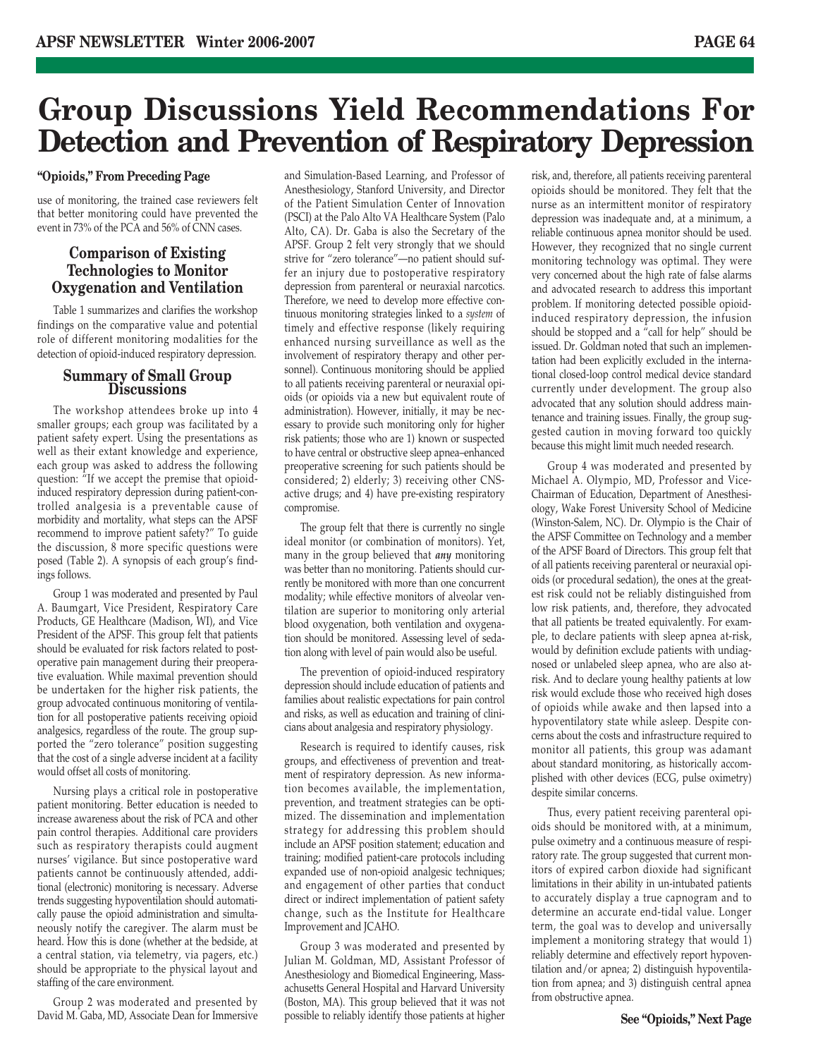# Group Discussions Yield Recommendations For Detection and Prevention of Respiratory Depression

**"Opioids," From Preceding Page**

use of monitoring, the trained case reviewers felt that better monitoring could have prevented the event in 73% of the PCA and 56% of CNN cases.

## Comparison of Existing Technologies to Monitor Oxygenation and Ventilation

Table 1 summarizes and clarifies the workshop findings on the comparative value and potential role of different monitoring modalities for the detection of opioid-induced respiratory depression.

## Summary of Small Group Discussions

The workshop attendees broke up into 4 smaller groups; each group was facilitated by a patient safety expert. Using the presentations as well as their extant knowledge and experience, each group was asked to address the following question: "If we accept the premise that opioid-induced respiratory depression during patient-controlled analgesia is a preventable cause of morbidity and mortality, what steps can the APSF recommend to improve patient safety?" To guide the discussion, 8 more specific questions were posed (Table 2). A synopsis of each group's findings follows.

Group 1 was moderated and presented by Paul A. Baumgart, Vice President, Respiratory Care Products, GE Healthcare (Madison, WI), and Vice President of the APSF. This group felt that patients should be evaluated for risk factors related to postoperative pain management during their preoperative evaluation. While maximal prevention should be undertaken for the higher risk patients, the group advocated continuous monitoring of ventilation for all postoperative patients receiving opioid analgesics, regardless of the route. The group supported the "zero tolerance" position suggesting that the cost of a single adverse incident at a facility would offset all costs of monitoring.

Nursing plays a critical role in postoperative patient monitoring. Better education is needed to increase awareness about the risk of PCA and other pain control therapies. Additional care providers such as respiratory therapists could augment nurses' vigilance. But since postoperative ward patients cannot be continuously attended, additional (electronic) monitoring is necessary. Adverse trends suggesting hypoventilation should automatically pause the opioid administration and simultaneously notify the caregiver. The alarm must be heard. How this is done (whether at the bedside, at a central station, via telemetry, via pagers, etc.) should be appropriate to the physical layout and staffing of the care environment.

Group 2 was moderated and presented by David M. Gaba, MD, Associate Dean for Immersive and Simulation-Based Learning, and Professor of Anesthesiology, Stanford University, and Director of the Patient Simulation Center of Innovation (PSCI) at the Palo Alto VA Healthcare System (Palo Alto, CA). Dr. Gaba is also the Secretary of the APSF. Group 2 felt very strongly that we should strive for "zero tolerance"—no patient should suffer an injury due to postoperative respiratory depression from parenteral or neuraxial narcotics. Therefore, we need to develop more effective continuous monitoring strategies linked to a *system* of timely and effective response (likely requiring enhanced nursing surveillance as well as the involvement of respiratory therapy and other personnel). Continuous monitoring should be applied to all patients receiving parenteral or neuraxial opioids (or opioids via a new but equivalent route of administration). However, initially, it may be necessary to provide such monitoring only for higher risk patients; those who are 1) known or suspected to have central or obstructive sleep apnea–enhanced preoperative screening for such patients should be considered; 2) elderly; 3) receiving other CNS-active drugs; and 4) have pre-existing respiratory compromise.

The group felt that there is currently no single ideal monitor (or combination of monitors). Yet, many in the group believed that ***any*** monitoring was better than no monitoring. Patients should currently be monitored with more than one concurrent modality; while effective monitors of alveolar ventilation are superior to monitoring only arterial blood oxygenation, both ventilation and oxygenation should be monitored. Assessing level of sedation along with level of pain would also be useful.

The prevention of opioid-induced respiratory depression should include education of patients and families about realistic expectations for pain control and risks, as well as education and training of clinicians about analgesia and respiratory physiology.

Research is required to identify causes, risk groups, and effectiveness of prevention and treatment of respiratory depression. As new information becomes available, the implementation, prevention, and treatment strategies can be optimized. The dissemination and implementation strategy for addressing this problem should include an APSF position statement; education and training; modified patient-care protocols including expanded use of non-opioid analgesic techniques; and engagement of other parties that conduct direct or indirect implementation of patient safety change, such as the Institute for Healthcare Improvement and JCAHO.

Group 3 was moderated and presented by Julian M. Goldman, MD, Assistant Professor of Anesthesiology and Biomedical Engineering, Massachusetts General Hospital and Harvard University (Boston, MA). This group believed that it was not possible to reliably identify those patients at higher risk, and, therefore, all patients receiving parenteral opioids should be monitored. They felt that the nurse as an intermittent monitor of respiratory depression was inadequate and, at a minimum, a reliable continuous apnea monitor should be used. However, they recognized that no single current monitoring technology was optimal. They were very concerned about the high rate of false alarms and advocated research to address this important problem. If monitoring detected possible opioid-induced respiratory depression, the infusion should be stopped and a "call for help" should be issued. Dr. Goldman noted that such an implementation had been explicitly excluded in the international closed-loop control medical device standard currently under development. The group also advocated that any solution should address maintenance and training issues. Finally, the group suggested caution in moving forward too quickly because this might limit much needed research.

Group 4 was moderated and presented by Michael A. Olympio, MD, Professor and Vice-Chairman of Education, Department of Anesthesiology, Wake Forest University School of Medicine (Winston-Salem, NC). Dr. Olympio is the Chair of the APSF Committee on Technology and a member of the APSF Board of Directors. This group felt that of all patients receiving parenteral or neuraxial opioids (or procedural sedation), the ones at the greatest risk could not be reliably distinguished from low risk patients, and, therefore, they advocated that all patients be treated equivalently. For example, to declare patients with sleep apnea at-risk, would by definition exclude patients with undiagnosed or unlabeled sleep apnea, who are also at-risk. And to declare young healthy patients at low risk would exclude those who received high doses of opioids while awake and then lapsed into a hypoventilatory state while asleep. Despite concerns about the costs and infrastructure required to monitor all patients, this group was adamant about standard monitoring, as historically accomplished with other devices (ECG, pulse oximetry) despite similar concerns.

Thus, every patient receiving parenteral opioids should be monitored with, at a minimum, pulse oximetry and a continuous measure of respiratory rate. The group suggested that current monitors of expired carbon dioxide had significant limitations in their ability in un-intubated patients to accurately display a true capnogram and to determine an accurate end-tidal value. Longer term, the goal was to develop and universally implement a monitoring strategy that would 1) reliably determine and effectively report hypoventilation and/or apnea; 2) distinguish hypoventilation from apnea; and 3) distinguish central apnea from obstructive apnea.

**See "Opioids," Next Page**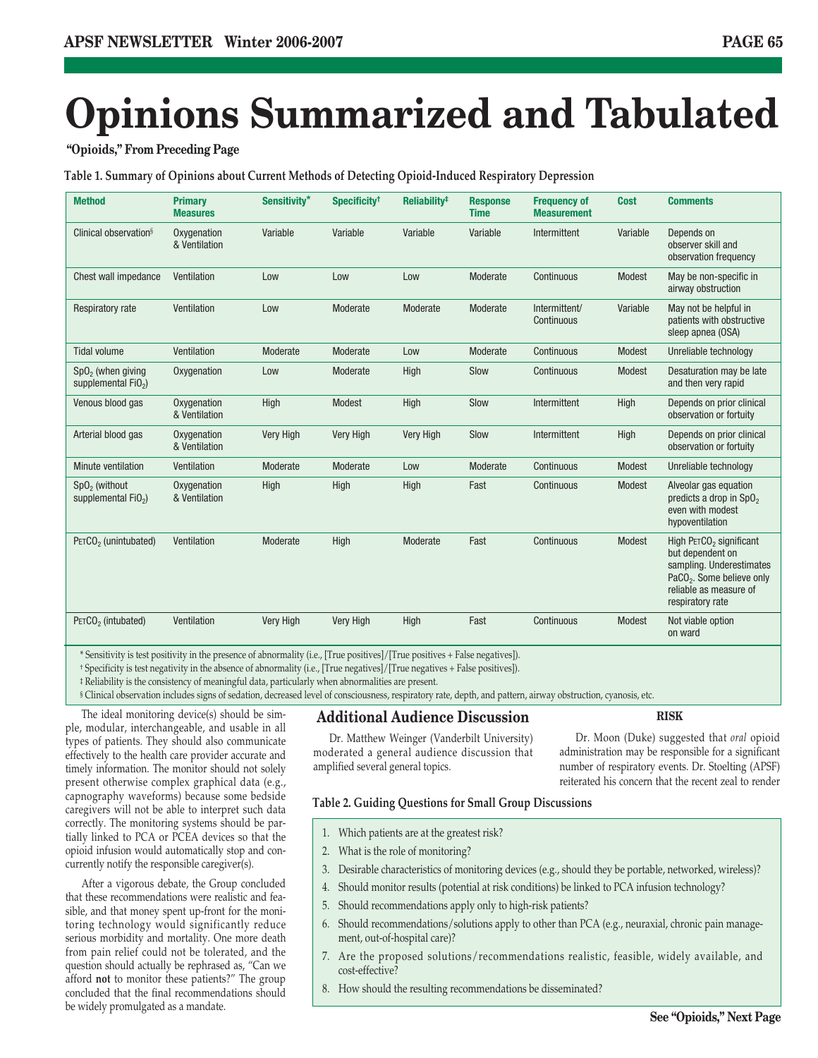# Opinions Summarized and Tabulated

**"Opioids," From Preceding Page**

**Table 1. Summary of Opinions about Current Methods of Detecting Opioid-Induced Respiratory Depression**

| Method | Primary Measures | Sensitivity* | Specificity† | Reliability‡ | Response Time | Frequency of Measurement | Cost | Comments |
|---|---|---|---|---|---|---|---|---|
| Clinical observation§ | Oxygenation & Ventilation | Variable | Variable | Variable | Variable | Intermittent | Variable | Depends on observer skill and observation frequency |
| Chest wall impedance | Ventilation | Low | Low | Low | Moderate | Continuous | Modest | May be non-specific in airway obstruction |
| Respiratory rate | Ventilation | Low | Moderate | Moderate | Moderate | Intermittent/ Continuous | Variable | May not be helpful in patients with obstructive sleep apnea (OSA) |
| Tidal volume | Ventilation | Moderate | Moderate | Low | Moderate | Continuous | Modest | Unreliable technology |
| $SpO_2$ (when giving supplemental $FiO_2$) | Oxygenation | Low | Moderate | High | Slow | Continuous | Modest | Desaturation may be late and then very rapid |
| Venous blood gas | Oxygenation & Ventilation | High | Modest | High | Slow | Intermittent | High | Depends on prior clinical observation or fortuity |
| Arterial blood gas | Oxygenation & Ventilation | Very High | Very High | Very High | Slow | Intermittent | High | Depends on prior clinical observation or fortuity |
| Minute ventilation | Ventilation | Moderate | Moderate | Low | Moderate | Continuous | Modest | Unreliable technology |
| $SpO_2$ (without supplemental $FiO_2$) | Oxygenation & Ventilation | High | High | High | Fast | Continuous | Modest | Alveolar gas equation predicts a drop in $SpO_2$ even with modest hypoventilation |
| $P_{ET}CO_2$ (unintubated) | Ventilation | Moderate | High | Moderate | Fast | Continuous | Modest | High $P_{ET}CO_2$ significant but dependent on sampling. Underestimates $PaCO_2$. Some believe only reliable as measure of respiratory rate |
| $P_{ET}CO_2$ (intubated) | Ventilation | Very High | Very High | High | Fast | Continuous | Modest | Not viable option on ward |

\* Sensitivity is test positivity in the presence of abnormality (i.e., [True positives]/[True positives + False negatives]).

† Specificity is test negativity in the absence of abnormality (i.e., [True negatives]/[True negatives + False positives]).

‡ Reliability is the consistency of meaningful data, particularly when abnormalities are present.

§ Clinical observation includes signs of sedation, decreased level of consciousness, respiratory rate, depth, and pattern, airway obstruction, cyanosis, etc.

The ideal monitoring device(s) should be simple, modular, interchangeable, and usable in all types of patients. They should also communicate effectively to the health care provider accurate and timely information. The monitor should not solely present otherwise complex graphical data (e.g., capnography waveforms) because some bedside caregivers will not be able to interpret such data correctly. The monitoring systems should be partially linked to PCA or PCEA devices so that the opioid infusion would automatically stop and concurrently notify the responsible caregiver(s).

After a vigorous debate, the Group concluded that these recommendations were realistic and feasible, and that money spent up-front for the monitoring technology would significantly reduce serious morbidity and mortality. One more death from pain relief could not be tolerated, and the question should actually be rephrased as, "Can we afford **not** to monitor these patients?" The group concluded that the final recommendations should be widely promulgated as a mandate.

## Additional Audience Discussion

Dr. Matthew Weinger (Vanderbilt University) moderated a general audience discussion that amplified several general topics.

### RISK

Dr. Moon (Duke) suggested that *oral* opioid administration may be responsible for a significant number of respiratory events. Dr. Stoelting (APSF) reiterated his concern that the recent zeal to render

**Table 2. Guiding Questions for Small Group Discussions**

1. Which patients are at the greatest risk?
2. What is the role of monitoring?
3. Desirable characteristics of monitoring devices (e.g., should they be portable, networked, wireless)?
4. Should monitor results (potential at risk conditions) be linked to PCA infusion technology?
5. Should recommendations apply only to high-risk patients?
6. Should recommendations/solutions apply to other than PCA (e.g., neuraxial, chronic pain management, out-of-hospital care)?
7. Are the proposed solutions/recommendations realistic, feasible, widely available, and cost-effective?
8. How should the resulting recommendations be disseminated?

**See "Opioids," Next Page**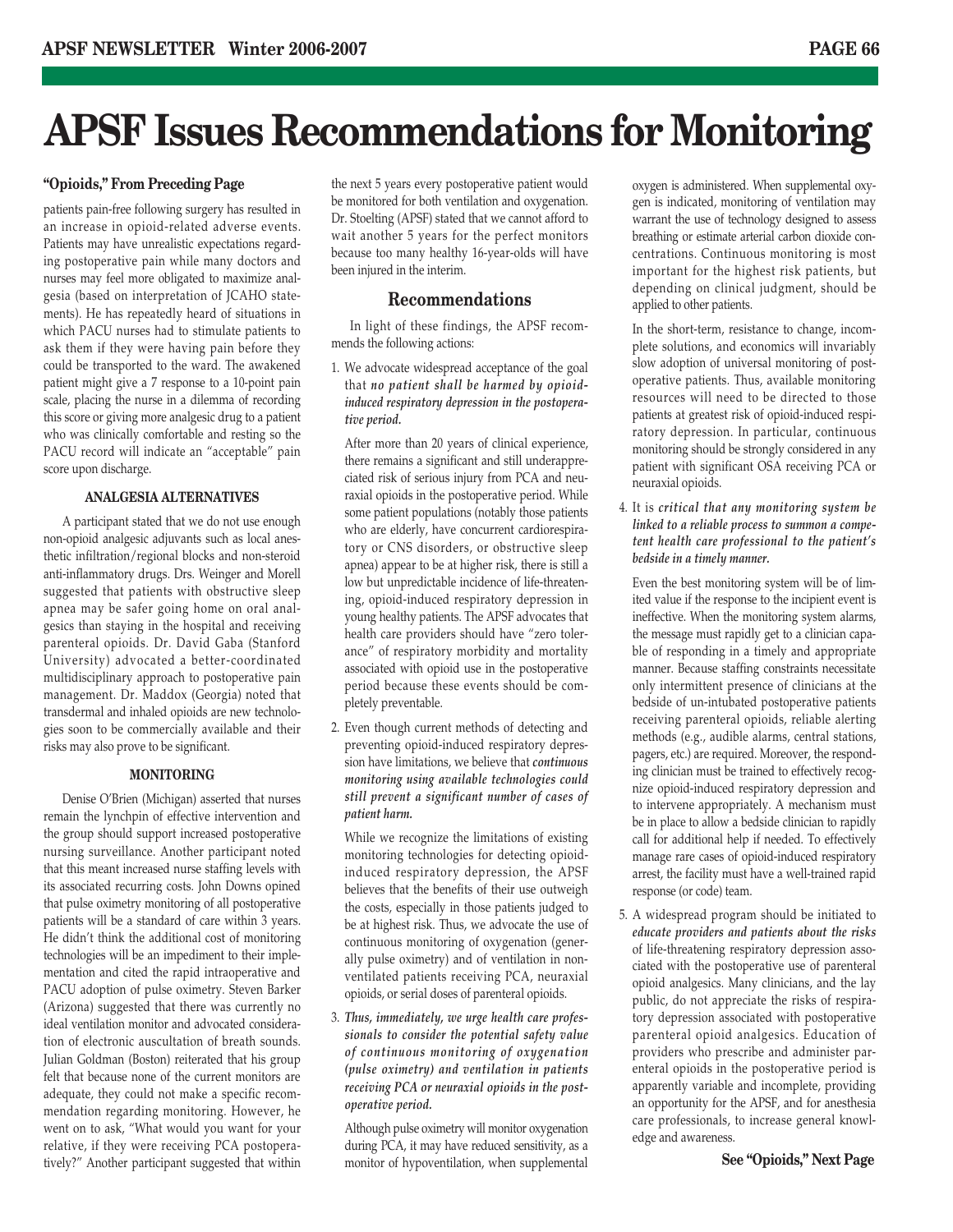# APSF Issues Recommendations for Monitoring

**"Opioids," From Preceding Page**

patients pain-free following surgery has resulted in an increase in opioid-related adverse events. Patients may have unrealistic expectations regarding postoperative pain while many doctors and nurses may feel more obligated to maximize analgesia (based on interpretation of JCAHO statements). He has repeatedly heard of situations in which PACU nurses had to stimulate patients to ask them if they were having pain before they could be transported to the ward. The awakened patient might give a 7 response to a 10-point pain scale, placing the nurse in a dilemma of recording this score or giving more analgesic drug to a patient who was clinically comfortable and resting so the PACU record will indicate an "acceptable" pain score upon discharge.

#### ANALGESIA ALTERNATIVES

A participant stated that we do not use enough non-opioid analgesic adjuvants such as local anesthetic infiltration/regional blocks and non-steroid anti-inflammatory drugs. Drs. Weinger and Morell suggested that patients with obstructive sleep apnea may be safer going home on oral analgesics than staying in the hospital and receiving parenteral opioids. Dr. David Gaba (Stanford University) advocated a better-coordinated multidisciplinary approach to postoperative pain management. Dr. Maddox (Georgia) noted that transdermal and inhaled opioids are new technologies soon to be commercially available and their risks may also prove to be significant.

#### MONITORING

Denise O'Brien (Michigan) asserted that nurses remain the lynchpin of effective intervention and the group should support increased postoperative nursing surveillance. Another participant noted that this meant increased nurse staffing levels with its associated recurring costs. John Downs opined that pulse oximetry monitoring of all postoperative patients will be a standard of care within 3 years. He didn't think the additional cost of monitoring technologies will be an impediment to their implementation and cited the rapid intraoperative and PACU adoption of pulse oximetry. Steven Barker (Arizona) suggested that there was currently no ideal ventilation monitor and advocated consideration of electronic auscultation of breath sounds. Julian Goldman (Boston) reiterated that his group felt that because none of the current monitors are adequate, they could not make a specific recommendation regarding monitoring. However, he went on to ask, "What would you want for your relative, if they were receiving PCA postoperatively?" Another participant suggested that within the next 5 years every postoperative patient would be monitored for both ventilation and oxygenation. Dr. Stoelting (APSF) stated that we cannot afford to wait another 5 years for the perfect monitors because too many healthy 16-year-olds will have been injured in the interim.

### Recommendations

In light of these findings, the APSF recommends the following actions:

1. We advocate widespread acceptance of the goal that ***no patient shall be harmed by opioid-induced respiratory depression in the postoperative period.***

   After more than 20 years of clinical experience, there remains a significant and still underappreciated risk of serious injury from PCA and neuraxial opioids in the postoperative period. While some patient populations (notably those patients who are elderly, have concurrent cardiorespiratory or CNS disorders, or obstructive sleep apnea) appear to be at higher risk, there is still a low but unpredictable incidence of life-threatening, opioid-induced respiratory depression in young healthy patients. The APSF advocates that health care providers should have "zero tolerance" of respiratory morbidity and mortality associated with opioid use in the postoperative period because these events should be completely preventable.

2. Even though current methods of detecting and preventing opioid-induced respiratory depression have limitations, we believe that ***continuous monitoring using available technologies could still prevent a significant number of cases of patient harm.***

   While we recognize the limitations of existing monitoring technologies for detecting opioid-induced respiratory depression, the APSF believes that the benefits of their use outweigh the costs, especially in those patients judged to be at highest risk. Thus, we advocate the use of continuous monitoring of oxygenation (generally pulse oximetry) and of ventilation in non-ventilated patients receiving PCA, neuraxial opioids, or serial doses of parenteral opioids.

3. ***Thus, immediately, we urge health care professionals to consider the potential safety value of continuous monitoring of oxygenation (pulse oximetry) and ventilation in patients receiving PCA or neuraxial opioids in the postoperative period.***

   Although pulse oximetry will monitor oxygenation during PCA, it may have reduced sensitivity, as a monitor of hypoventilation, when supplemental oxygen is administered. When supplemental oxygen is indicated, monitoring of ventilation may warrant the use of technology designed to assess breathing or estimate arterial carbon dioxide concentrations. Continuous monitoring is most important for the highest risk patients, but depending on clinical judgment, should be applied to other patients.

   In the short-term, resistance to change, incomplete solutions, and economics will invariably slow adoption of universal monitoring of postoperative patients. Thus, available monitoring resources will need to be directed to those patients at greatest risk of opioid-induced respiratory depression. In particular, continuous monitoring should be strongly considered in any patient with significant OSA receiving PCA or neuraxial opioids.

4. It is ***critical that any monitoring system be linked to a reliable process to summon a competent health care professional to the patient's bedside in a timely manner.***

   Even the best monitoring system will be of limited value if the response to the incipient event is ineffective. When the monitoring system alarms, the message must rapidly get to a clinician capable of responding in a timely and appropriate manner. Because staffing constraints necessitate only intermittent presence of clinicians at the bedside of un-intubated postoperative patients receiving parenteral opioids, reliable alerting methods (e.g., audible alarms, central stations, pagers, etc.) are required. Moreover, the responding clinician must be trained to effectively recognize opioid-induced respiratory depression and to intervene appropriately. A mechanism must be in place to allow a bedside clinician to rapidly call for additional help if needed. To effectively manage rare cases of opioid-induced respiratory arrest, the facility must have a well-trained rapid response (or code) team.

5. A widespread program should be initiated to ***educate providers and patients about the risks*** of life-threatening respiratory depression associated with the postoperative use of parenteral opioid analgesics. Many clinicians, and the lay public, do not appreciate the risks of respiratory depression associated with postoperative parenteral opioid analgesics. Education of providers who prescribe and administer parenteral opioids in the postoperative period is apparently variable and incomplete, providing an opportunity for the APSF, and for anesthesia care professionals, to increase general knowledge and awareness.

**See "Opioids," Next Page**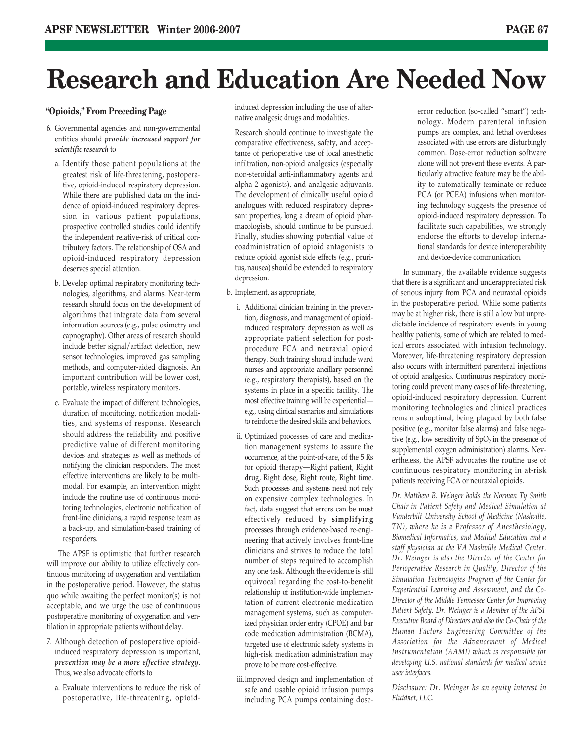# Research and Education Are Needed Now

**"Opioids," From Preceding Page**

6. Governmental agencies and non-governmental entities should ***provide increased support for scientific research*** to

   a. Identify those patient populations at the greatest risk of life-threatening, postoperative, opioid-induced respiratory depression. While there are published data on the incidence of opioid-induced respiratory depression in various patient populations, prospective controlled studies could identify the independent relative-risk of critical contributory factors. The relationship of OSA and opioid-induced respiratory depression deserves special attention.

   b. Develop optimal respiratory monitoring technologies, algorithms, and alarms. Near-term research should focus on the development of algorithms that integrate data from several information sources (e.g., pulse oximetry and capnography). Other areas of research should include better signal/artifact detection, new sensor technologies, improved gas sampling methods, and computer-aided diagnosis. An important contribution will be lower cost, portable, wireless respiratory monitors.

   c. Evaluate the impact of different technologies, duration of monitoring, notification modalities, and systems of response. Research should address the reliability and positive predictive value of different monitoring devices and strategies as well as methods of notifying the clinician responders. The most effective interventions are likely to be multimodal. For example, an intervention might include the routine use of continuous monitoring technologies, electronic notification of front-line clinicians, a rapid response team as a back-up, and simulation-based training of responders.

The APSF is optimistic that further research will improve our ability to utilize effectively continuous monitoring of oxygenation and ventilation in the postoperative period. However, the status quo while awaiting the perfect monitor(s) is not acceptable, and we urge the use of continuous postoperative monitoring of oxygenation and ventilation in appropriate patients without delay.

7. Although detection of postoperative opioid-induced respiratory depression is important, ***prevention may be a more effective strategy***. Thus, we also advocate efforts to

   a. Evaluate interventions to reduce the risk of postoperative, life-threatening, opioid-induced depression including the use of alternative analgesic drugs and modalities.

   Research should continue to investigate the comparative effectiveness, safety, and acceptance of perioperative use of local anesthetic infiltration, non-opioid analgesics (especially non-steroidal anti-inflammatory agents and alpha-2 agonists), and analgesic adjuvants. The development of clinically useful opioid analogues with reduced respiratory depressant properties, long a dream of opioid pharmacologists, should continue to be pursued. Finally, studies showing potential value of coadministration of opioid antagonists to reduce opioid agonist side effects (e.g., pruritus, nausea) should be extended to respiratory depression.

   b. Implement, as appropriate,

      i. Additional clinician training in the prevention, diagnosis, and management of opioid-induced respiratory depression as well as appropriate patient selection for post-procedure PCA and neuraxial opioid therapy. Such training should include ward nurses and appropriate ancillary personnel (e.g., respiratory therapists), based on the systems in place in a specific facility. The most effective training will be experiential—e.g., using clinical scenarios and simulations to reinforce the desired skills and behaviors.

      ii. Optimized processes of care and medication management systems to assure the occurrence, at the point-of-care, of the 5 Rs for opioid therapy—Right patient, Right drug, Right dose, Right route, Right time. Such processes and systems need not rely on expensive complex technologies. In fact, data suggest that errors can be most effectively reduced by **simplifying** processes through evidence-based re-engineering that actively involves front-line clinicians and strives to reduce the total number of steps required to accomplish any one task. Although the evidence is still equivocal regarding the cost-to-benefit relationship of institution-wide implementation of current electronic medication management systems, such as computerized physician order entry (CPOE) and bar code medication administration (BCMA), targeted use of electronic safety systems in high-risk medication administration may prove to be more cost-effective.

      iii. Improved design and implementation of safe and usable opioid infusion pumps including PCA pumps containing dose-error reduction (so-called "smart") technology. Modern parenteral infusion pumps are complex, and lethal overdoses associated with use errors are disturbingly common. Dose-error reduction software alone will not prevent these events. A particularly attractive feature may be the ability to automatically terminate or reduce PCA (or PCEA) infusions when monitoring technology suggests the presence of opioid-induced respiratory depression. To facilitate such capabilities, we strongly endorse the efforts to develop international standards for device interoperability and device-device communication.

In summary, the available evidence suggests that there is a significant and underappreciated risk of serious injury from PCA and neuraxial opioids in the postoperative period. While some patients may be at higher risk, there is still a low but unpredictable incidence of respiratory events in young healthy patients, some of which are related to medical errors associated with infusion technology. Moreover, life-threatening respiratory depression also occurs with intermittent parenteral injections of opioid analgesics. Continuous respiratory monitoring could prevent many cases of life-threatening, opioid-induced respiratory depression. Current monitoring technologies and clinical practices remain suboptimal, being plagued by both false positive (e.g., monitor false alarms) and false negative (e.g., low sensitivity of $SpO_2$ in the presence of supplemental oxygen administration) alarms. Nevertheless, the APSF advocates the routine use of continuous respiratory monitoring in at-risk patients receiving PCA or neuraxial opioids.

*Dr. Matthew B. Weinger holds the Norman Ty Smith Chair in Patient Safety and Medical Simulation at Vanderbilt University School of Medicine (Nashville, TN), where he is a Professor of Anesthesiology, Biomedical Informatics, and Medical Education and a staff physician at the VA Nashville Medical Center. Dr. Weinger is also the Director of the Center for Perioperative Research in Quality, Director of the Simulation Technologies Program of the Center for Experiential Learning and Assessment, and the Co-Director of the Middle Tennessee Center for Improving Patient Safety. Dr. Weinger is a Member of the APSF Executive Board of Directors and also the Co-Chair of the Human Factors Engineering Committee of the Association for the Advancement of Medical Instrumentation (AAMI) which is responsible for developing U.S. national standards for medical device user interfaces.*

*Disclosure: Dr. Weinger hs an equity interest in Fluidnet, LLC.*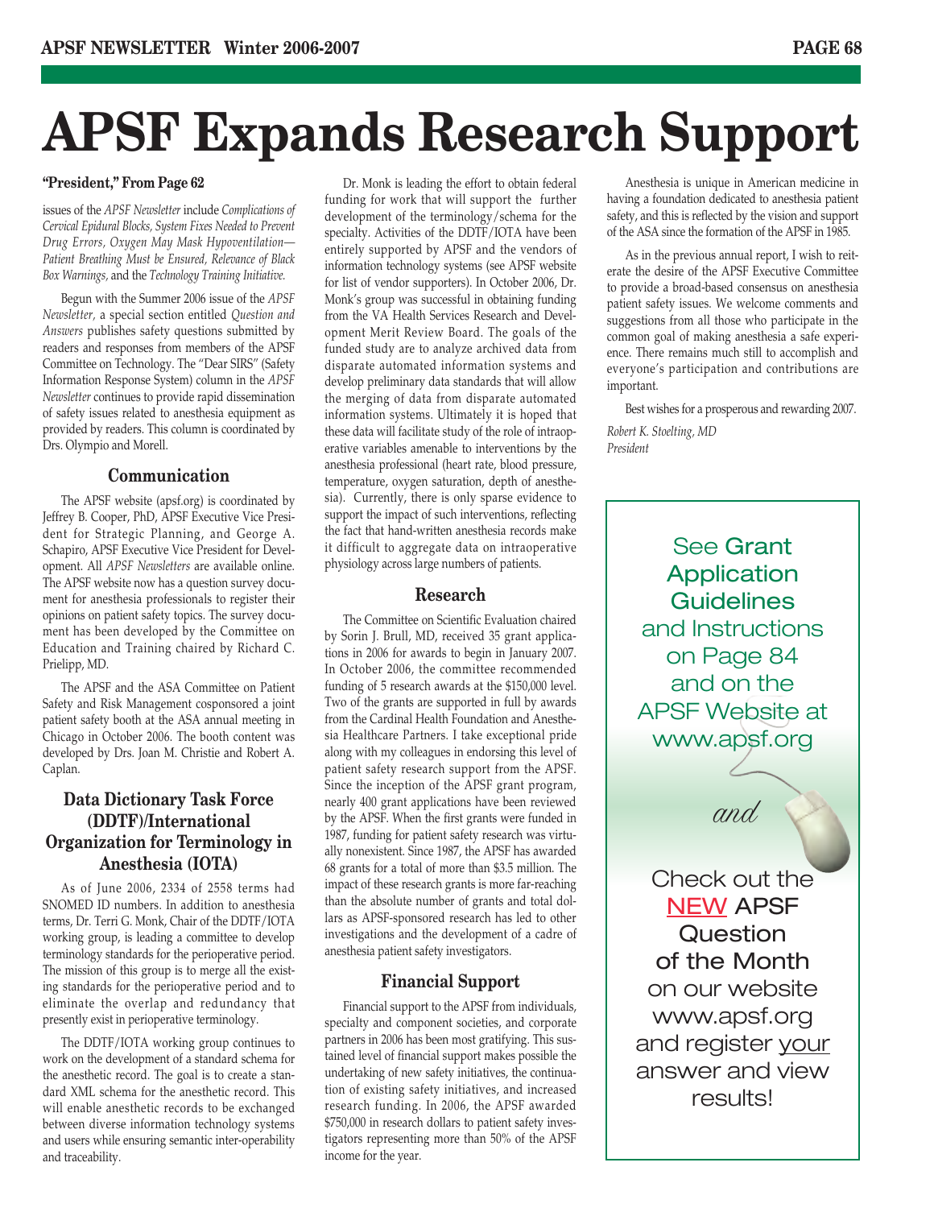# APSF Expands Research Support

**"President," From Page 62**

issues of the *APSF Newsletter* include *Complications of Cervical Epidural Blocks, System Fixes Needed to Prevent Drug Errors, Oxygen May Mask Hypoventilation—Patient Breathing Must be Ensured, Relevance of Black Box Warnings,* and the *Technology Training Initiative.*

Begun with the Summer 2006 issue of the *APSF Newsletter,* a special section entitled *Question and Answers* publishes safety questions submitted by readers and responses from members of the APSF Committee on Technology. The "Dear SIRS" (Safety Information Response System) column in the *APSF Newsletter* continues to provide rapid dissemination of safety issues related to anesthesia equipment as provided by readers. This column is coordinated by Drs. Olympio and Morell.

### Communication

The APSF website (apsf.org) is coordinated by Jeffrey B. Cooper, PhD, APSF Executive Vice President for Strategic Planning, and George A. Schapiro, APSF Executive Vice President for Development. All *APSF Newsletters* are available online. The APSF website now has a question survey document for anesthesia professionals to register their opinions on patient safety topics. The survey document has been developed by the Committee on Education and Training chaired by Richard C. Prielipp, MD.

The APSF and the ASA Committee on Patient Safety and Risk Management cosponsored a joint patient safety booth at the ASA annual meeting in Chicago in October 2006. The booth content was developed by Drs. Joan M. Christie and Robert A. Caplan.

### Data Dictionary Task Force (DDTF)/International Organization for Terminology in Anesthesia (IOTA)

As of June 2006, 2334 of 2558 terms had SNOMED ID numbers. In addition to anesthesia terms, Dr. Terri G. Monk, Chair of the DDTF/IOTA working group, is leading a committee to develop terminology standards for the perioperative period. The mission of this group is to merge all the existing standards for the perioperative period and to eliminate the overlap and redundancy that presently exist in perioperative terminology.

The DDTF/IOTA working group continues to work on the development of a standard schema for the anesthetic record. The goal is to create a standard XML schema for the anesthetic record. This will enable anesthetic records to be exchanged between diverse information technology systems and users while ensuring semantic inter-operability and traceability.

Dr. Monk is leading the effort to obtain federal funding for work that will support the further development of the terminology/schema for the specialty. Activities of the DDTF/IOTA have been entirely supported by APSF and the vendors of information technology systems (see APSF website for list of vendor supporters). In October 2006, Dr. Monk's group was successful in obtaining funding from the VA Health Services Research and Development Merit Review Board. The goals of the funded study are to analyze archived data from disparate automated information systems and develop preliminary data standards that will allow the merging of data from disparate automated information systems. Ultimately it is hoped that these data will facilitate study of the role of intraoperative variables amenable to interventions by the anesthesia professional (heart rate, blood pressure, temperature, oxygen saturation, depth of anesthesia). Currently, there is only sparse evidence to support the impact of such interventions, reflecting the fact that hand-written anesthesia records make it difficult to aggregate data on intraoperative physiology across large numbers of patients.

### Research

The Committee on Scientific Evaluation chaired by Sorin J. Brull, MD, received 35 grant applications in 2006 for awards to begin in January 2007. In October 2006, the committee recommended funding of 5 research awards at the $150,000 level. Two of the grants are supported in full by awards from the Cardinal Health Foundation and Anesthesia Healthcare Partners. I take exceptional pride along with my colleagues in endorsing this level of patient safety research support from the APSF. Since the inception of the APSF grant program, nearly 400 grant applications have been reviewed by the APSF. When the first grants were funded in 1987, funding for patient safety research was virtually nonexistent. Since 1987, the APSF has awarded 68 grants for a total of more than $3.5 million. The impact of these research grants is more far-reaching than the absolute number of grants and total dollars as APSF-sponsored research has led to other investigations and the development of a cadre of anesthesia patient safety investigators.

### Financial Support

Financial support to the APSF from individuals, specialty and component societies, and corporate partners in 2006 has been most gratifying. This sustained level of financial support makes possible the undertaking of new safety initiatives, the continuation of existing safety initiatives, and increased research funding. In 2006, the APSF awarded $750,000 in research dollars to patient safety investigators representing more than 50% of the APSF income for the year.

Anesthesia is unique in American medicine in having a foundation dedicated to anesthesia patient safety, and this is reflected by the vision and support of the ASA since the formation of the APSF in 1985.

As in the previous annual report, I wish to reiterate the desire of the APSF Executive Committee to provide a broad-based consensus on anesthesia patient safety issues. We welcome comments and suggestions from all those who participate in the common goal of making anesthesia a safe experience. There remains much still to accomplish and everyone's participation and contributions are important.

Best wishes for a prosperous and rewarding 2007.

*Robert K. Stoelting, MD*
*President*

---

See **Grant Application Guidelines** and Instructions on Page 84 and on the APSF Website at www.apsf.org

*and*

Check out the NEW APSF **Question of the Month** on our website www.apsf.org and register your answer and view results!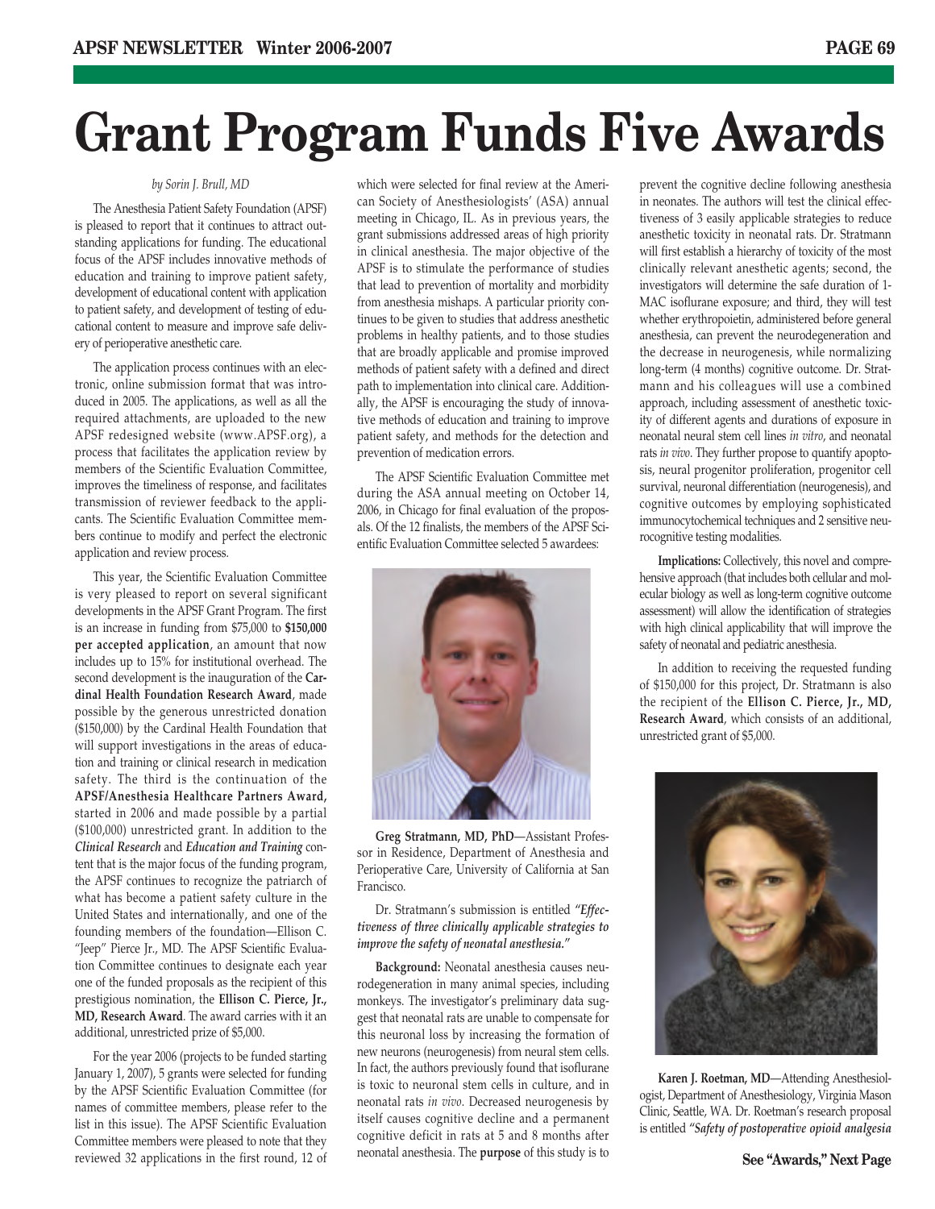# Grant Program Funds Five Awards

*by Sorin J. Brull, MD*

The Anesthesia Patient Safety Foundation (APSF) is pleased to report that it continues to attract outstanding applications for funding. The educational focus of the APSF includes innovative methods of education and training to improve patient safety, development of educational content with application to patient safety, and development of testing of educational content to measure and improve safe delivery of perioperative anesthetic care.

The application process continues with an electronic, online submission format that was introduced in 2005. The applications, as well as all the required attachments, are uploaded to the new APSF redesigned website (www.APSF.org), a process that facilitates the application review by members of the Scientific Evaluation Committee, improves the timeliness of response, and facilitates transmission of reviewer feedback to the applicants. The Scientific Evaluation Committee members continue to modify and perfect the electronic application and review process.

This year, the Scientific Evaluation Committee is very pleased to report on several significant developments in the APSF Grant Program. The first is an increase in funding from $75,000 to **$150,000 per accepted application**, an amount that now includes up to 15% for institutional overhead. The second development is the inauguration of the **Cardinal Health Foundation Research Award**, made possible by the generous unrestricted donation ($150,000) by the Cardinal Health Foundation that will support investigations in the areas of education and training or clinical research in medication safety. The third is the continuation of the **APSF/Anesthesia Healthcare Partners Award,** started in 2006 and made possible by a partial ($100,000) unrestricted grant. In addition to the ***Clinical Research*** and ***Education and Training*** content that is the major focus of the funding program, the APSF continues to recognize the patriarch of what has become a patient safety culture in the United States and internationally, and one of the founding members of the foundation—Ellison C. "Jeep" Pierce Jr., MD. The APSF Scientific Evaluation Committee continues to designate each year one of the funded proposals as the recipient of this prestigious nomination, the **Ellison C. Pierce, Jr., MD, Research Award**. The award carries with it an additional, unrestricted prize of $5,000.

For the year 2006 (projects to be funded starting January 1, 2007), 5 grants were selected for funding by the APSF Scientific Evaluation Committee (for names of committee members, please refer to the list in this issue). The APSF Scientific Evaluation Committee members were pleased to note that they reviewed 32 applications in the first round, 12 of which were selected for final review at the American Society of Anesthesiologists' (ASA) annual meeting in Chicago, IL. As in previous years, the grant submissions addressed areas of high priority in clinical anesthesia. The major objective of the APSF is to stimulate the performance of studies that lead to prevention of mortality and morbidity from anesthesia mishaps. A particular priority continues to be given to studies that address anesthetic problems in healthy patients, and to those studies that are broadly applicable and promise improved methods of patient safety with a defined and direct path to implementation into clinical care. Additionally, the APSF is encouraging the study of innovative methods of education and training to improve patient safety, and methods for the detection and prevention of medication errors.

The APSF Scientific Evaluation Committee met during the ASA annual meeting on October 14, 2006, in Chicago for final evaluation of the proposals. Of the 12 finalists, the members of the APSF Scientific Evaluation Committee selected 5 awardees:

**Greg Stratmann, MD, PhD**—Assistant Professor in Residence, Department of Anesthesia and Perioperative Care, University of California at San Francisco.

Dr. Stratmann's submission is entitled ***"Effectiveness of three clinically applicable strategies to improve the safety of neonatal anesthesia."***

**Background:** Neonatal anesthesia causes neurodegeneration in many animal species, including monkeys. The investigator's preliminary data suggest that neonatal rats are unable to compensate for this neuronal loss by increasing the formation of new neurons (neurogenesis) from neural stem cells. In fact, the authors previously found that isoflurane is toxic to neuronal stem cells in culture, and in neonatal rats *in vivo*. Decreased neurogenesis by itself causes cognitive decline and a permanent cognitive deficit in rats at 5 and 8 months after neonatal anesthesia. The **purpose** of this study is to prevent the cognitive decline following anesthesia in neonates. The authors will test the clinical effectiveness of 3 easily applicable strategies to reduce anesthetic toxicity in neonatal rats. Dr. Stratmann will first establish a hierarchy of toxicity of the most clinically relevant anesthetic agents; second, the investigators will determine the safe duration of 1-MAC isoflurane exposure; and third, they will test whether erythropoietin, administered before general anesthesia, can prevent the neurodegeneration and the decrease in neurogenesis, while normalizing long-term (4 months) cognitive outcome. Dr. Stratmann and his colleagues will use a combined approach, including assessment of anesthetic toxicity of different agents and durations of exposure in neonatal neural stem cell lines *in vitro*, and neonatal rats *in vivo*. They further propose to quantify apoptosis, neural progenitor proliferation, progenitor cell survival, neuronal differentiation (neurogenesis), and cognitive outcomes by employing sophisticated immunocytochemical techniques and 2 sensitive neurocognitive testing modalities.

**Implications:** Collectively, this novel and comprehensive approach (that includes both cellular and molecular biology as well as long-term cognitive outcome assessment) will allow the identification of strategies with high clinical applicability that will improve the safety of neonatal and pediatric anesthesia.

In addition to receiving the requested funding of $150,000 for this project, Dr. Stratmann is also the recipient of the **Ellison C. Pierce, Jr., MD, Research Award**, which consists of an additional, unrestricted grant of $5,000.

**Karen J. Roetman, MD**—Attending Anesthesiologist, Department of Anesthesiology, Virginia Mason Clinic, Seattle, WA. Dr. Roetman's research proposal is entitled ***"Safety of postoperative opioid analgesia***

**See "Awards," Next Page**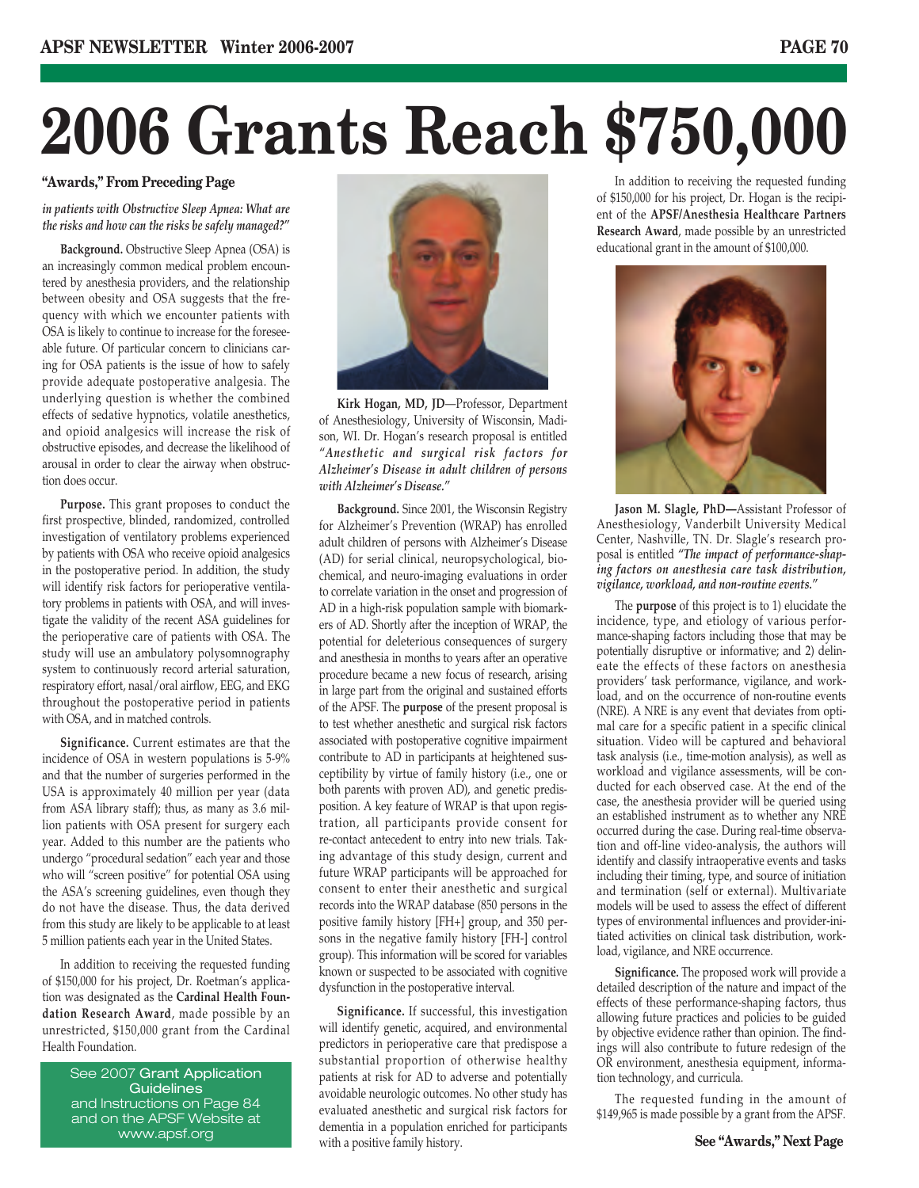# 2006 Grants Reach $750,000

**"Awards," From Preceding Page**

***in patients with Obstructive Sleep Apnea: What are the risks and how can the risks be safely managed?"***

**Background.** Obstructive Sleep Apnea (OSA) is an increasingly common medical problem encountered by anesthesia providers, and the relationship between obesity and OSA suggests that the frequency with which we encounter patients with OSA is likely to continue to increase for the foreseeable future. Of particular concern to clinicians caring for OSA patients is the issue of how to safely provide adequate postoperative analgesia. The underlying question is whether the combined effects of sedative hypnotics, volatile anesthetics, and opioid analgesics will increase the risk of obstructive episodes, and decrease the likelihood of arousal in order to clear the airway when obstruction does occur.

**Purpose.** This grant proposes to conduct the first prospective, blinded, randomized, controlled investigation of ventilatory problems experienced by patients with OSA who receive opioid analgesics in the postoperative period. In addition, the study will identify risk factors for perioperative ventilatory problems in patients with OSA, and will investigate the validity of the recent ASA guidelines for the perioperative care of patients with OSA. The study will use an ambulatory polysomnography system to continuously record arterial saturation, respiratory effort, nasal/oral airflow, EEG, and EKG throughout the postoperative period in patients with OSA, and in matched controls.

**Significance.** Current estimates are that the incidence of OSA in western populations is 5-9% and that the number of surgeries performed in the USA is approximately 40 million per year (data from ASA library staff); thus, as many as 3.6 million patients with OSA present for surgery each year. Added to this number are the patients who undergo "procedural sedation" each year and those who will "screen positive" for potential OSA using the ASA's screening guidelines, even though they do not have the disease. Thus, the data derived from this study are likely to be applicable to at least 5 million patients each year in the United States.

In addition to receiving the requested funding of $150,000 for his project, Dr. Roetman's application was designated as the **Cardinal Health Foundation Research Award**, made possible by an unrestricted, $150,000 grant from the Cardinal Health Foundation.

See 2007 Grant Application Guidelines and Instructions on Page 84 and on the APSF Website at www.apsf.org

**Kirk Hogan, MD, JD**—Professor, Department of Anesthesiology, University of Wisconsin, Madison, WI. Dr. Hogan's research proposal is entitled ***"Anesthetic and surgical risk factors for Alzheimer's Disease in adult children of persons with Alzheimer's Disease."***

**Background.** Since 2001, the Wisconsin Registry for Alzheimer's Prevention (WRAP) has enrolled adult children of persons with Alzheimer's Disease (AD) for serial clinical, neuropsychological, biochemical, and neuro-imaging evaluations in order to correlate variation in the onset and progression of AD in a high-risk population sample with biomarkers of AD. Shortly after the inception of WRAP, the potential for deleterious consequences of surgery and anesthesia in months to years after an operative procedure became a new focus of research, arising in large part from the original and sustained efforts of the APSF. The **purpose** of the present proposal is to test whether anesthetic and surgical risk factors associated with postoperative cognitive impairment contribute to AD in participants at heightened susceptibility by virtue of family history (i.e., one or both parents with proven AD), and genetic predisposition. A key feature of WRAP is that upon registration, all participants provide consent for re-contact antecedent to entry into new trials. Taking advantage of this study design, current and future WRAP participants will be approached for consent to enter their anesthetic and surgical records into the WRAP database (850 persons in the positive family history [FH+] group, and 350 persons in the negative family history [FH-] control group). This information will be scored for variables known or suspected to be associated with cognitive dysfunction in the postoperative interval.

**Significance.** If successful, this investigation will identify genetic, acquired, and environmental predictors in perioperative care that predispose a substantial proportion of otherwise healthy patients at risk for AD to adverse and potentially avoidable neurologic outcomes. No other study has evaluated anesthetic and surgical risk factors for dementia in a population enriched for participants with a positive family history.

In addition to receiving the requested funding of $150,000 for his project, Dr. Hogan is the recipient of the **APSF/Anesthesia Healthcare Partners Research Award**, made possible by an unrestricted educational grant in the amount of $100,000.

**Jason M. Slagle, PhD—**Assistant Professor of Anesthesiology, Vanderbilt University Medical Center, Nashville, TN. Dr. Slagle's research proposal is entitled ***"The impact of performance-shaping factors on anesthesia care task distribution, vigilance, workload, and non-routine events."***

The **purpose** of this project is to 1) elucidate the incidence, type, and etiology of various performance-shaping factors including those that may be potentially disruptive or informative; and 2) delineate the effects of these factors on anesthesia providers' task performance, vigilance, and workload, and on the occurrence of non-routine events (NRE). A NRE is any event that deviates from optimal care for a specific patient in a specific clinical situation. Video will be captured and behavioral task analysis (i.e., time-motion analysis), as well as workload and vigilance assessments, will be conducted for each observed case. At the end of the case, the anesthesia provider will be queried using an established instrument as to whether any NRE occurred during the case. During real-time observation and off-line video-analysis, the authors will identify and classify intraoperative events and tasks including their timing, type, and source of initiation and termination (self or external). Multivariate models will be used to assess the effect of different types of environmental influences and provider-initiated activities on clinical task distribution, workload, vigilance, and NRE occurrence.

**Significance.** The proposed work will provide a detailed description of the nature and impact of the effects of these performance-shaping factors, thus allowing future practices and policies to be guided by objective evidence rather than opinion. The findings will also contribute to future redesign of the OR environment, anesthesia equipment, information technology, and curricula.

The requested funding in the amount of $149,965 is made possible by a grant from the APSF.

**See "Awards," Next Page**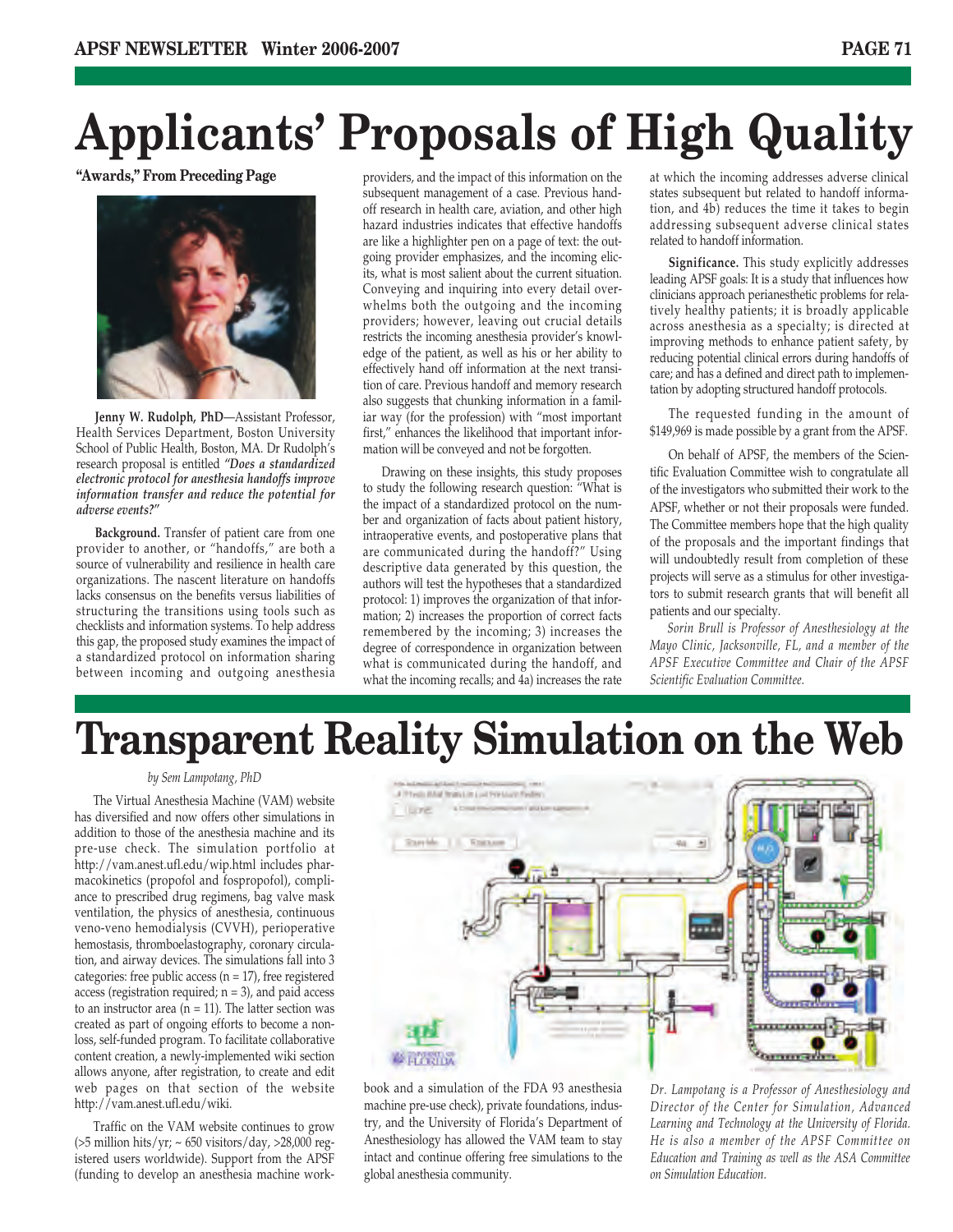# Applicants' Proposals of High Quality

**"Awards," From Preceding Page**

**Jenny W. Rudolph, PhD**—Assistant Professor, Health Services Department, Boston University School of Public Health, Boston, MA. Dr Rudolph's research proposal is entitled ***"Does a standardized electronic protocol for anesthesia handoffs improve information transfer and reduce the potential for adverse events?"***

**Background.** Transfer of patient care from one provider to another, or "handoffs," are both a source of vulnerability and resilience in health care organizations. The nascent literature on handoffs lacks consensus on the benefits versus liabilities of structuring the transitions using tools such as checklists and information systems. To help address this gap, the proposed study examines the impact of a standardized protocol on information sharing between incoming and outgoing anesthesia providers, and the impact of this information on the subsequent management of a case. Previous handoff research in health care, aviation, and other high hazard industries indicates that effective handoffs are like a highlighter pen on a page of text: the outgoing provider emphasizes, and the incoming elicits, what is most salient about the current situation. Conveying and inquiring into every detail overwhelms both the outgoing and the incoming providers; however, leaving out crucial details restricts the incoming anesthesia provider's knowledge of the patient, as well as his or her ability to effectively hand off information at the next transition of care. Previous handoff and memory research also suggests that chunking information in a familiar way (for the profession) with "most important first," enhances the likelihood that important information will be conveyed and not be forgotten.

Drawing on these insights, this study proposes to study the following research question: "What is the impact of a standardized protocol on the number and organization of facts about patient history, intraoperative events, and postoperative plans that are communicated during the handoff?" Using descriptive data generated by this question, the authors will test the hypotheses that a standardized protocol: 1) improves the organization of that information; 2) increases the proportion of correct facts remembered by the incoming; 3) increases the degree of correspondence in organization between what is communicated during the handoff, and what the incoming recalls; and 4a) increases the rate at which the incoming addresses adverse clinical states subsequent but related to handoff information, and 4b) reduces the time it takes to begin addressing subsequent adverse clinical states related to handoff information.

**Significance.** This study explicitly addresses leading APSF goals: It is a study that influences how clinicians approach perianesthetic problems for relatively healthy patients; it is broadly applicable across anesthesia as a specialty; is directed at improving methods to enhance patient safety, by reducing potential clinical errors during handoffs of care; and has a defined and direct path to implementation by adopting structured handoff protocols.

The requested funding in the amount of $149,969 is made possible by a grant from the APSF.

On behalf of APSF, the members of the Scientific Evaluation Committee wish to congratulate all of the investigators who submitted their work to the APSF, whether or not their proposals were funded. The Committee members hope that the high quality of the proposals and the important findings that will undoubtedly result from completion of these projects will serve as a stimulus for other investigators to submit research grants that will benefit all patients and our specialty.

*Sorin Brull is Professor of Anesthesiology at the Mayo Clinic, Jacksonville, FL, and a member of the APSF Executive Committee and Chair of the APSF Scientific Evaluation Committee.*

# Transparent Reality Simulation on the Web

*by Sem Lampotang, PhD*

The Virtual Anesthesia Machine (VAM) website has diversified and now offers other simulations in addition to those of the anesthesia machine and its pre-use check. The simulation portfolio at http://vam.anest.ufl.edu/wip.html includes pharmacokinetics (propofol and fospropofol), compliance to prescribed drug regimens, bag valve mask ventilation, the physics of anesthesia, continuous veno-veno hemodialysis (CVVH), perioperative hemostasis, thromboelastography, coronary circulation, and airway devices. The simulations fall into 3 categories: free public access (n = 17), free registered access (registration required; n = 3), and paid access to an instructor area (n = 11). The latter section was created as part of ongoing efforts to become a non-loss, self-funded program. To facilitate collaborative content creation, a newly-implemented wiki section allows anyone, after registration, to create and edit web pages on that section of the website http://vam.anest.ufl.edu/wiki.

Traffic on the VAM website continues to grow (>5 million hits/yr; ~ 650 visitors/day, >28,000 registered users worldwide). Support from the APSF (funding to develop an anesthesia machine workbook and a simulation of the FDA 93 anesthesia machine pre-use check), private foundations, industry, and the University of Florida's Department of Anesthesiology has allowed the VAM team to stay intact and continue offering free simulations to the global anesthesia community.

*Dr. Lampotang is a Professor of Anesthesiology and Director of the Center for Simulation, Advanced Learning and Technology at the University of Florida. He is also a member of the APSF Committee on Education and Training as well as the ASA Committee on Simulation Education.*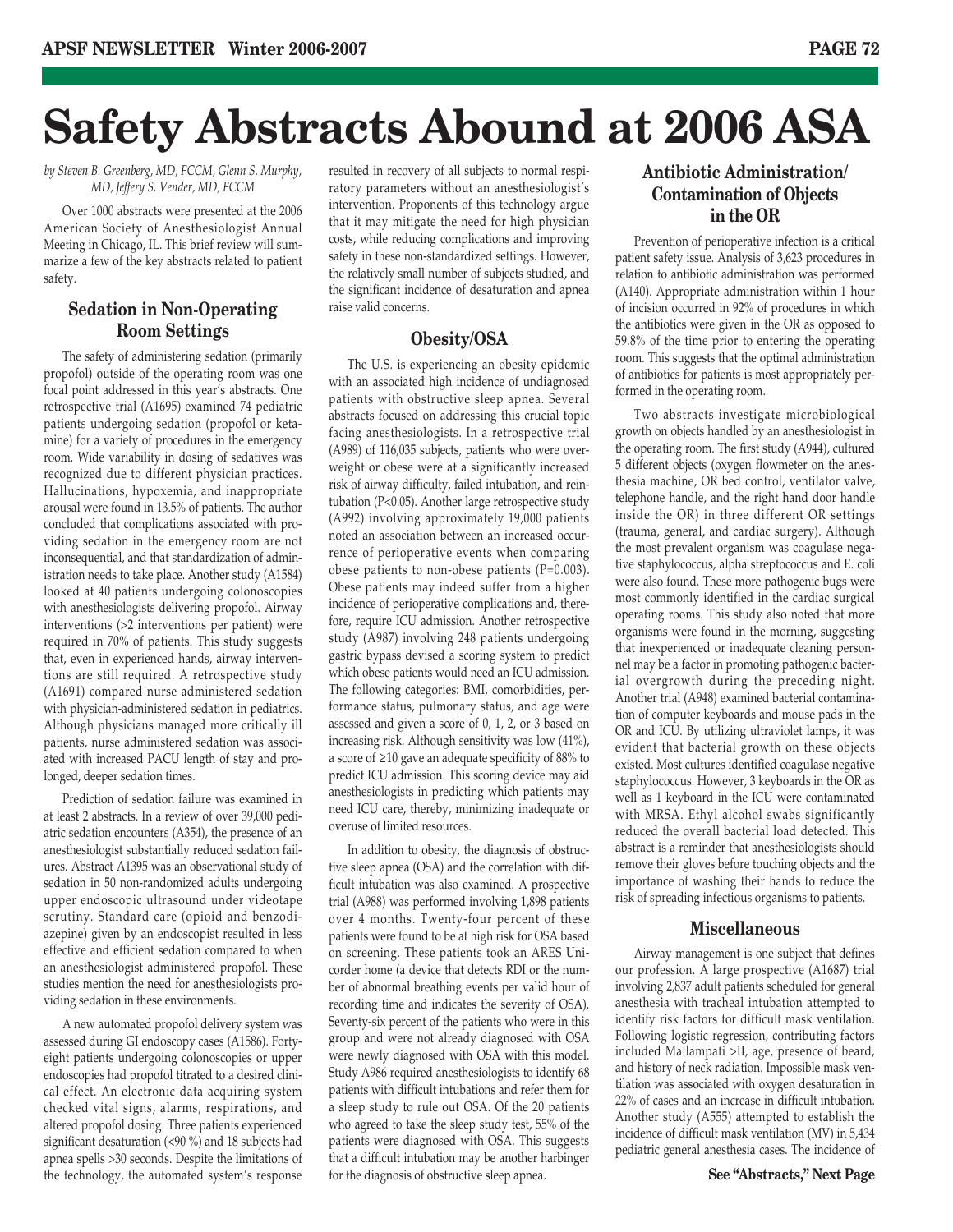# Safety Abstracts Abound at 2006 ASA

*by Steven B. Greenberg, MD, FCCM, Glenn S. Murphy, MD, Jeffery S. Vender, MD, FCCM*

Over 1000 abstracts were presented at the 2006 American Society of Anesthesiologist Annual Meeting in Chicago, IL. This brief review will summarize a few of the key abstracts related to patient safety.

## Sedation in Non-Operating Room Settings

The safety of administering sedation (primarily propofol) outside of the operating room was one focal point addressed in this year's abstracts. One retrospective trial (A1695) examined 74 pediatric patients undergoing sedation (propofol or ketamine) for a variety of procedures in the emergency room. Wide variability in dosing of sedatives was recognized due to different physician practices. Hallucinations, hypoxemia, and inappropriate arousal were found in 13.5% of patients. The author concluded that complications associated with providing sedation in the emergency room are not inconsequential, and that standardization of administration needs to take place. Another study (A1584) looked at 40 patients undergoing colonoscopies with anesthesiologists delivering propofol. Airway interventions (>2 interventions per patient) were required in 70% of patients. This study suggests that, even in experienced hands, airway interventions are still required. A retrospective study (A1691) compared nurse administered sedation with physician-administered sedation in pediatrics. Although physicians managed more critically ill patients, nurse administered sedation was associated with increased PACU length of stay and prolonged, deeper sedation times.

Prediction of sedation failure was examined in at least 2 abstracts. In a review of over 39,000 pediatric sedation encounters (A354), the presence of an anesthesiologist substantially reduced sedation failures. Abstract A1395 was an observational study of sedation in 50 non-randomized adults undergoing upper endoscopic ultrasound under videotape scrutiny. Standard care (opioid and benzodiazepine) given by an endoscopist resulted in less effective and efficient sedation compared to when an anesthesiologist administered propofol. These studies mention the need for anesthesiologists providing sedation in these environments.

A new automated propofol delivery system was assessed during GI endoscopy cases (A1586). Forty-eight patients undergoing colonoscopies or upper endoscopies had propofol titrated to a desired clinical effect. An electronic data acquiring system checked vital signs, alarms, respirations, and altered propofol dosing. Three patients experienced significant desaturation (<90 %) and 18 subjects had apnea spells >30 seconds. Despite the limitations of the technology, the automated system's response resulted in recovery of all subjects to normal respiratory parameters without an anesthesiologist's intervention. Proponents of this technology argue that it may mitigate the need for high physician costs, while reducing complications and improving safety in these non-standardized settings. However, the relatively small number of subjects studied, and the significant incidence of desaturation and apnea raise valid concerns.

## Obesity/OSA

The U.S. is experiencing an obesity epidemic with an associated high incidence of undiagnosed patients with obstructive sleep apnea. Several abstracts focused on addressing this crucial topic facing anesthesiologists. In a retrospective trial (A989) of 116,035 subjects, patients who were overweight or obese were at a significantly increased risk of airway difficulty, failed intubation, and reintubation ($P<0.05$). Another large retrospective study (A992) involving approximately 19,000 patients noted an association between an increased occurrence of perioperative events when comparing obese patients to non-obese patients ($P=0.003$). Obese patients may indeed suffer from a higher incidence of perioperative complications and, therefore, require ICU admission. Another retrospective study (A987) involving 248 patients undergoing gastric bypass devised a scoring system to predict which obese patients would need an ICU admission. The following categories: BMI, comorbidities, performance status, pulmonary status, and age were assessed and given a score of 0, 1, 2, or 3 based on increasing risk. Although sensitivity was low (41%), a score of ≥10 gave an adequate specificity of 88% to predict ICU admission. This scoring device may aid anesthesiologists in predicting which patients may need ICU care, thereby, minimizing inadequate or overuse of limited resources.

In addition to obesity, the diagnosis of obstructive sleep apnea (OSA) and the correlation with difficult intubation was also examined. A prospective trial (A988) was performed involving 1,898 patients over 4 months. Twenty-four percent of these patients were found to be at high risk for OSA based on screening. These patients took an ARES Unicorder home (a device that detects RDI or the number of abnormal breathing events per valid hour of recording time and indicates the severity of OSA). Seventy-six percent of the patients who were in this group and were not already diagnosed with OSA were newly diagnosed with OSA with this model. Study A986 required anesthesiologists to identify 68 patients with difficult intubations and refer them for a sleep study to rule out OSA. Of the 20 patients who agreed to take the sleep study test, 55% of the patients were diagnosed with OSA. This suggests that a difficult intubation may be another harbinger for the diagnosis of obstructive sleep apnea.

## Antibiotic Administration/ Contamination of Objects in the OR

Prevention of perioperative infection is a critical patient safety issue. Analysis of 3,623 procedures in relation to antibiotic administration was performed (A140). Appropriate administration within 1 hour of incision occurred in 92% of procedures in which the antibiotics were given in the OR as opposed to 59.8% of the time prior to entering the operating room. This suggests that the optimal administration of antibiotics for patients is most appropriately performed in the operating room.

Two abstracts investigate microbiological growth on objects handled by an anesthesiologist in the operating room. The first study (A944), cultured 5 different objects (oxygen flowmeter on the anesthesia machine, OR bed control, ventilator valve, telephone handle, and the right hand door handle inside the OR) in three different OR settings (trauma, general, and cardiac surgery). Although the most prevalent organism was coagulase negative staphylococcus, alpha streptococcus and E. coli were also found. These more pathogenic bugs were most commonly identified in the cardiac surgical operating rooms. This study also noted that more organisms were found in the morning, suggesting that inexperienced or inadequate cleaning personnel may be a factor in promoting pathogenic bacterial overgrowth during the preceding night. Another trial (A948) examined bacterial contamination of computer keyboards and mouse pads in the OR and ICU. By utilizing ultraviolet lamps, it was evident that bacterial growth on these objects existed. Most cultures identified coagulase negative staphylococcus. However, 3 keyboards in the OR as well as 1 keyboard in the ICU were contaminated with MRSA. Ethyl alcohol swabs significantly reduced the overall bacterial load detected. This abstract is a reminder that anesthesiologists should remove their gloves before touching objects and the importance of washing their hands to reduce the risk of spreading infectious organisms to patients.

## Miscellaneous

Airway management is one subject that defines our profession. A large prospective (A1687) trial involving 2,837 adult patients scheduled for general anesthesia with tracheal intubation attempted to identify risk factors for difficult mask ventilation. Following logistic regression, contributing factors included Mallampati >II, age, presence of beard, and history of neck radiation. Impossible mask ventilation was associated with oxygen desaturation in 22% of cases and an increase in difficult intubation. Another study (A555) attempted to establish the incidence of difficult mask ventilation (MV) in 5,434 pediatric general anesthesia cases. The incidence of

**See "Abstracts," Next Page**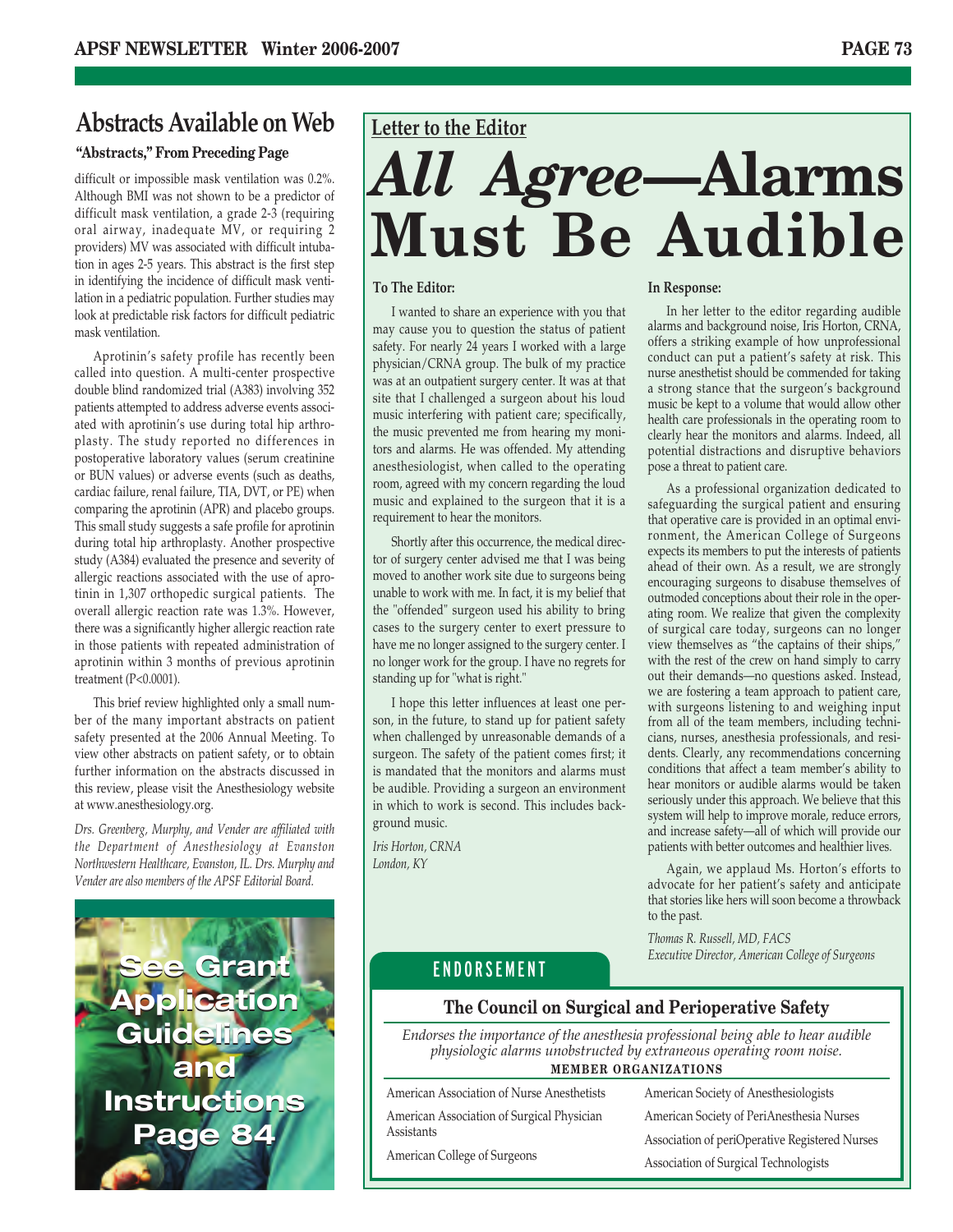## Abstracts Available on Web

**"Abstracts," From Preceding Page**

difficult or impossible mask ventilation was 0.2%. Although BMI was not shown to be a predictor of difficult mask ventilation, a grade 2-3 (requiring oral airway, inadequate MV, or requiring 2 providers) MV was associated with difficult intubation in ages 2-5 years. This abstract is the first step in identifying the incidence of difficult mask ventilation in a pediatric population. Further studies may look at predictable risk factors for difficult pediatric mask ventilation.

Aprotinin's safety profile has recently been called into question. A multi-center prospective double blind randomized trial (A383) involving 352 patients attempted to address adverse events associated with aprotinin's use during total hip arthroplasty. The study reported no differences in postoperative laboratory values (serum creatinine or BUN values) or adverse events (such as deaths, cardiac failure, renal failure, TIA, DVT, or PE) when comparing the aprotinin (APR) and placebo groups. This small study suggests a safe profile for aprotinin during total hip arthroplasty. Another prospective study (A384) evaluated the presence and severity of allergic reactions associated with the use of aprotinin in 1,307 orthopedic surgical patients. The overall allergic reaction rate was 1.3%. However, there was a significantly higher allergic reaction rate in those patients with repeated administration of aprotinin within 3 months of previous aprotinin treatment ($P<0.0001$).

This brief review highlighted only a small number of the many important abstracts on patient safety presented at the 2006 Annual Meeting. To view other abstracts on patient safety, or to obtain further information on the abstracts discussed in this review, please visit the Anesthesiology website at www.anesthesiology.org.

*Drs. Greenberg, Murphy, and Vender are affiliated with the Department of Anesthesiology at Evanston Northwestern Healthcare, Evanston, IL. Drs. Murphy and Vender are also members of the APSF Editorial Board.*

**See Grant Application Guidelines and Instructions Page 84**

**Letter to the Editor**

# *All Agree*—Alarms Must Be Audible

**To The Editor:**

I wanted to share an experience with you that may cause you to question the status of patient safety. For nearly 24 years I worked with a large physician/CRNA group. The bulk of my practice was at an outpatient surgery center. It was at that site that I challenged a surgeon about his loud music interfering with patient care; specifically, the music prevented me from hearing my monitors and alarms. He was offended. My attending anesthesiologist, when called to the operating room, agreed with my concern regarding the loud music and explained to the surgeon that it is a requirement to hear the monitors.

Shortly after this occurrence, the medical director of surgery center advised me that I was being moved to another work site due to surgeons being unable to work with me. In fact, it is my belief that the "offended" surgeon used his ability to bring cases to the surgery center to exert pressure to have me no longer assigned to the surgery center. I no longer work for the group. I have no regrets for standing up for "what is right."

I hope this letter influences at least one person, in the future, to stand up for patient safety when challenged by unreasonable demands of a surgeon. The safety of the patient comes first; it is mandated that the monitors and alarms must be audible. Providing a surgeon an environment in which to work is second. This includes background music.

*Iris Horton, CRNA*
*London, KY*

**In Response:**

In her letter to the editor regarding audible alarms and background noise, Iris Horton, CRNA, offers a striking example of how unprofessional conduct can put a patient's safety at risk. This nurse anesthetist should be commended for taking a strong stance that the surgeon's background music be kept to a volume that would allow other health care professionals in the operating room to clearly hear the monitors and alarms. Indeed, all potential distractions and disruptive behaviors pose a threat to patient care.

As a professional organization dedicated to safeguarding the surgical patient and ensuring that operative care is provided in an optimal environment, the American College of Surgeons expects its members to put the interests of patients ahead of their own. As a result, we are strongly encouraging surgeons to disabuse themselves of outmoded conceptions about their role in the operating room. We realize that given the complexity of surgical care today, surgeons can no longer view themselves as "the captains of their ships," with the rest of the crew on hand simply to carry out their demands—no questions asked. Instead, we are fostering a team approach to patient care, with surgeons listening to and weighing input from all of the team members, including technicians, nurses, anesthesia professionals, and residents. Clearly, any recommendations concerning conditions that affect a team member's ability to hear monitors or audible alarms would be taken seriously under this approach. We believe that this system will help to improve morale, reduce errors, and increase safety—all of which will provide our patients with better outcomes and healthier lives.

Again, we applaud Ms. Horton's efforts to advocate for her patient's safety and anticipate that stories like hers will soon become a throwback to the past.

*Thomas R. Russell, MD, FACS*
*Executive Director, American College of Surgeons*

**ENDORSEMENT**

### The Council on Surgical and Perioperative Safety

*Endorses the importance of the anesthesia professional being able to hear audible physiologic alarms unobstructed by extraneous operating room noise.*

**MEMBER ORGANIZATIONS**

- American Association of Nurse Anesthetists
- American Association of Surgical Physician Assistants
- American College of Surgeons
- American Society of Anesthesiologists
- American Society of PeriAnesthesia Nurses
- Association of periOperative Registered Nurses
- Association of Surgical Technologists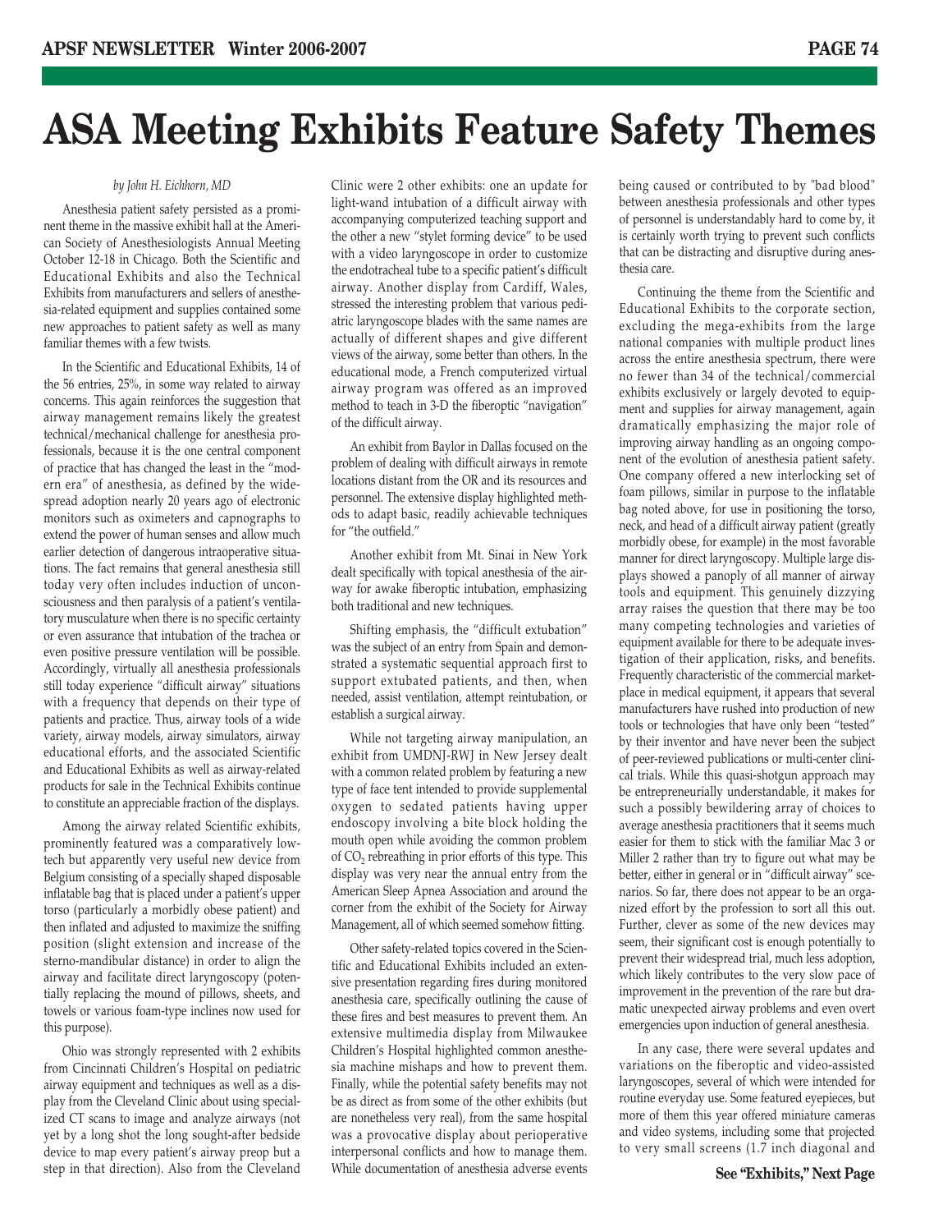# ASA Meeting Exhibits Feature Safety Themes

*by John H. Eichhorn, MD*

Anesthesia patient safety persisted as a prominent theme in the massive exhibit hall at the American Society of Anesthesiologists Annual Meeting October 12-18 in Chicago. Both the Scientific and Educational Exhibits and also the Technical Exhibits from manufacturers and sellers of anesthesia-related equipment and supplies contained some new approaches to patient safety as well as many familiar themes with a few twists.

In the Scientific and Educational Exhibits, 14 of the 56 entries, 25%, in some way related to airway concerns. This again reinforces the suggestion that airway management remains likely the greatest technical/mechanical challenge for anesthesia professionals, because it is the one central component of practice that has changed the least in the "modern era" of anesthesia, as defined by the widespread adoption nearly 20 years ago of electronic monitors such as oximeters and capnographs to extend the power of human senses and allow much earlier detection of dangerous intraoperative situations. The fact remains that general anesthesia still today very often includes induction of unconsciousness and then paralysis of a patient's ventilatory musculature when there is no specific certainty or even assurance that intubation of the trachea or even positive pressure ventilation will be possible. Accordingly, virtually all anesthesia professionals still today experience "difficult airway" situations with a frequency that depends on their type of patients and practice. Thus, airway tools of a wide variety, airway models, airway simulators, airway educational efforts, and the associated Scientific and Educational Exhibits as well as airway-related products for sale in the Technical Exhibits continue to constitute an appreciable fraction of the displays.

Among the airway related Scientific exhibits, prominently featured was a comparatively low-tech but apparently very useful new device from Belgium consisting of a specially shaped disposable inflatable bag that is placed under a patient's upper torso (particularly a morbidly obese patient) and then inflated and adjusted to maximize the sniffing position (slight extension and increase of the sterno-mandibular distance) in order to align the airway and facilitate direct laryngoscopy (potentially replacing the mound of pillows, sheets, and towels or various foam-type inclines now used for this purpose).

Ohio was strongly represented with 2 exhibits from Cincinnati Children's Hospital on pediatric airway equipment and techniques as well as a display from the Cleveland Clinic about using specialized CT scans to image and analyze airways (not yet by a long shot the long sought-after bedside device to map every patient's airway preop but a step in that direction). Also from the Cleveland Clinic were 2 other exhibits: one an update for light-wand intubation of a difficult airway with accompanying computerized teaching support and the other a new "stylet forming device" to be used with a video laryngoscope in order to customize the endotracheal tube to a specific patient's difficult airway. Another display from Cardiff, Wales, stressed the interesting problem that various pediatric laryngoscope blades with the same names are actually of different shapes and give different views of the airway, some better than others. In the educational mode, a French computerized virtual airway program was offered as an improved method to teach in 3-D the fiberoptic "navigation" of the difficult airway.

An exhibit from Baylor in Dallas focused on the problem of dealing with difficult airways in remote locations distant from the OR and its resources and personnel. The extensive display highlighted methods to adapt basic, readily achievable techniques for "the outfield."

Another exhibit from Mt. Sinai in New York dealt specifically with topical anesthesia of the airway for awake fiberoptic intubation, emphasizing both traditional and new techniques.

Shifting emphasis, the "difficult extubation" was the subject of an entry from Spain and demonstrated a systematic sequential approach first to support extubated patients, and then, when needed, assist ventilation, attempt reintubation, or establish a surgical airway.

While not targeting airway manipulation, an exhibit from UMDNJ-RWJ in New Jersey dealt with a common related problem by featuring a new type of face tent intended to provide supplemental oxygen to sedated patients having upper endoscopy involving a bite block holding the mouth open while avoiding the common problem of $CO_2$ rebreathing in prior efforts of this type. This display was very near the annual entry from the American Sleep Apnea Association and around the corner from the exhibit of the Society for Airway Management, all of which seemed somehow fitting.

Other safety-related topics covered in the Scientific and Educational Exhibits included an extensive presentation regarding fires during monitored anesthesia care, specifically outlining the cause of these fires and best measures to prevent them. An extensive multimedia display from Milwaukee Children's Hospital highlighted common anesthesia machine mishaps and how to prevent them. Finally, while the potential safety benefits may not be as direct as from some of the other exhibits (but are nonetheless very real), from the same hospital was a provocative display about perioperative interpersonal conflicts and how to manage them. While documentation of anesthesia adverse events being caused or contributed to by "bad blood" between anesthesia professionals and other types of personnel is understandably hard to come by, it is certainly worth trying to prevent such conflicts that can be distracting and disruptive during anesthesia care.

Continuing the theme from the Scientific and Educational Exhibits to the corporate section, excluding the mega-exhibits from the large national companies with multiple product lines across the entire anesthesia spectrum, there were no fewer than 34 of the technical/commercial exhibits exclusively or largely devoted to equipment and supplies for airway management, again dramatically emphasizing the major role of improving airway handling as an ongoing component of the evolution of anesthesia patient safety. One company offered a new interlocking set of foam pillows, similar in purpose to the inflatable bag noted above, for use in positioning the torso, neck, and head of a difficult airway patient (greatly morbidly obese, for example) in the most favorable manner for direct laryngoscopy. Multiple large displays showed a panoply of all manner of airway tools and equipment. This genuinely dizzying array raises the question that there may be too many competing technologies and varieties of equipment available for there to be adequate investigation of their application, risks, and benefits. Frequently characteristic of the commercial marketplace in medical equipment, it appears that several manufacturers have rushed into production of new tools or technologies that have only been "tested" by their inventor and have never been the subject of peer-reviewed publications or multi-center clinical trials. While this quasi-shotgun approach may be entrepreneurially understandable, it makes for such a possibly bewildering array of choices to average anesthesia practitioners that it seems much easier for them to stick with the familiar Mac 3 or Miller 2 rather than try to figure out what may be better, either in general or in "difficult airway" scenarios. So far, there does not appear to be an organized effort by the profession to sort all this out. Further, clever as some of the new devices may seem, their significant cost is enough potentially to prevent their widespread trial, much less adoption, which likely contributes to the very slow pace of improvement in the prevention of the rare but dramatic unexpected airway problems and even overt emergencies upon induction of general anesthesia.

In any case, there were several updates and variations on the fiberoptic and video-assisted laryngoscopes, several of which were intended for routine everyday use. Some featured eyepieces, but more of them this year offered miniature cameras and video systems, including some that projected to very small screens (1.7 inch diagonal and

**See "Exhibits," Next Page**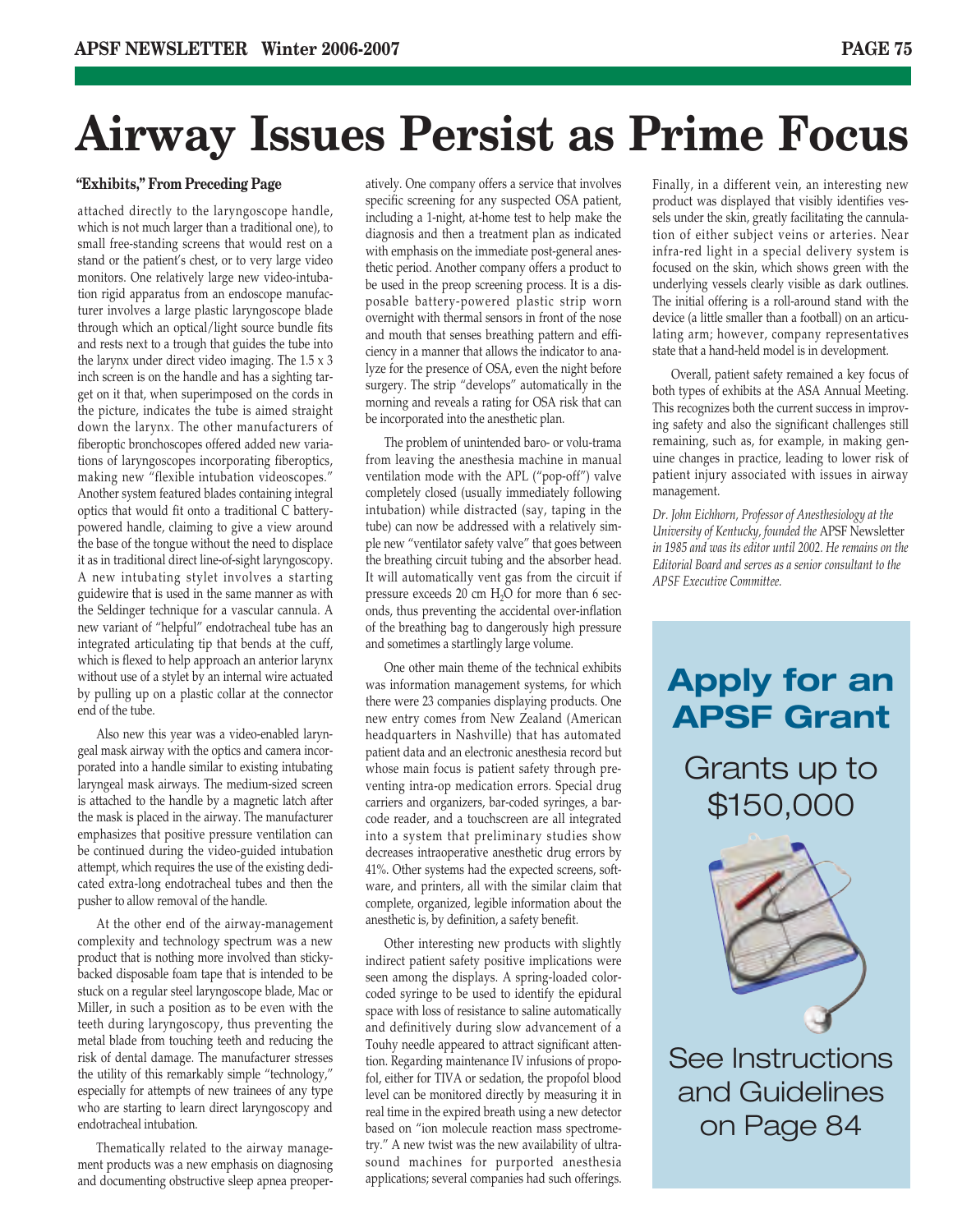# Airway Issues Persist as Prime Focus

**"Exhibits," From Preceding Page**

attached directly to the laryngoscope handle, which is not much larger than a traditional one), to small free-standing screens that would rest on a stand or the patient's chest, or to very large video monitors. One relatively large new video-intubation rigid apparatus from an endoscope manufacturer involves a large plastic laryngoscope blade through which an optical/light source bundle fits and rests next to a trough that guides the tube into the larynx under direct video imaging. The 1.5 x 3 inch screen is on the handle and has a sighting target on it that, when superimposed on the cords in the picture, indicates the tube is aimed straight down the larynx. The other manufacturers of fiberoptic bronchoscopes offered added new variations of laryngoscopes incorporating fiberoptics, making new "flexible intubation videoscopes." Another system featured blades containing integral optics that would fit onto a traditional C battery-powered handle, claiming to give a view around the base of the tongue without the need to displace it as in traditional direct line-of-sight laryngoscopy. A new intubating stylet involves a starting guidewire that is used in the same manner as with the Seldinger technique for a vascular cannula. A new variant of "helpful" endotracheal tube has an integrated articulating tip that bends at the cuff, which is flexed to help approach an anterior larynx without use of a stylet by an internal wire actuated by pulling up on a plastic collar at the connector end of the tube.

Also new this year was a video-enabled laryngeal mask airway with the optics and camera incorporated into a handle similar to existing intubating laryngeal mask airways. The medium-sized screen is attached to the handle by a magnetic latch after the mask is placed in the airway. The manufacturer emphasizes that positive pressure ventilation can be continued during the video-guided intubation attempt, which requires the use of the existing dedicated extra-long endotracheal tubes and then the pusher to allow removal of the handle.

At the other end of the airway-management complexity and technology spectrum was a new product that is nothing more involved than sticky-backed disposable foam tape that is intended to be stuck on a regular steel laryngoscope blade, Mac or Miller, in such a position as to be even with the teeth during laryngoscopy, thus preventing the metal blade from touching teeth and reducing the risk of dental damage. The manufacturer stresses the utility of this remarkably simple "technology," especially for attempts of new trainees of any type who are starting to learn direct laryngoscopy and endotracheal intubation.

Thematically related to the airway management products was a new emphasis on diagnosing and documenting obstructive sleep apnea preoperatively. One company offers a service that involves specific screening for any suspected OSA patient, including a 1-night, at-home test to help make the diagnosis and then a treatment plan as indicated with emphasis on the immediate post-general anesthetic period. Another company offers a product to be used in the preop screening process. It is a disposable battery-powered plastic strip worn overnight with thermal sensors in front of the nose and mouth that senses breathing pattern and efficiency in a manner that allows the indicator to analyze for the presence of OSA, even the night before surgery. The strip "develops" automatically in the morning and reveals a rating for OSA risk that can be incorporated into the anesthetic plan.

The problem of unintended baro- or volu-trama from leaving the anesthesia machine in manual ventilation mode with the APL ("pop-off") valve completely closed (usually immediately following intubation) while distracted (say, taping in the tube) can now be addressed with a relatively simple new "ventilator safety valve" that goes between the breathing circuit tubing and the absorber head. It will automatically vent gas from the circuit if pressure exceeds 20 cm $H_2O$ for more than 6 seconds, thus preventing the accidental over-inflation of the breathing bag to dangerously high pressure and sometimes a startlingly large volume.

One other main theme of the technical exhibits was information management systems, for which there were 23 companies displaying products. One new entry comes from New Zealand (American headquarters in Nashville) that has automated patient data and an electronic anesthesia record but whose main focus is patient safety through preventing intra-op medication errors. Special drug carriers and organizers, bar-coded syringes, a bar-code reader, and a touchscreen are all integrated into a system that preliminary studies show decreases intraoperative anesthetic drug errors by 41%. Other systems had the expected screens, software, and printers, all with the similar claim that complete, organized, legible information about the anesthetic is, by definition, a safety benefit.

Other interesting new products with slightly indirect patient safety positive implications were seen among the displays. A spring-loaded color-coded syringe to be used to identify the epidural space with loss of resistance to saline automatically and definitively during slow advancement of a Touhy needle appeared to attract significant attention. Regarding maintenance IV infusions of propofol, either for TIVA or sedation, the propofol blood level can be monitored directly by measuring it in real time in the expired breath using a new detector based on "ion molecule reaction mass spectrometry." A new twist was the new availability of ultrasound machines for purported anesthesia applications; several companies had such offerings.

Finally, in a different vein, an interesting new product was displayed that visibly identifies vessels under the skin, greatly facilitating the cannulation of either subject veins or arteries. Near infra-red light in a special delivery system is focused on the skin, which shows green with the underlying vessels clearly visible as dark outlines. The initial offering is a roll-around stand with the device (a little smaller than a football) on an articulating arm; however, company representatives state that a hand-held model is in development.

Overall, patient safety remained a key focus of both types of exhibits at the ASA Annual Meeting. This recognizes both the current success in improving safety and also the significant challenges still remaining, such as, for example, in making genuine changes in practice, leading to lower risk of patient injury associated with issues in airway management.

*Dr. John Eichhorn, Professor of Anesthesiology at the University of Kentucky, founded the* APSF Newsletter *in 1985 and was its editor until 2002. He remains on the Editorial Board and serves as a senior consultant to the APSF Executive Committee.*

---

**Apply for an APSF Grant**

Grants up to $150,000

See Instructions and Guidelines on Page 84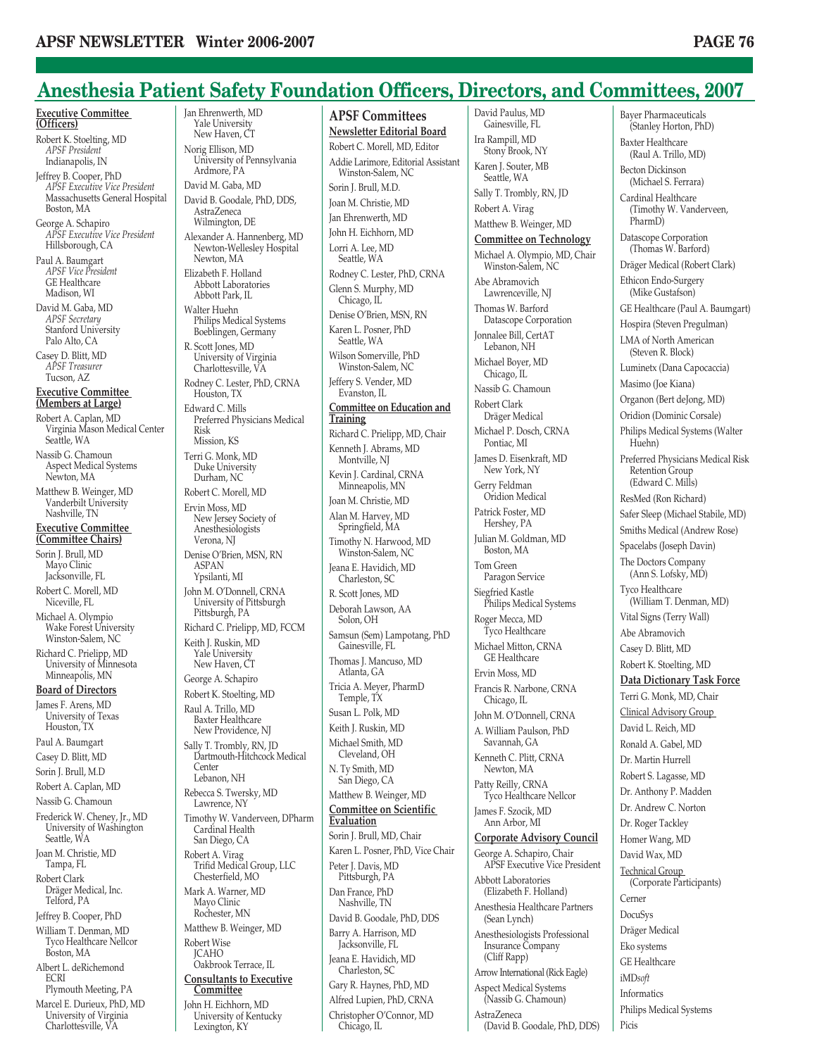# Anesthesia Patient Safety Foundation Officers, Directors, and Committees, 2007

**Executive Committee (Officers)**

Robert K. Stoelting, MD
*APSF President*
Indianapolis, IN

Jeffrey B. Cooper, PhD
*APSF Executive Vice President*
Massachusetts General Hospital
Boston, MA

George A. Schapiro
*APSF Executive Vice President*
Hillsborough, CA

Paul A. Baumgart
*APSF Vice President*
GE Healthcare
Madison, WI

David M. Gaba, MD
*APSF Secretary*
Stanford University
Palo Alto, CA

Casey D. Blitt, MD
*APSF Treasurer*
Tucson, AZ

**Executive Committee (Members at Large)**

Robert A. Caplan, MD
Virginia Mason Medical Center
Seattle, WA

Nassib G. Chamoun
Aspect Medical Systems
Newton, MA

Matthew B. Weinger, MD
Vanderbilt University
Nashville, TN

**Executive Committee (Committee Chairs)**

Sorin J. Brull, MD
Mayo Clinic
Jacksonville, FL

Robert C. Morell, MD
Niceville, FL

Michael A. Olympio
Wake Forest University
Winston-Salem, NC

Richard C. Prielipp, MD
University of Minnesota
Minneapolis, MN

**Board of Directors**

James F. Arens, MD
University of Texas
Houston, TX

Paul A. Baumgart

Casey D. Blitt, MD

Sorin J. Brull, M.D

Robert A. Caplan, MD

Nassib G. Chamoun

Frederick W. Cheney, Jr., MD
University of Washington
Seattle, WA

Joan M. Christie, MD
Tampa, FL

Robert Clark
Dräger Medical, Inc.
Telford, PA

Jeffrey B. Cooper, PhD

William T. Denman, MD
Tyco Healthcare Nellcor
Boston, MA

Albert L. deRichemond
ECRI
Plymouth Meeting, PA

Marcel E. Durieux, PhD, MD
University of Virginia
Charlottesville, VA

Jan Ehrenwerth, MD
Yale University
New Haven, CT

Norig Ellison, MD
University of Pennsylvania
Ardmore, PA

David M. Gaba, MD

David B. Goodale, PhD, DDS,
AstraZeneca
Wilmington, DE

Alexander A. Hannenberg, MD
Newton-Wellesley Hospital
Newton, MA

Elizabeth F. Holland
Abbott Laboratories
Abbott Park, IL

Walter Huehn
Philips Medical Systems
Boeblingen, Germany

R. Scott Jones, MD
University of Virginia
Charlottesville, VA

Rodney C. Lester, PhD, CRNA
Houston, TX

Edward C. Mills
Preferred Physicians Medical Risk
Mission, KS

Terri G. Monk, MD
Duke University
Durham, NC

Robert C. Morell, MD

Ervin Moss, MD
New Jersey Society of Anesthesiologists
Verona, NJ

Denise O'Brien, MSN, RN
ASPAN
Ypsilanti, MI

John M. O'Donnell, CRNA
University of Pittsburgh
Pittsburgh, PA

Richard C. Prielipp, MD, FCCM

Keith J. Ruskin, MD
Yale University
New Haven, CT

George A. Schapiro

Robert K. Stoelting, MD

Raul A. Trillo, MD
Baxter Healthcare
New Providence, NJ

Sally T. Trombly, RN, JD
Dartmouth-Hitchcock Medical Center
Lebanon, NH

Rebecca S. Twersky, MD
Lawrence, NY

Timothy W. Vanderveen, DPharm
Cardinal Health
San Diego, CA

Robert A. Virag
Trifid Medical Group, LLC
Chesterfield, MO

Mark A. Warner, MD
Mayo Clinic
Rochester, MN

Matthew B. Weinger, MD

Robert Wise
JCAHO
Oakbrook Terrace, IL

**Consultants to Executive Committee**

John H. Eichhorn, MD
University of Kentucky
Lexington, KY

## APSF Committees

**Newsletter Editorial Board**

Robert C. Morell, MD, Editor

Addie Larimore, Editorial Assistant
Winston-Salem, NC

Sorin J. Brull, M.D.

Joan M. Christie, MD

Jan Ehrenwerth, MD

John H. Eichhorn, MD

Lorri A. Lee, MD
Seattle, WA

Rodney C. Lester, PhD, CRNA

Glenn S. Murphy, MD
Chicago, IL

Denise O'Brien, MSN, RN

Karen L. Posner, PhD
Seattle, WA

Wilson Somerville, PhD
Winston-Salem, NC

Jeffery S. Vender, MD
Evanston, IL

**Committee on Education and Training**

Richard C. Prielipp, MD, Chair

Kenneth J. Abrams, MD
Montville, NJ

Kevin J. Cardinal, CRNA
Minneapolis, MN

Joan M. Christie, MD

Alan M. Harvey, MD
Springfield, MA

Timothy N. Harwood, MD
Winston-Salem, NC

Jeana E. Havidich, MD
Charleston, SC

R. Scott Jones, MD

Deborah Lawson, AA
Solon, OH

Samsun (Sem) Lampotang, PhD
Gainesville, FL

Thomas J. Mancuso, MD
Atlanta, GA

Tricia A. Meyer, PharmD
Temple, TX

Susan L. Polk, MD

Keith J. Ruskin, MD

Michael Smith, MD
Cleveland, OH

N. Ty Smith, MD
San Diego, CA

Matthew B. Weinger, MD

**Committee on Scientific Evaluation**

Sorin J. Brull, MD, Chair

Karen L. Posner, PhD, Vice Chair

Peter J. Davis, MD
Pittsburgh, PA

Dan France, PhD
Nashville, TN

David B. Goodale, PhD, DDS

Barry A. Harrison, MD
Jacksonville, FL

Jeana E. Havidich, MD
Charleston, SC

Gary R. Haynes, PhD, MD

Alfred Lupien, PhD, CRNA

Christopher O'Connor, MD
Chicago, IL

David Paulus, MD
Gainesville, FL

Ira Rampill, MD
Stony Brook, NY

Karen J. Souter, MB
Seattle, WA

Sally T. Trombly, RN, JD

Robert A. Virag

Matthew B. Weinger, MD

**Committee on Technology**

Michael A. Olympio, MD, Chair
Winston-Salem, NC

Abe Abramovich
Lawrenceville, NJ

Thomas W. Barford
Datascope Corporation

Jonnalee Bill, CertAT
Lebanon, NH

Michael Boyer, MD
Chicago, IL

Nassib G. Chamoun

Robert Clark
Dräger Medical

Michael P. Dosch, CRNA
Pontiac, MI

James D. Eisenkraft, MD
New York, NY

Gerry Feldman
Oridion Medical

Patrick Foster, MD
Hershey, PA

Julian M. Goldman, MD
Boston, MA

Tom Green
Paragon Service

Siegfried Kastle
Philips Medical Systems

Roger Mecca, MD
Tyco Healthcare

Michael Mitton, CRNA
GE Healthcare

Ervin Moss, MD

Francis R. Narbone, CRNA
Chicago, IL

John M. O'Donnell, CRNA

A. William Paulson, PhD
Savannah, GA

Kenneth C. Plitt, CRNA
Newton, MA

Patty Reilly, CRNA
Tyco Healthcare Nellcor

James F. Szocik, MD
Ann Arbor, MI

**Corporate Advisory Council**

George A. Schapiro, Chair
APSF Executive Vice President

Abbott Laboratories
(Elizabeth F. Holland)

Anesthesia Healthcare Partners
(Sean Lynch)

Anesthesiologists Professional Insurance Company
(Cliff Rapp)

Arrow International (Rick Eagle)

Aspect Medical Systems
(Nassib G. Chamoun)

AstraZeneca
(David B. Goodale, PhD, DDS)

Bayer Pharmaceuticals
(Stanley Horton, PhD)

Baxter Healthcare
(Raul A. Trillo, MD)

Becton Dickinson
(Michael S. Ferrara)

Cardinal Healthcare
(Timothy W. Vanderveen, PharmD)

Datascope Corporation
(Thomas W. Barford)

Dräger Medical (Robert Clark)

Ethicon Endo-Surgery
(Mike Gustafson)

GE Healthcare (Paul A. Baumgart)

Hospira (Steven Pregulman)

LMA of North American
(Steven R. Block)

Luminetx (Dana Capocaccia)

Masimo (Joe Kiana)

Organon (Bert deJong, MD)

Oridion (Dominic Corsale)

Philips Medical Systems (Walter Huehn)

Preferred Physicians Medical Risk Retention Group
(Edward C. Mills)

ResMed (Ron Richard)

Safer Sleep (Michael Stabile, MD)

Smiths Medical (Andrew Rose)

Spacelabs (Joseph Davin)

The Doctors Company
(Ann S. Lofsky, MD)

Tyco Healthcare
(William T. Denman, MD)

Vital Signs (Terry Wall)

Abe Abramovich

Casey D. Blitt, MD

Robert K. Stoelting, MD

**Data Dictionary Task Force**

Terri G. Monk, MD, Chair

Clinical Advisory Group

David L. Reich, MD

Ronald A. Gabel, MD

Dr. Martin Hurrell

Robert S. Lagasse, MD

Dr. Anthony P. Madden

Dr. Andrew C. Norton

Dr. Roger Tackley

Homer Wang, MD

David Wax, MD

Technical Group
(Corporate Participants)

Cerner

DocuSys

Dräger Medical

Eko systems

GE Healthcare

iMD*soft*

Informatics

Philips Medical Systems

Picis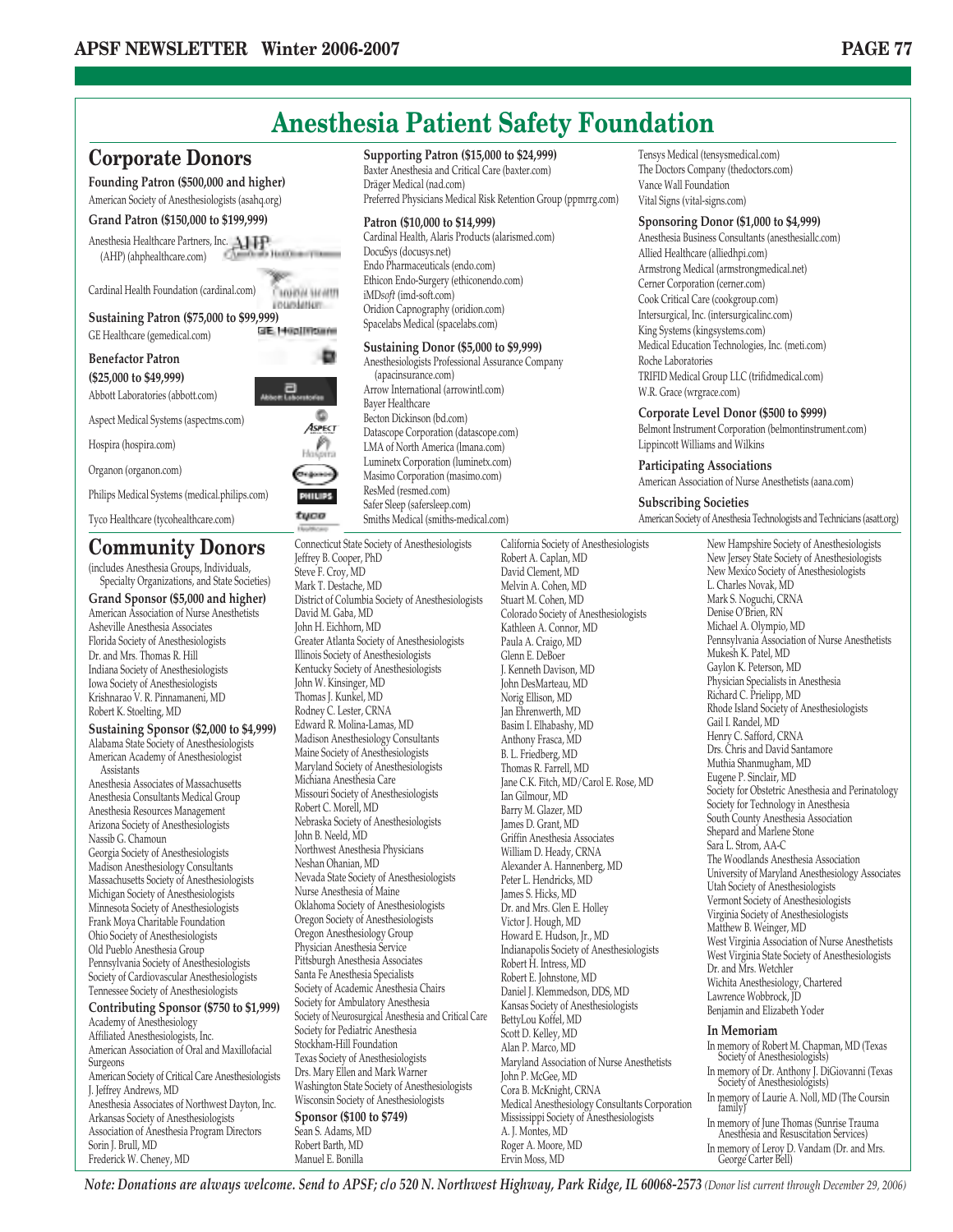# Anesthesia Patient Safety Foundation

## Corporate Donors

**Founding Patron ($500,000 and higher)**
American Society of Anesthesiologists (asahq.org)

**Grand Patron ($150,000 to $199,999)**
Anesthesia Healthcare Partners, Inc. (AHP) (ahphealthcare.com)

Cardinal Health Foundation (cardinal.com)

**Sustaining Patron ($75,000 to $99,999)**
GE Healthcare (gemedical.com)

**Benefactor Patron ($25,000 to $49,999)**
Abbott Laboratories (abbott.com)

Aspect Medical Systems (aspectms.com)

Hospira (hospira.com)

Organon (organon.com)

Philips Medical Systems (medical.philips.com)

Tyco Healthcare (tycohealthcare.com)

**Supporting Patron ($15,000 to $24,999)**
Baxter Anesthesia and Critical Care (baxter.com)
Dräger Medical (nad.com)
Preferred Physicians Medical Risk Retention Group (ppmrrg.com)

**Patron ($10,000 to $14,999)**
Cardinal Health, Alaris Products (alarismed.com)
DocuSys (docusys.net)
Endo Pharmaceuticals (endo.com)
Ethicon Endo-Surgery (ethiconendo.com)
iMD*soft* (imd-soft.com)
Oridion Capnography (oridion.com)
Spacelabs Medical (spacelabs.com)

**Sustaining Donor ($5,000 to $9,999)**
Anesthesiologists Professional Assurance Company (apacinsurance.com)
Arrow International (arrowintl.com)
Bayer Healthcare
Becton Dickinson (bd.com)
Datascope Corporation (datascope.com)
LMA of North America (lmana.com)
Luminetx Corporation (luminetx.com)
Masimo Corporation (masimo.com)
ResMed (resmed.com)
Safer Sleep (safersleep.com)
Smiths Medical (smiths-medical.com)
Tensys Medical (tensysmedical.com)
The Doctors Company (thedoctors.com)
Vance Wall Foundation
Vital Signs (vital-signs.com)

**Sponsoring Donor ($1,000 to $4,999)**
Anesthesia Business Consultants (anesthesiallc.com)
Allied Healthcare (alliedhpi.com)
Armstrong Medical (armstrongmedical.net)
Cerner Corporation (cerner.com)
Cook Critical Care (cookgroup.com)
Intersurgical, Inc. (intersurgicalinc.com)
King Systems (kingsystems.com)
Medical Education Technologies, Inc. (meti.com)
Roche Laboratories
TRIFID Medical Group LLC (trifidmedical.com)
W.R. Grace (wrgrace.com)

**Corporate Level Donor ($500 to $999)**
Belmont Instrument Corporation (belmontinstrument.com)
Lippincott Williams and Wilkins

**Participating Associations**
American Association of Nurse Anesthetists (aana.com)

**Subscribing Societies**
American Society of Anesthesia Technologists and Technicians (asatt.org)

## Community Donors

(includes Anesthesia Groups, Individuals, Specialty Organizations, and State Societies)

**Grand Sponsor ($5,000 and higher)**
American Association of Nurse Anesthetists
Asheville Anesthesia Associates
Florida Society of Anesthesiologists
Dr. and Mrs. Thomas R. Hill
Indiana Society of Anesthesiologists
Iowa Society of Anesthesiologists
Krishnarao V. R. Pinnamaneni, MD
Robert K. Stoelting, MD

**Sustaining Sponsor ($2,000 to $4,999)**
Alabama State Society of Anesthesiologists
American Academy of Anesthesiologist Assistants
Anesthesia Associates of Massachusetts
Anesthesia Consultants Medical Group
Anesthesia Resources Management
Arizona Society of Anesthesiologists
Nassib G. Chamoun
Georgia Society of Anesthesiologists
Madison Anesthesiology Consultants
Massachusetts Society of Anesthesiologists
Michigan Society of Anesthesiologists
Minnesota Society of Anesthesiologists
Frank Moya Charitable Foundation
Ohio Society of Anesthesiologists
Old Pueblo Anesthesia Group
Pennsylvania Society of Anesthesiologists
Society of Cardiovascular Anesthesiologists
Tennessee Society of Anesthesiologists

**Contributing Sponsor ($750 to $1,999)**
Academy of Anesthesiology
Affiliated Anesthesiologists, Inc.
American Association of Oral and Maxillofacial Surgeons
American Society of Critical Care Anesthesiologists
J. Jeffrey Andrews, MD
Anesthesia Associates of Northwest Dayton, Inc.
Arkansas Society of Anesthesiologists
Association of Anesthesia Program Directors
Sorin J. Brull, MD
Frederick W. Cheney, MD
Connecticut State Society of Anesthesiologists
Jeffrey B. Cooper, PhD
Steve F. Croy, MD
Mark T. Destache, MD
District of Columbia Society of Anesthesiologists
David M. Gaba, MD
John H. Eichhorn, MD
Greater Atlanta Society of Anesthesiologists
Illinois Society of Anesthesiologists
Kentucky Society of Anesthesiologists
John W. Kinsinger, MD
Thomas J. Kunkel, MD
Rodney C. Lester, CRNA
Edward R. Molina-Lamas, MD
Madison Anesthesiology Consultants
Maine Society of Anesthesiologists
Maryland Society of Anesthesiologists
Michiana Anesthesia Care
Missouri Society of Anesthesiologists
Robert C. Morell, MD
Nebraska Society of Anesthesiologists
John B. Neeld, MD
Northwest Anesthesia Physicians
Neshan Ohanian, MD
Nevada State Society of Anesthesiologists
Nurse Anesthesia of Maine
Oklahoma Society of Anesthesiologists
Oregon Society of Anesthesiologists
Oregon Anesthesiology Group
Physician Anesthesia Service
Pittsburgh Anesthesia Associates
Santa Fe Anesthesia Specialists
Society of Academic Anesthesia Chairs
Society for Ambulatory Anesthesia
Society of Neurosurgical Anesthesia and Critical Care
Society for Pediatric Anesthesia
Stockham-Hill Foundation
Texas Society of Anesthesiologists
Drs. Mary Ellen and Mark Warner
Washington State Society of Anesthesiologists
Wisconsin Society of Anesthesiologists

**Sponsor ($100 to $749)**
Sean S. Adams, MD
Robert Barth, MD
Manuel E. Bonilla
California Society of Anesthesiologists
Robert A. Caplan, MD
David Clement, MD
Melvin A. Cohen, MD
Stuart M. Cohen, MD
Colorado Society of Anesthesiologists
Kathleen A. Connor, MD
Paula A. Craigo, MD
Glenn E. DeBoer
J. Kenneth Davison, MD
John DesMarteau, MD
Norig Ellison, MD
Jan Ehrenwerth, MD
Basim I. Elhabashy, MD
Anthony Frasca, MD
B. L. Friedberg, MD
Thomas R. Farrell, MD
Jane C.K. Fitch, MD/Carol E. Rose, MD
Ian Gilmour, MD
Barry M. Glazer, MD
James D. Grant, MD
Griffin Anesthesia Associates
William D. Heady, CRNA
Alexander A. Hannenberg, MD
Peter L. Hendricks, MD
James S. Hicks, MD
Dr. and Mrs. Glen E. Holley
Victor J. Hough, MD
Howard E. Hudson, Jr., MD
Indianapolis Society of Anesthesiologists
Robert H. Intress, MD
Robert E. Johnstone, MD
Daniel J. Klemmedson, DDS, MD
Kansas Society of Anesthesiologists
BettyLou Koffel, MD
Scott D. Kelley, MD
Alan P. Marco, MD
Maryland Association of Nurse Anesthetists
John P. McGee, MD
Cora B. McKnight, CRNA
Medical Anesthesiology Consultants Corporation
Mississippi Society of Anesthesiologists
A. J. Montes, MD
Roger A. Moore, MD
Ervin Moss, MD
New Hampshire Society of Anesthesiologists
New Jersey State Society of Anesthesiologists
New Mexico Society of Anesthesiologists
L. Charles Novak, MD
Mark S. Noguchi, CRNA
Denise O'Brien, RN
Michael A. Olympio, MD
Pennsylvania Association of Nurse Anesthetists
Mukesh K. Patel, MD
Gaylon K. Peterson, MD
Physician Specialists in Anesthesia
Richard C. Prielipp, MD
Rhode Island Society of Anesthesiologists
Gail I. Randel, MD
Henry C. Safford, CRNA
Drs. Chris and David Santamore
Muthia Shanmugham, MD
Eugene P. Sinclair, MD
Society for Obstetric Anesthesia and Perinatology
Society for Technology in Anesthesia
South County Anesthesia Association
Shepard and Marlene Stone
Sara L. Strom, AA-C
The Woodlands Anesthesia Association
University of Maryland Anesthesiology Associates
Utah Society of Anesthesiologists
Vermont Society of Anesthesiologists
Virginia Society of Anesthesiologists
Matthew B. Weinger, MD
West Virginia Association of Nurse Anesthetists
West Virginia State Society of Anesthesiologists
Dr. and Mrs. Wetchler
Wichita Anesthesiology, Chartered
Lawrence Wobbrock, JD
Benjamin and Elizabeth Yoder

**In Memoriam**
In memory of Robert M. Chapman, MD (Texas Society of Anesthesiologists)
In memory of Dr. Anthony J. DiGiovanni (Texas Society of Anesthesiologists)
In memory of Laurie A. Noll, MD (The Coursin family)
In memory of June Thomas (Sunrise Trauma Anesthesia and Resuscitation Services)
In memory of Leroy D. Vandam (Dr. and Mrs. George Carter Bell)

***Note: Donations are always welcome. Send to APSF; c/o 520 N. Northwest Highway, Park Ridge, IL 60068-2573*** *(Donor list current through December 29, 2006)*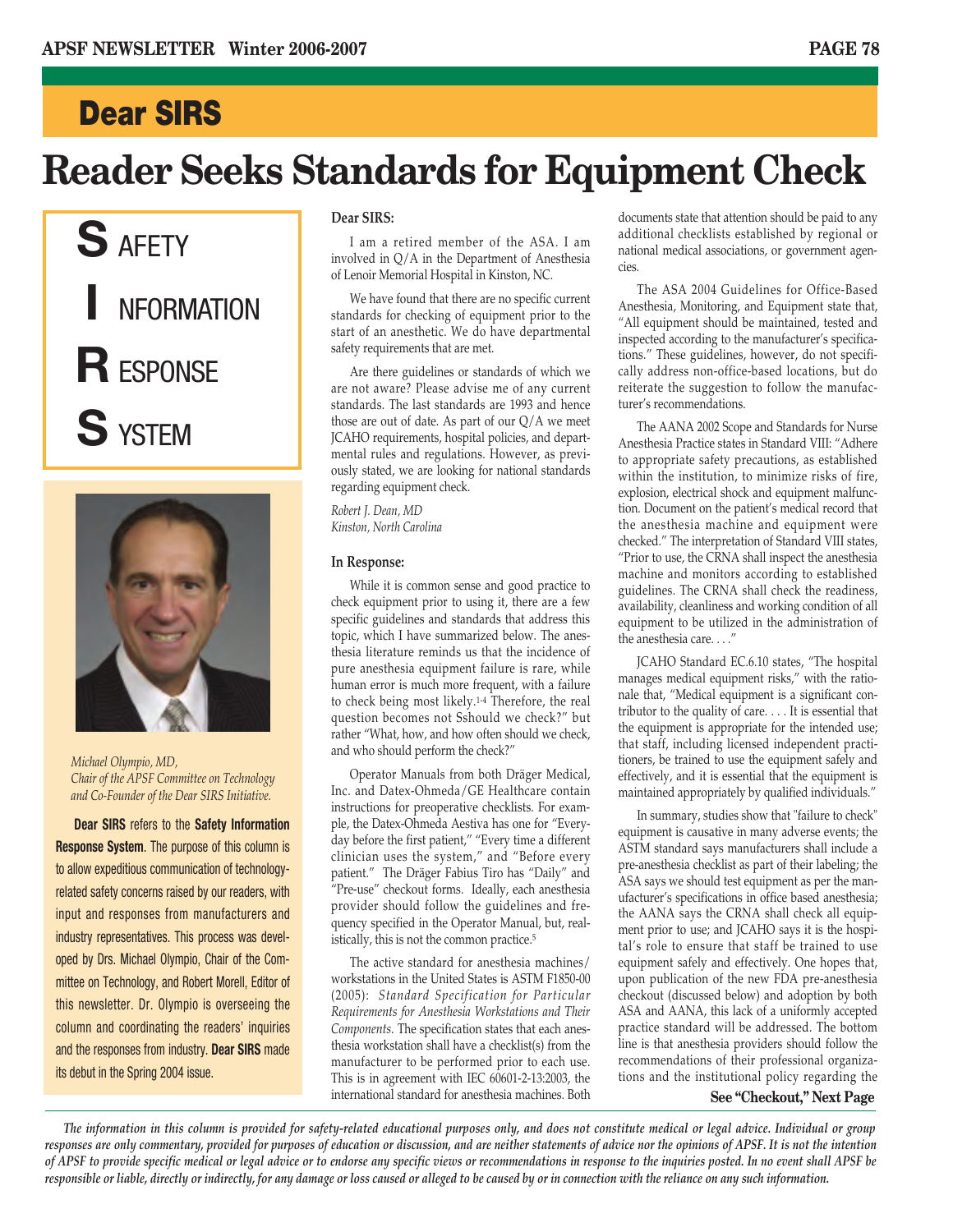## Dear SIRS

# Reader Seeks Standards for Equipment Check

**S** AFETY

**I** NFORMATION

**R** ESPONSE

**S** YSTEM

*Michael Olympio, MD, Chair of the APSF Committee on Technology and Co-Founder of the Dear SIRS Initiative.*

**Dear SIRS** refers to the **Safety Information Response System**. The purpose of this column is to allow expeditious communication of technology-related safety concerns raised by our readers, with input and responses from manufacturers and industry representatives. This process was developed by Drs. Michael Olympio, Chair of the Committee on Technology, and Robert Morell, Editor of this newsletter. Dr. Olympio is overseeing the column and coordinating the readers' inquiries and the responses from industry. **Dear SIRS** made its debut in the Spring 2004 issue.

**Dear SIRS:**

I am a retired member of the ASA. I am involved in Q/A in the Department of Anesthesia of Lenoir Memorial Hospital in Kinston, NC.

We have found that there are no specific current standards for checking of equipment prior to the start of an anesthetic. We do have departmental safety requirements that are met.

Are there guidelines or standards of which we are not aware? Please advise me of any current standards. The last standards are 1993 and hence those are out of date. As part of our Q/A we meet JCAHO requirements, hospital policies, and departmental rules and regulations. However, as previously stated, we are looking for national standards regarding equipment check.

*Robert J. Dean, MD*
*Kinston, North Carolina*

**In Response:**

While it is common sense and good practice to check equipment prior to using it, there are a few specific guidelines and standards that address this topic, which I have summarized below. The anesthesia literature reminds us that the incidence of pure anesthesia equipment failure is rare, while human error is much more frequent, with a failure to check being most likely.[1-4] Therefore, the real question becomes not Sshould we check?" but rather "What, how, and how often should we check, and who should perform the check?"

Operator Manuals from both Dräger Medical, Inc. and Datex-Ohmeda/GE Healthcare contain instructions for preoperative checklists. For example, the Datex-Ohmeda Aestiva has one for "Everyday before the first patient," "Every time a different clinician uses the system," and "Before every patient." The Dräger Fabius Tiro has "Daily" and "Pre-use" checkout forms. Ideally, each anesthesia provider should follow the guidelines and frequency specified in the Operator Manual, but, realistically, this is not the common practice.[5]

The active standard for anesthesia machines/workstations in the United States is ASTM F1850-00 (2005): *Standard Specification for Particular Requirements for Anesthesia Workstations and Their Components.* The specification states that each anesthesia workstation shall have a checklist(s) from the manufacturer to be performed prior to each use. This is in agreement with IEC 60601-2-13:2003, the international standard for anesthesia machines. Both documents state that attention should be paid to any additional checklists established by regional or national medical associations, or government agencies.

The ASA 2004 Guidelines for Office-Based Anesthesia, Monitoring, and Equipment state that, "All equipment should be maintained, tested and inspected according to the manufacturer's specifications." These guidelines, however, do not specifically address non-office-based locations, but do reiterate the suggestion to follow the manufacturer's recommendations.

The AANA 2002 Scope and Standards for Nurse Anesthesia Practice states in Standard VIII: "Adhere to appropriate safety precautions, as established within the institution, to minimize risks of fire, explosion, electrical shock and equipment malfunction. Document on the patient's medical record that the anesthesia machine and equipment were checked." The interpretation of Standard VIII states, "Prior to use, the CRNA shall inspect the anesthesia machine and monitors according to established guidelines. The CRNA shall check the readiness, availability, cleanliness and working condition of all equipment to be utilized in the administration of the anesthesia care. . . ."

JCAHO Standard EC.6.10 states, "The hospital manages medical equipment risks," with the rationale that, "Medical equipment is a significant contributor to the quality of care. . . . It is essential that the equipment is appropriate for the intended use; that staff, including licensed independent practitioners, be trained to use the equipment safely and effectively, and it is essential that the equipment is maintained appropriately by qualified individuals."

In summary, studies show that "failure to check" equipment is causative in many adverse events; the ASTM standard says manufacturers shall include a pre-anesthesia checklist as part of their labeling; the ASA says we should test equipment as per the manufacturer's specifications in office based anesthesia; the AANA says the CRNA shall check all equipment prior to use; and JCAHO says it is the hospital's role to ensure that staff be trained to use equipment safely and effectively. One hopes that, upon publication of the new FDA pre-anesthesia checkout (discussed below) and adoption by both ASA and AANA, this lack of a uniformly accepted practice standard will be addressed. The bottom line is that anesthesia providers should follow the recommendations of their professional organizations and the institutional policy regarding the

**See "Checkout," Next Page**

*The information in this column is provided for safety-related educational purposes only, and does not constitute medical or legal advice. Individual or group responses are only commentary, provided for purposes of education or discussion, and are neither statements of advice nor the opinions of APSF. It is not the intention of APSF to provide specific medical or legal advice or to endorse any specific views or recommendations in response to the inquiries posted. In no event shall APSF be responsible or liable, directly or indirectly, for any damage or loss caused or alleged to be caused by or in connection with the reliance on any such information.*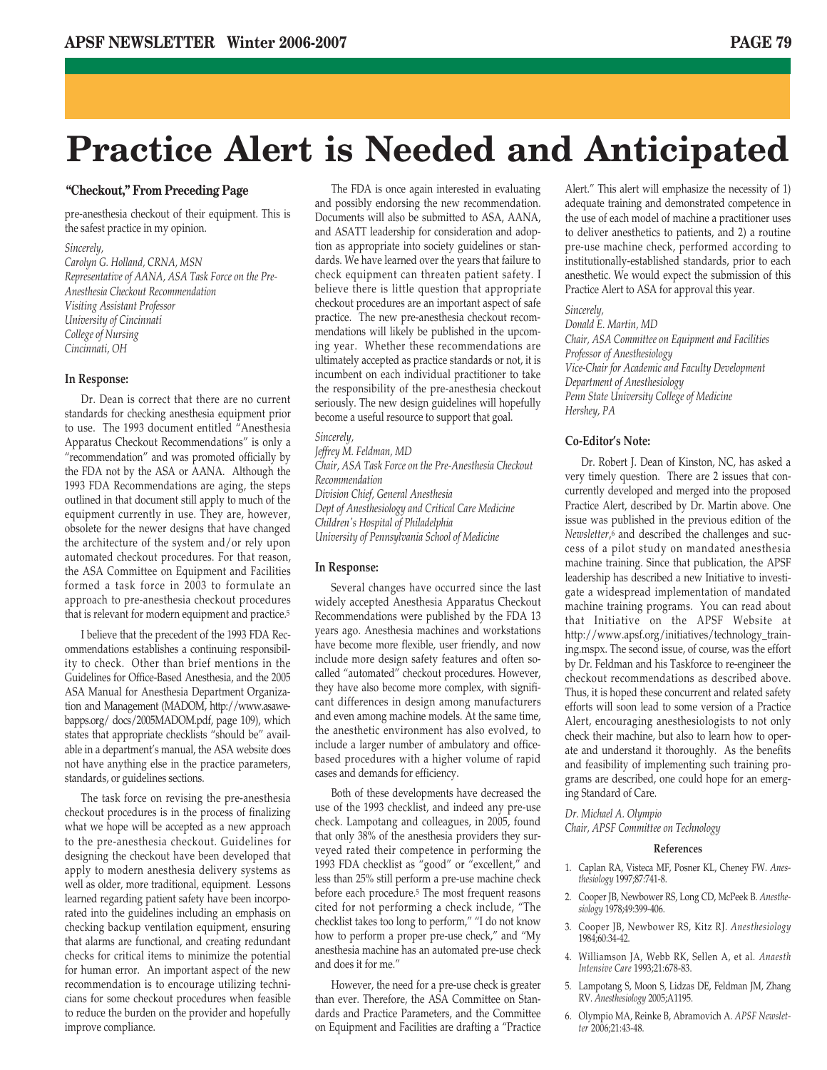# Practice Alert is Needed and Anticipated

**"Checkout," From Preceding Page**

pre-anesthesia checkout of their equipment. This is the safest practice in my opinion.

*Sincerely,*
*Carolyn G. Holland, CRNA, MSN*
*Representative of AANA, ASA Task Force on the Pre-Anesthesia Checkout Recommendation*
*Visiting Assistant Professor*
*University of Cincinnati*
*College of Nursing*
*Cincinnati, OH*

### In Response:

Dr. Dean is correct that there are no current standards for checking anesthesia equipment prior to use. The 1993 document entitled "Anesthesia Apparatus Checkout Recommendations" is only a "recommendation" and was promoted officially by the FDA not by the ASA or AANA. Although the 1993 FDA Recommendations are aging, the steps outlined in that document still apply to much of the equipment currently in use. They are, however, obsolete for the newer designs that have changed the architecture of the system and/or rely upon automated checkout procedures. For that reason, the ASA Committee on Equipment and Facilities formed a task force in 2003 to formulate an approach to pre-anesthesia checkout procedures that is relevant for modern equipment and practice.[5]

I believe that the precedent of the 1993 FDA Recommendations establishes a continuing responsibility to check. Other than brief mentions in the Guidelines for Office-Based Anesthesia, and the 2005 ASA Manual for Anesthesia Department Organization and Management (MADOM, http://www.asawebapps.org/ docs/2005MADOM.pdf, page 109), which states that appropriate checklists "should be" available in a department's manual, the ASA website does not have anything else in the practice parameters, standards, or guidelines sections.

The task force on revising the pre-anesthesia checkout procedures is in the process of finalizing what we hope will be accepted as a new approach to the pre-anesthesia checkout. Guidelines for designing the checkout have been developed that apply to modern anesthesia delivery systems as well as older, more traditional, equipment. Lessons learned regarding patient safety have been incorporated into the guidelines including an emphasis on checking backup ventilation equipment, ensuring that alarms are functional, and creating redundant checks for critical items to minimize the potential for human error. An important aspect of the new recommendation is to encourage utilizing technicians for some checkout procedures when feasible to reduce the burden on the provider and hopefully improve compliance.

The FDA is once again interested in evaluating and possibly endorsing the new recommendation. Documents will also be submitted to ASA, AANA, and ASATT leadership for consideration and adoption as appropriate into society guidelines or standards. We have learned over the years that failure to check equipment can threaten patient safety. I believe there is little question that appropriate checkout procedures are an important aspect of safe practice. The new pre-anesthesia checkout recommendations will likely be published in the upcoming year. Whether these recommendations are ultimately accepted as practice standards or not, it is incumbent on each individual practitioner to take the responsibility of the pre-anesthesia checkout seriously. The new design guidelines will hopefully become a useful resource to support that goal.

*Sincerely,*
*Jeffrey M. Feldman, MD*
*Chair, ASA Task Force on the Pre-Anesthesia Checkout Recommendation*
*Division Chief, General Anesthesia*
*Dept of Anesthesiology and Critical Care Medicine*
*Children's Hospital of Philadelphia*
*University of Pennsylvania School of Medicine*

### In Response:

Several changes have occurred since the last widely accepted Anesthesia Apparatus Checkout Recommendations were published by the FDA 13 years ago. Anesthesia machines and workstations have become more flexible, user friendly, and now include more design safety features and often so-called "automated" checkout procedures. However, they have also become more complex, with significant differences in design among manufacturers and even among machine models. At the same time, the anesthetic environment has also evolved, to include a larger number of ambulatory and office-based procedures with a higher volume of rapid cases and demands for efficiency.

Both of these developments have decreased the use of the 1993 checklist, and indeed any pre-use check. Lampotang and colleagues, in 2005, found that only 38% of the anesthesia providers they surveyed rated their competence in performing the 1993 FDA checklist as "good" or "excellent," and less than 25% still perform a pre-use machine check before each procedure.[5] The most frequent reasons cited for not performing a check include, "The checklist takes too long to perform," "I do not know how to perform a proper pre-use check," and "My anesthesia machine has an automated pre-use check and does it for me."

However, the need for a pre-use check is greater than ever. Therefore, the ASA Committee on Standards and Practice Parameters, and the Committee on Equipment and Facilities are drafting a "Practice Alert." This alert will emphasize the necessity of 1) adequate training and demonstrated competence in the use of each model of machine a practitioner uses to deliver anesthetics to patients, and 2) a routine pre-use machine check, performed according to institutionally-established standards, prior to each anesthetic. We would expect the submission of this Practice Alert to ASA for approval this year.

*Sincerely,*
*Donald E. Martin, MD*
*Chair, ASA Committee on Equipment and Facilities*
*Professor of Anesthesiology*
*Vice-Chair for Academic and Faculty Development*
*Department of Anesthesiology*
*Penn State University College of Medicine*
*Hershey, PA*

### Co-Editor's Note:

Dr. Robert J. Dean of Kinston, NC, has asked a very timely question. There are 2 issues that concurrently developed and merged into the proposed Practice Alert, described by Dr. Martin above. One issue was published in the previous edition of the *Newsletter*,[6] and described the challenges and success of a pilot study on mandated anesthesia machine training. Since that publication, the APSF leadership has described a new Initiative to investigate a widespread implementation of mandated machine training programs. You can read about that Initiative on the APSF Website at http://www.apsf.org/initiatives/technology_training.mspx. The second issue, of course, was the effort by Dr. Feldman and his Taskforce to re-engineer the checkout recommendations as described above. Thus, it is hoped these concurrent and related safety efforts will soon lead to some version of a Practice Alert, encouraging anesthesiologists to not only check their machine, but also to learn how to operate and understand it thoroughly. As the benefits and flexibility of implementing such training programs are described, one could hope for an emerging Standard of Care.

*Dr. Michael A. Olympio*
*Chair, APSF Committee on Technology*

#### References

1. Caplan RA, Visteca MF, Posner KL, Cheney FW. *Anesthesiology* 1997;87:741-8.
2. Cooper JB, Newbower RS, Long CD, McPeek B. *Anesthesiology* 1978;49:399-406.
3. Cooper JB, Newbower RS, Kitz RJ. *Anesthesiology* 1984;60:34-42.
4. Williamson JA, Webb RK, Sellen A, et al. *Anaesth Intensive Care* 1993;21:678-83.
5. Lampotang S, Moon S, Lidzas DE, Feldman JM, Zhang RV. *Anesthesiology* 2005;A1195.
6. Olympio MA, Reinke B, Abramovich A. *APSF Newsletter* 2006;21:43-48.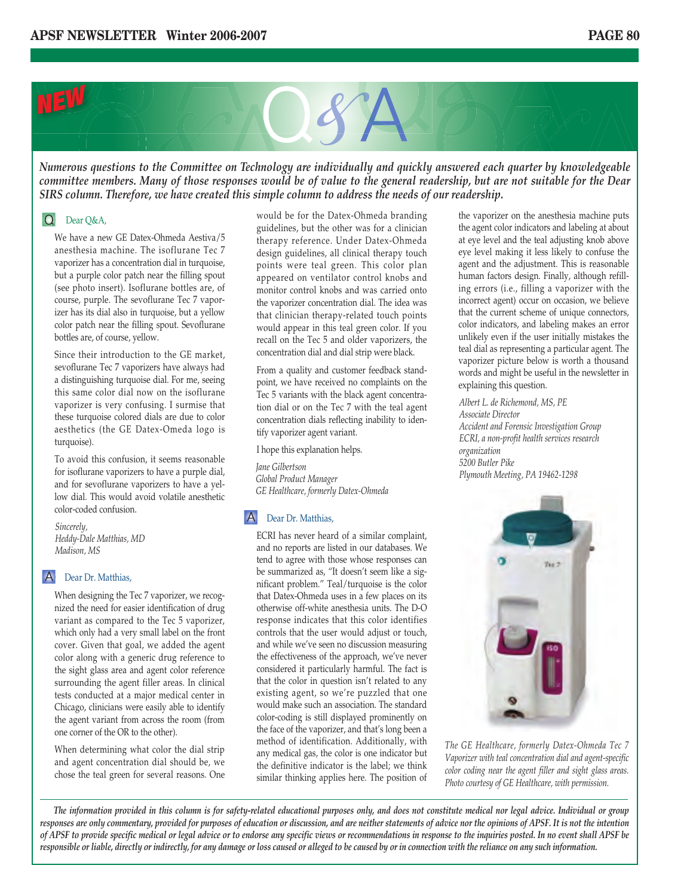# Q&A

***Numerous questions to the Committee on Technology are individually and quickly answered each quarter by knowledgeable committee members. Many of those responses would be of value to the general readership, but are not suitable for the Dear SIRS column. Therefore, we have created this simple column to address the needs of our readership.***

## Q Dear Q&A,

We have a new GE Datex-Ohmeda Aestiva/5 anesthesia machine. The isoflurane Tec 7 vaporizer has a concentration dial in turquoise, but a purple color patch near the filling spout (see photo insert). Isoflurane bottles are, of course, purple. The sevoflurane Tec 7 vaporizer has its dial also in turquoise, but a yellow color patch near the filling spout. Sevoflurane bottles are, of course, yellow.

Since their introduction to the GE market, sevoflurane Tec 7 vaporizers have always had a distinguishing turquoise dial. For me, seeing this same color dial now on the isoflurane vaporizer is very confusing. I surmise that these turquoise colored dials are due to color aesthetics (the GE Datex-Omeda logo is turquoise).

To avoid this confusion, it seems reasonable for isoflurane vaporizers to have a purple dial, and for sevoflurane vaporizers to have a yellow dial. This would avoid volatile anesthetic color-coded confusion.

*Sincerely,*
*Heddy-Dale Matthias, MD*
*Madison, MS*

## A Dear Dr. Matthias,

When designing the Tec 7 vaporizer, we recognized the need for easier identification of drug variant as compared to the Tec 5 vaporizer, which only had a very small label on the front cover. Given that goal, we added the agent color along with a generic drug reference to the sight glass area and agent color reference surrounding the agent filler areas. In clinical tests conducted at a major medical center in Chicago, clinicians were easily able to identify the agent variant from across the room (from one corner of the OR to the other).

When determining what color the dial strip and agent concentration dial should be, we chose the teal green for several reasons. One would be for the Datex-Ohmeda branding guidelines, but the other was for a clinician therapy reference. Under Datex-Ohmeda design guidelines, all clinical therapy touch points were teal green. This color plan appeared on ventilator control knobs and monitor control knobs and was carried onto the vaporizer concentration dial. The idea was that clinician therapy-related touch points would appear in this teal green color. If you recall on the Tec 5 and older vaporizers, the concentration dial and dial strip were black.

From a quality and customer feedback standpoint, we have received no complaints on the Tec 5 variants with the black agent concentration dial or on the Tec 7 with the teal agent concentration dials reflecting inability to identify vaporizer agent variant.

I hope this explanation helps.

*Jane Gilbertson*
*Global Product Manager*
*GE Healthcare, formerly Datex-Ohmeda*

## A Dear Dr. Matthias,

ECRI has never heard of a similar complaint, and no reports are listed in our databases. We tend to agree with those whose responses can be summarized as, "It doesn't seem like a significant problem." Teal/turquoise is the color that Datex-Ohmeda uses in a few places on its otherwise off-white anesthesia units. The D-O response indicates that this color identifies controls that the user would adjust or touch, and while we've seen no discussion measuring the effectiveness of the approach, we've never considered it particularly harmful. The fact is that the color in question isn't related to any existing agent, so we're puzzled that one would make such an association. The standard color-coding is still displayed prominently on the face of the vaporizer, and that's long been a method of identification. Additionally, with any medical gas, the color is one indicator but the definitive indicator is the label; we think similar thinking applies here. The position of the vaporizer on the anesthesia machine puts the agent color indicators and labeling at about at eye level and the teal adjusting knob above eye level making it less likely to confuse the agent and the adjustment. This is reasonable human factors design. Finally, although refilling errors (i.e., filling a vaporizer with the incorrect agent) occur on occasion, we believe that the current scheme of unique connectors, color indicators, and labeling makes an error unlikely even if the user initially mistakes the teal dial as representing a particular agent. The vaporizer picture below is worth a thousand words and might be useful in the newsletter in explaining this question.

*Albert L. de Richemond, MS, PE*
*Associate Director*
*Accident and Forensic Investigation Group*
*ECRI, a non-profit health services research organization*
*5200 Butler Pike*
*Plymouth Meeting, PA 19462-1298*

*The GE Healthcare, formerly Datex-Ohmeda Tec 7 Vaporizer with teal concentration dial and agent-specific color coding near the agent filler and sight glass areas. Photo courtesy of GE Healthcare, with permission.*

***The information provided in this column is for safety-related educational purposes only, and does not constitute medical nor legal advice. Individual or group responses are only commentary, provided for purposes of education or discussion, and are neither statements of advice nor the opinions of APSF. It is not the intention of APSF to provide specific medical or legal advice or to endorse any specific views or recommendations in response to the inquiries posted. In no event shall APSF be responsible or liable, directly or indirectly, for any damage or loss caused or alleged to be caused by or in connection with the reliance on any such information.***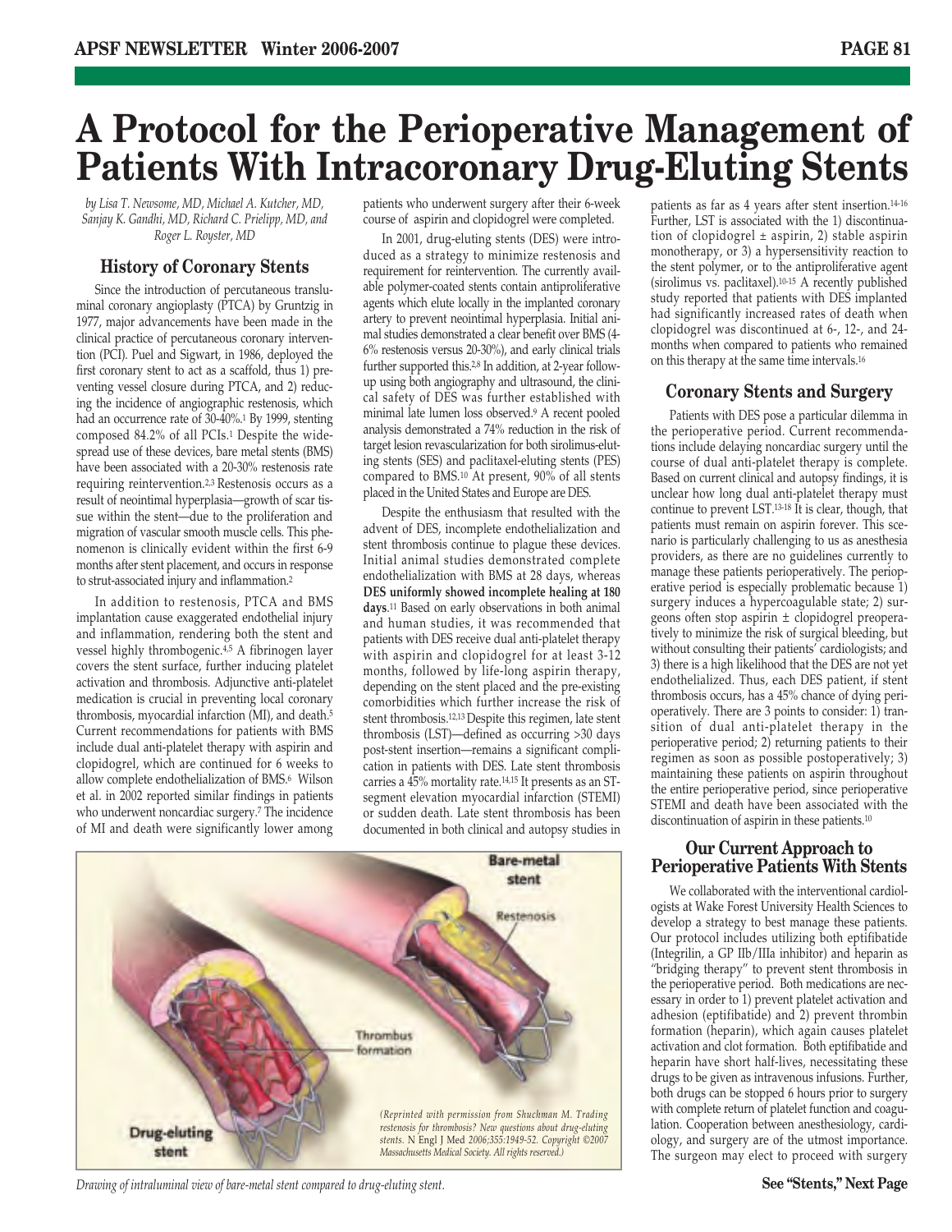# A Protocol for the Perioperative Management of Patients With Intracoronary Drug-Eluting Stents

*by Lisa T. Newsome, MD, Michael A. Kutcher, MD, Sanjay K. Gandhi, MD, Richard C. Prielipp, MD, and Roger L. Royster, MD*

## History of Coronary Stents

Since the introduction of percutaneous transluminal coronary angioplasty (PTCA) by Gruntzig in 1977, major advancements have been made in the clinical practice of percutaneous coronary intervention (PCI). Puel and Sigwart, in 1986, deployed the first coronary stent to act as a scaffold, thus 1) preventing vessel closure during PTCA, and 2) reducing the incidence of angiographic restenosis, which had an occurrence rate of 30-40%.[1] By 1999, stenting composed 84.2% of all PCIs.[1] Despite the widespread use of these devices, bare metal stents (BMS) have been associated with a 20-30% restenosis rate requiring reintervention.[2,3] Restenosis occurs as a result of neointimal hyperplasia—growth of scar tissue within the stent—due to the proliferation and migration of vascular smooth muscle cells. This phenomenon is clinically evident within the first 6-9 months after stent placement, and occurs in response to strut-associated injury and inflammation.[2]

In addition to restenosis, PTCA and BMS implantation cause exaggerated endothelial injury and inflammation, rendering both the stent and vessel highly thrombogenic.[4,5] A fibrinogen layer covers the stent surface, further inducing platelet activation and thrombosis. Adjunctive anti-platelet medication is crucial in preventing local coronary thrombosis, myocardial infarction (MI), and death.[5] Current recommendations for patients with BMS include dual anti-platelet therapy with aspirin and clopidogrel, which are continued for 6 weeks to allow complete endothelialization of BMS.[6] Wilson et al. in 2002 reported similar findings in patients who underwent noncardiac surgery.[7] The incidence of MI and death were significantly lower among patients who underwent surgery after their 6-week course of aspirin and clopidogrel were completed.

In 2001, drug-eluting stents (DES) were introduced as a strategy to minimize restenosis and requirement for reintervention. The currently available polymer-coated stents contain antiproliferative agents which elute locally in the implanted coronary artery to prevent neointimal hyperplasia. Initial animal studies demonstrated a clear benefit over BMS (4-6% restenosis versus 20-30%), and early clinical trials further supported this.[2,8] In addition, at 2-year follow-up using both angiography and ultrasound, the clinical safety of DES was further established with minimal late lumen loss observed.[9] A recent pooled analysis demonstrated a 74% reduction in the risk of target lesion revascularization for both sirolimus-eluting stents (SES) and paclitaxel-eluting stents (PES) compared to BMS.[10] At present, 90% of all stents placed in the United States and Europe are DES.

Despite the enthusiasm that resulted with the advent of DES, incomplete endothelialization and stent thrombosis continue to plague these devices. Initial animal studies demonstrated complete endothelialization with BMS at 28 days, whereas **DES uniformly showed incomplete healing at 180 days**.[11] Based on early observations in both animal and human studies, it was recommended that patients with DES receive dual anti-platelet therapy with aspirin and clopidogrel for at least 3-12 months, followed by life-long aspirin therapy, depending on the stent placed and the pre-existing comorbidities which further increase the risk of stent thrombosis.[12,13] Despite this regimen, late stent thrombosis (LST)—defined as occurring >30 days post-stent insertion—remains a significant complication in patients with DES. Late stent thrombosis carries a 45% mortality rate.[14,15] It presents as an ST-segment elevation myocardial infarction (STEMI) or sudden death. Late stent thrombosis has been documented in both clinical and autopsy studies in patients as far as 4 years after stent insertion.[14-16] Further, LST is associated with the 1) discontinuation of clopidogrel ± aspirin, 2) stable aspirin monotherapy, or 3) a hypersensitivity reaction to the stent polymer, or to the antiproliferative agent (sirolimus vs. paclitaxel).[10-15] A recently published study reported that patients with DES implanted had significantly increased rates of death when clopidogrel was discontinued at 6-, 12-, and 24-months when compared to patients who remained on this therapy at the same time intervals.[16]

## Coronary Stents and Surgery

Patients with DES pose a particular dilemma in the perioperative period. Current recommendations include delaying noncardiac surgery until the course of dual anti-platelet therapy is complete. Based on current clinical and autopsy findings, it is unclear how long dual anti-platelet therapy must continue to prevent LST.[13-18] It is clear, though, that patients must remain on aspirin forever. This scenario is particularly challenging to us as anesthesia providers, as there are no guidelines currently to manage these patients perioperatively. The perioperative period is especially problematic because 1) surgery induces a hypercoagulable state; 2) surgeons often stop aspirin ± clopidogrel preoperatively to minimize the risk of surgical bleeding, but without consulting their patients' cardiologists; and 3) there is a high likelihood that the DES are not yet endothelialized. Thus, each DES patient, if stent thrombosis occurs, has a 45% chance of dying perioperatively. There are 3 points to consider: 1) transition of dual anti-platelet therapy in the perioperative period; 2) returning patients to their regimen as soon as possible postoperatively; 3) maintaining these patients on aspirin throughout the entire perioperative period, since perioperative STEMI and death have been associated with the discontinuation of aspirin in these patients.[10]

## Our Current Approach to Perioperative Patients With Stents

We collaborated with the interventional cardiologists at Wake Forest University Health Sciences to develop a strategy to best manage these patients. Our protocol includes utilizing both eptifibatide (Integrilin, a GP IIb/IIIa inhibitor) and heparin as "bridging therapy" to prevent stent thrombosis in the perioperative period. Both medications are necessary in order to 1) prevent platelet activation and adhesion (eptifibatide) and 2) prevent thrombin formation (heparin), which again causes platelet activation and clot formation. Both eptifibatide and heparin have short half-lives, necessitating these drugs to be given as intravenous infusions. Further, both drugs can be stopped 6 hours prior to surgery with complete return of platelet function and coagulation. Cooperation between anesthesiology, cardiology, and surgery are of the utmost importance. The surgeon may elect to proceed with surgery

*(Reprinted with permission from Shuchman M. Trading restenosis for thrombosis? New questions about drug-eluting stents.* N Engl J Med *2006;355:1949-52. Copyright ©2007 Massachusetts Medical Society. All rights reserved.)*

*Drawing of intraluminal view of bare-metal stent compared to drug-eluting stent.*

**See "Stents," Next Page**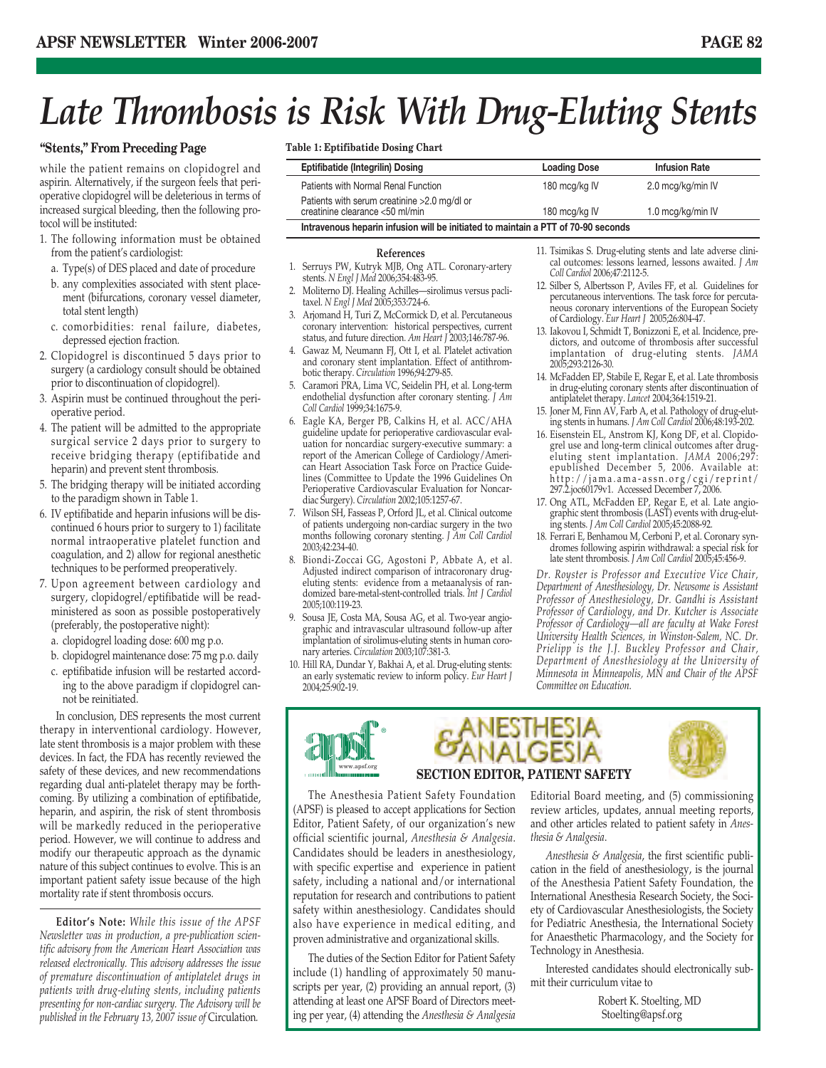# Late Thrombosis is Risk With Drug-Eluting Stents

### "Stents," From Preceding Page

while the patient remains on clopidogrel and aspirin. Alternatively, if the surgeon feels that perioperative clopidogrel will be deleterious in terms of increased surgical bleeding, then the following protocol will be instituted:

1. The following information must be obtained from the patient's cardiologist:
   a. Type(s) of DES placed and date of procedure
   b. any complexities associated with stent placement (bifurcations, coronary vessel diameter, total stent length)
   c. comorbidities: renal failure, diabetes, depressed ejection fraction.
2. Clopidogrel is discontinued 5 days prior to surgery (a cardiology consult should be obtained prior to discontinuation of clopidogrel).
3. Aspirin must be continued throughout the perioperative period.
4. The patient will be admitted to the appropriate surgical service 2 days prior to surgery to receive bridging therapy (eptifibatide and heparin) and prevent stent thrombosis.
5. The bridging therapy will be initiated according to the paradigm shown in Table 1.
6. IV eptifibatide and heparin infusions will be discontinued 6 hours prior to surgery to 1) facilitate normal intraoperative platelet function and coagulation, and 2) allow for regional anesthetic techniques to be performed preoperatively.
7. Upon agreement between cardiology and surgery, clopidogrel/eptifibatide will be readministered as soon as possible postoperatively (preferably, the postoperative night):
   a. clopidogrel loading dose: 600 mg p.o.
   b. clopidogrel maintenance dose: 75 mg p.o. daily
   c. eptifibatide infusion will be restarted according to the above paradigm if clopidogrel cannot be reinitiated.

In conclusion, DES represents the most current therapy in interventional cardiology. However, late stent thrombosis is a major problem with these devices. In fact, the FDA has recently reviewed the safety of these devices, and new recommendations regarding dual anti-platelet therapy may be forthcoming. By utilizing a combination of eptifibatide, heparin, and aspirin, the risk of stent thrombosis will be markedly reduced in the perioperative period. However, we will continue to address and modify our therapeutic approach as the dynamic nature of this subject continues to evolve. This is an important patient safety issue because of the high mortality rate if stent thrombosis occurs.

**Editor's Note:** *While this issue of the APSF Newsletter was in production, a pre-publication scientific advisory from the American Heart Association was released electronically. This advisory addresses the issue of premature discontinuation of antiplatelet drugs in patients with drug-eluting stents, including patients presenting for non-cardiac surgery. The Advisory will be published in the February 13, 2007 issue of* Circulation.

**Table 1: Eptifibatide Dosing Chart**

| Eptifibatide (Integrilin) Dosing | Loading Dose | Infusion Rate |
|---|---|---|
| Patients with Normal Renal Function | 180 mcg/kg IV | 2.0 mcg/kg/min IV |
| Patients with serum creatinine >2.0 mg/dl or creatinine clearance <50 ml/min | 180 mcg/kg IV | 1.0 mcg/kg/min IV |
| **Intravenous heparin infusion will be initiated to maintain a PTT of 70-90 seconds** | | |

#### References

1. Serruys PW, Kutryk MJB, Ong ATL. Coronary-artery stents. *N Engl J Med* 2006;354:483-95.
2. Moliterno DJ. Healing Achilles—sirolimus versus paclitaxel. *N Engl J Med* 2005;353:724-6.
3. Arjomand H, Turi Z, McCormick D, et al. Percutaneous coronary intervention: historical perspectives, current status, and future direction. *Am Heart J* 2003;146:787-96.
4. Gawaz M, Neumann FJ, Ott I, et al. Platelet activation and coronary stent implantation. Effect of antithrombotic therapy. *Circulation* 1996;94:279-85.
5. Caramori PRA, Lima VC, Seidelin PH, et al. Long-term endothelial dysfunction after coronary stenting. *J Am Coll Cardiol* 1999;34:1675-9.
6. Eagle KA, Berger PB, Calkins H, et al. ACC/AHA guideline update for perioperative cardiovascular evaluation for noncardiac surgery-executive summary: a report of the American College of Cardiology/American Heart Association Task Force on Practice Guidelines (Committee to Update the 1996 Guidelines On Perioperative Cardiovascular Evaluation for Noncardiac Surgery). *Circulation* 2002;105:1257-67.
7. Wilson SH, Fasseas P, Orford JL, et al. Clinical outcome of patients undergoing non-cardiac surgery in the two months following coronary stenting. *J Am Coll Cardiol* 2003;42:234-40.
8. Biondi-Zoccai GG, Agostoni P, Abbate A, et al. Adjusted indirect comparison of intracoronary drug-eluting stents: evidence from a metaanalysis of randomized bare-metal-stent-controlled trials. *Int J Cardiol* 2005;100:119-23.
9. Sousa JE, Costa MA, Sousa AG, et al. Two-year angiographic and intravascular ultrasound follow-up after implantation of sirolimus-eluting stents in human coronary arteries. *Circulation* 2003;107:381-3.
10. Hill RA, Dundar Y, Bakhai A, et al. Drug-eluting stents: an early systematic review to inform policy. *Eur Heart J* 2004;25:902-19.
11. Tsimikas S. Drug-eluting stents and late adverse clinical outcomes: lessons learned, lessons awaited. *J Am Coll Cardiol* 2006;47:2112-5.
12. Silber S, Albertsson P, Aviles FF, et al. Guidelines for percutaneous interventions. The task force for percutaneous coronary interventions of the European Society of Cardiology. *Eur Heart J* 2005;26:804-47.
13. Iakovou I, Schmidt T, Bonizzoni E, et al. Incidence, predictors, and outcome of thrombosis after successful implantation of drug-eluting stents. *JAMA* 2005;293:2126-30.
14. McFadden EP, Stabile E, Regar E, et al. Late thrombosis in drug-eluting coronary stents after discontinuation of antiplatelet therapy. *Lancet* 2004;364:1519-21.
15. Joner M, Finn AV, Farb A, et al. Pathology of drug-eluting stents in humans. *J Am Coll Cardiol* 2006;48:193-202.
16. Eisenstein EL, Anstrom KJ, Kong DF, et al. Clopidogrel use and long-term clinical outcomes after drug-eluting stent implantation. *JAMA* 2006;297: epublished December 5, 2006. Available at: http://jama.ama-assn.org/cgi/reprint/297.2.joc60179v1. Accessed December 7, 2006.
17. Ong ATL, McFadden EP, Regar E, et al. Late angiographic stent thrombosis (LAST) events with drug-eluting stents. *J Am Coll Cardiol* 2005;45:2088-92.
18. Ferrari E, Benhamou M, Cerboni P, et al. Coronary syndromes following aspirin withdrawal: a special risk for late stent thrombosis. *J Am Coll Cardiol* 2005;45:456-9.

*Dr. Royster is Professor and Executive Vice Chair, Department of Anesthesiology, Dr. Newsome is Assistant Professor of Anesthesiology, Dr. Gandhi is Assistant Professor of Cardiology, and Dr. Kutcher is Associate Professor of Cardiology—all are faculty at Wake Forest University Health Sciences, in Winston-Salem, NC. Dr. Prielipp is the J.J. Buckley Professor and Chair, Department of Anesthesiology at the University of Minnesota in Minneapolis, MN and Chair of the APSF Committee on Education.*

---

## ANESTHESIA & ANALGESIA

### SECTION EDITOR, PATIENT SAFETY

The Anesthesia Patient Safety Foundation (APSF) is pleased to accept applications for Section Editor, Patient Safety, of our organization's new official scientific journal, *Anesthesia & Analgesia*. Candidates should be leaders in anesthesiology, with specific expertise and experience in patient safety, including a national and/or international reputation for research and contributions to patient safety within anesthesiology. Candidates should also have experience in medical editing, and proven administrative and organizational skills.

The duties of the Section Editor for Patient Safety include (1) handling of approximately 50 manuscripts per year, (2) providing an annual report, (3) attending at least one APSF Board of Directors meeting per year, (4) attending the *Anesthesia & Analgesia* Editorial Board meeting, and (5) commissioning review articles, updates, annual meeting reports, and other articles related to patient safety in *Anesthesia & Analgesia*.

*Anesthesia & Analgesia*, the first scientific publication in the field of anesthesiology, is the journal of the Anesthesia Patient Safety Foundation, the International Anesthesia Research Society, the Society of Cardiovascular Anesthesiologists, the Society for Pediatric Anesthesia, the International Society for Anaesthetic Pharmacology, and the Society for Technology in Anesthesia.

Interested candidates should electronically submit their curriculum vitae to

Robert K. Stoelting, MD
Stoelting@apsf.org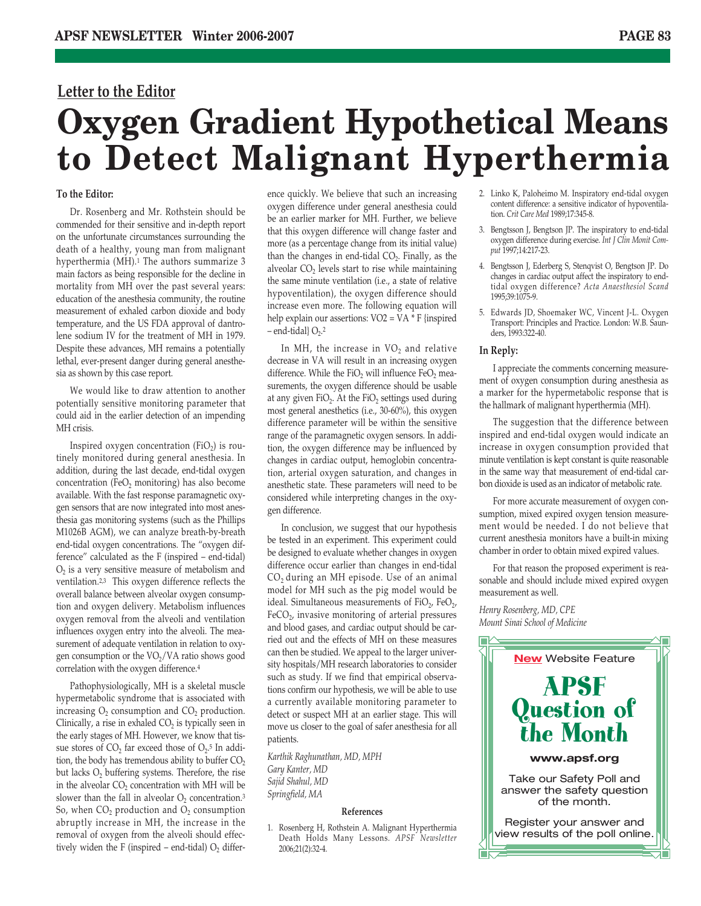## Letter to the Editor

# Oxygen Gradient Hypothetical Means to Detect Malignant Hyperthermia

**To the Editor:**

Dr. Rosenberg and Mr. Rothstein should be commended for their sensitive and in-depth report on the unfortunate circumstances surrounding the death of a healthy, young man from malignant hyperthermia (MH).[1] The authors summarize 3 main factors as being responsible for the decline in mortality from MH over the past several years: education of the anesthesia community, the routine measurement of exhaled carbon dioxide and body temperature, and the US FDA approval of dantrolene sodium IV for the treatment of MH in 1979. Despite these advances, MH remains a potentially lethal, ever-present danger during general anesthesia as shown by this case report.

We would like to draw attention to another potentially sensitive monitoring parameter that could aid in the earlier detection of an impending MH crisis.

Inspired oxygen concentration ($FiO_2$) is routinely monitored during general anesthesia. In addition, during the last decade, end-tidal oxygen concentration ($FeO_2$ monitoring) has also become available. With the fast response paramagnetic oxygen sensors that are now integrated into most anesthesia gas monitoring systems (such as the Phillips M1026B AGM), we can analyze breath-by-breath end-tidal oxygen concentrations. The "oxygen difference" calculated as the F (inspired – end-tidal) $O_2$ is a very sensitive measure of metabolism and ventilation.[2,3] This oxygen difference reflects the overall balance between alveolar oxygen consumption and oxygen delivery. Metabolism influences oxygen removal from the alveoli and ventilation influences oxygen entry into the alveoli. The measurement of adequate ventilation in relation to oxygen consumption or the $VO_2/VA$ ratio shows good correlation with the oxygen difference.[4]

Pathophysiologically, MH is a skeletal muscle hypermetabolic syndrome that is associated with increasing $O_2$ consumption and $CO_2$ production. Clinically, a rise in exhaled $CO_2$ is typically seen in the early stages of MH. However, we know that tissue stores of $CO_2$ far exceed those of $O_2$.[5] In addition, the body has tremendous ability to buffer $CO_2$ but lacks $O_2$ buffering systems. Therefore, the rise in the alveolar $CO_2$ concentration with MH will be slower than the fall in alveolar $O_2$ concentration.[3] So, when $CO_2$ production and $O_2$ consumption abruptly increase in MH, the increase in the removal of oxygen from the alveoli should effectively widen the F (inspired – end-tidal) $O_2$ difference quickly. We believe that such an increasing oxygen difference under general anesthesia could be an earlier marker for MH. Further, we believe that this oxygen difference will change faster and more (as a percentage change from its initial value) than the changes in end-tidal $CO_2$. Finally, as the alveolar $CO_2$ levels start to rise while maintaining the same minute ventilation (i.e., a state of relative hypoventilation), the oxygen difference should increase even more. The following equation will help explain our assertions: $VO2 = VA * F$ {inspired – end-tidal} $O_2$.[2]

In MH, the increase in $VO_2$ and relative decrease in VA will result in an increasing oxygen difference. While the $FiO_2$ will influence $FeO_2$ measurements, the oxygen difference should be usable at any given $FiO_2$. At the $FiO_2$ settings used during most general anesthetics (i.e., 30-60%), this oxygen difference parameter will be within the sensitive range of the paramagnetic oxygen sensors. In addition, the oxygen difference may be influenced by changes in cardiac output, hemoglobin concentration, arterial oxygen saturation, and changes in anesthetic state. These parameters will need to be considered while interpreting changes in the oxygen difference.

In conclusion, we suggest that our hypothesis be tested in an experiment. This experiment could be designed to evaluate whether changes in oxygen difference occur earlier than changes in end-tidal $CO_2$ during an MH episode. Use of an animal model for MH such as the pig model would be ideal. Simultaneous measurements of $FiO_2$, $FeO_2$, $FeCO_2$, invasive monitoring of arterial pressures and blood gases, and cardiac output should be carried out and the effects of MH on these measures can then be studied. We appeal to the larger university hospitals/MH research laboratories to consider such as study. If we find that empirical observations confirm our hypothesis, we will be able to use a currently available monitoring parameter to detect or suspect MH at an earlier stage. This will move us closer to the goal of safer anesthesia for all patients.

*Karthik Raghunathan, MD, MPH*
*Gary Kanter, MD*
*Sajid Shahul, MD*
*Springfield, MA*

### References

1. Rosenberg H, Rothstein A. Malignant Hyperthermia Death Holds Many Lessons. *APSF Newsletter* 2006;21(2):32-4.
2. Linko K, Paloheimo M. Inspiratory end-tidal oxygen content difference: a sensitive indicator of hypoventilation. *Crit Care Med* 1989;17:345-8.
3. Bengtsson J, Bengtson JP. The inspiratory to end-tidal oxygen difference during exercise. *Int J Clin Monit Comput* 1997;14:217-23.
4. Bengtsson J, Ederberg S, Stenqvist O, Bengtson JP. Do changes in cardiac output affect the inspiratory to end-tidal oxygen difference? *Acta Anaesthesiol Scand* 1995;39:1075-9.
5. Edwards JD, Shoemaker WC, Vincent J-L. Oxygen Transport: Principles and Practice. London: W.B. Saunders, 1993:322-40.

**In Reply:**

I appreciate the comments concerning measurement of oxygen consumption during anesthesia as a marker for the hypermetabolic response that is the hallmark of malignant hyperthermia (MH).

The suggestion that the difference between inspired and end-tidal oxygen would indicate an increase in oxygen consumption provided that minute ventilation is kept constant is quite reasonable in the same way that measurement of end-tidal carbon dioxide is used as an indicator of metabolic rate.

For more accurate measurement of oxygen consumption, mixed expired oxygen tension measurement would be needed. I do not believe that current anesthesia monitors have a built-in mixing chamber in order to obtain mixed expired values.

For that reason the proposed experiment is reasonable and should include mixed expired oxygen measurement as well.

*Henry Rosenberg, MD, CPE*
*Mount Sinai School of Medicine*

**New** Website Feature

**APSF Question of the Month**

**www.apsf.org**

Take our Safety Poll and answer the safety question of the month.

Register your answer and view results of the poll online.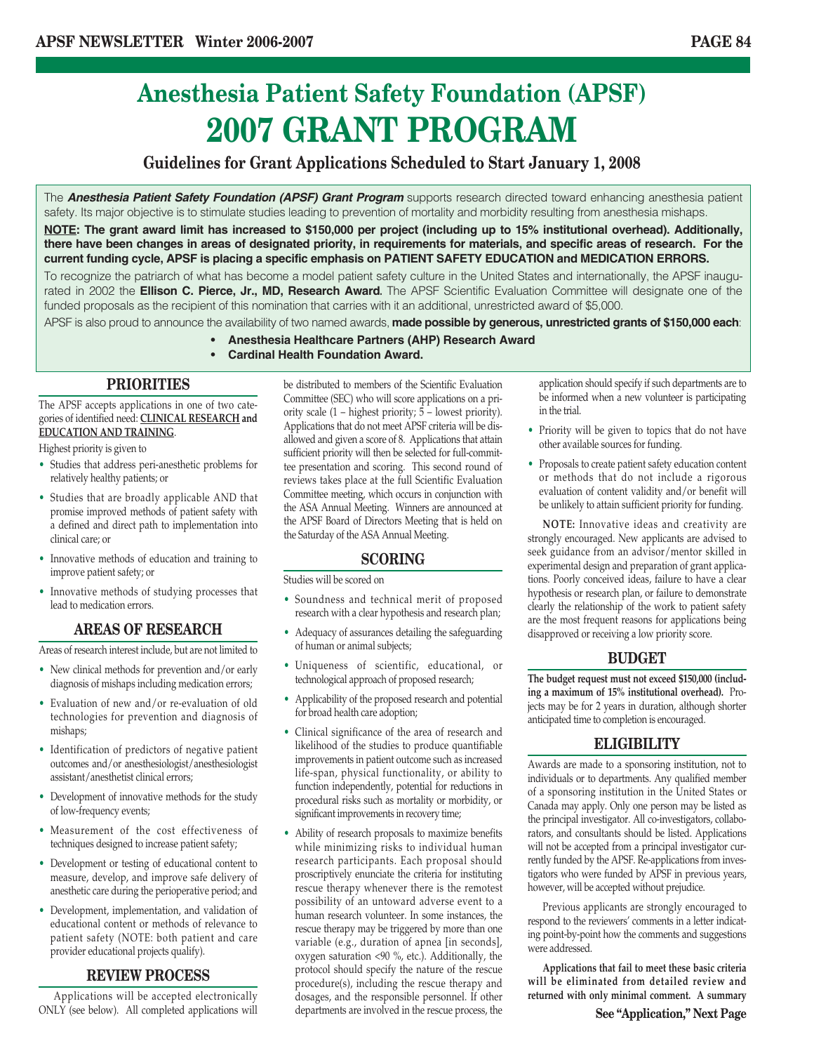# Anesthesia Patient Safety Foundation (APSF)

# 2007 GRANT PROGRAM

### Guidelines for Grant Applications Scheduled to Start January 1, 2008

The ***Anesthesia Patient Safety Foundation (APSF) Grant Program*** supports research directed toward enhancing anesthesia patient safety. Its major objective is to stimulate studies leading to prevention of mortality and morbidity resulting from anesthesia mishaps.

**NOTE: The grant award limit has increased to $150,000 per project (including up to 15% institutional overhead). Additionally, there have been changes in areas of designated priority, in requirements for materials, and specific areas of research. For the current funding cycle, APSF is placing a specific emphasis on PATIENT SAFETY EDUCATION and MEDICATION ERRORS.**

To recognize the patriarch of what has become a model patient safety culture in the United States and internationally, the APSF inaugurated in 2002 the **Ellison C. Pierce, Jr., MD, Research Award**. The APSF Scientific Evaluation Committee will designate one of the funded proposals as the recipient of this nomination that carries with it an additional, unrestricted award of $5,000.

APSF is also proud to announce the availability of two named awards, **made possible by generous, unrestricted grants of $150,000 each**:

- **Anesthesia Healthcare Partners (AHP) Research Award**
- **Cardinal Health Foundation Award.**

## PRIORITIES

The APSF accepts applications in one of two categories of identified need: **CLINICAL RESEARCH and EDUCATION AND TRAINING**.

Highest priority is given to

- Studies that address peri-anesthetic problems for relatively healthy patients; or
- Studies that are broadly applicable AND that promise improved methods of patient safety with a defined and direct path to implementation into clinical care; or
- Innovative methods of education and training to improve patient safety; or
- Innovative methods of studying processes that lead to medication errors.

## AREAS OF RESEARCH

Areas of research interest include, but are not limited to

- New clinical methods for prevention and/or early diagnosis of mishaps including medication errors;
- Evaluation of new and/or re-evaluation of old technologies for prevention and diagnosis of mishaps;
- Identification of predictors of negative patient outcomes and/or anesthesiologist/anesthesiologist assistant/anesthetist clinical errors;
- Development of innovative methods for the study of low-frequency events;
- Measurement of the cost effectiveness of techniques designed to increase patient safety;
- Development or testing of educational content to measure, develop, and improve safe delivery of anesthetic care during the perioperative period; and
- Development, implementation, and validation of educational content or methods of relevance to patient safety (NOTE: both patient and care provider educational projects qualify).

## REVIEW PROCESS

Applications will be accepted electronically ONLY (see below). All completed applications will be distributed to members of the Scientific Evaluation Committee (SEC) who will score applications on a priority scale (1 – highest priority; 5 – lowest priority). Applications that do not meet APSF criteria will be disallowed and given a score of 8. Applications that attain sufficient priority will then be selected for full-committee presentation and scoring. This second round of reviews takes place at the full Scientific Evaluation Committee meeting, which occurs in conjunction with the ASA Annual Meeting. Winners are announced at the APSF Board of Directors Meeting that is held on the Saturday of the ASA Annual Meeting.

## SCORING

Studies will be scored on

- Soundness and technical merit of proposed research with a clear hypothesis and research plan;
- Adequacy of assurances detailing the safeguarding of human or animal subjects;
- Uniqueness of scientific, educational, or technological approach of proposed research;
- Applicability of the proposed research and potential for broad health care adoption;
- Clinical significance of the area of research and likelihood of the studies to produce quantifiable improvements in patient outcome such as increased life-span, physical functionality, or ability to function independently, potential for reductions in procedural risks such as mortality or morbidity, or significant improvements in recovery time;
- Ability of research proposals to maximize benefits while minimizing risks to individual human research participants. Each proposal should proscriptively enunciate the criteria for instituting rescue therapy whenever there is the remotest possibility of an untoward adverse event to a human research volunteer. In some instances, the rescue therapy may be triggered by more than one variable (e.g., duration of apnea [in seconds], oxygen saturation <90 %, etc.). Additionally, the protocol should specify the nature of the rescue procedure(s), including the rescue therapy and dosages, and the responsible personnel. If other departments are involved in the rescue process, the application should specify if such departments are to be informed when a new volunteer is participating in the trial.
- Priority will be given to topics that do not have other available sources for funding.
- Proposals to create patient safety education content or methods that do not include a rigorous evaluation of content validity and/or benefit will be unlikely to attain sufficient priority for funding.

**NOTE:** Innovative ideas and creativity are strongly encouraged. New applicants are advised to seek guidance from an advisor/mentor skilled in experimental design and preparation of grant applications. Poorly conceived ideas, failure to have a clear hypothesis or research plan, or failure to demonstrate clearly the relationship of the work to patient safety are the most frequent reasons for applications being disapproved or receiving a low priority score.

## BUDGET

**The budget request must not exceed $150,000 (including a maximum of 15% institutional overhead).** Projects may be for 2 years in duration, although shorter anticipated time to completion is encouraged.

## ELIGIBILITY

Awards are made to a sponsoring institution, not to individuals or to departments. Any qualified member of a sponsoring institution in the United States or Canada may apply. Only one person may be listed as the principal investigator. All co-investigators, collaborators, and consultants should be listed. Applications will not be accepted from a principal investigator currently funded by the APSF. Re-applications from investigators who were funded by APSF in previous years, however, will be accepted without prejudice.

Previous applicants are strongly encouraged to respond to the reviewers' comments in a letter indicating point-by-point how the comments and suggestions were addressed.

**Applications that fail to meet these basic criteria will be eliminated from detailed review and returned with only minimal comment. A summary**

**See "Application," Next Page**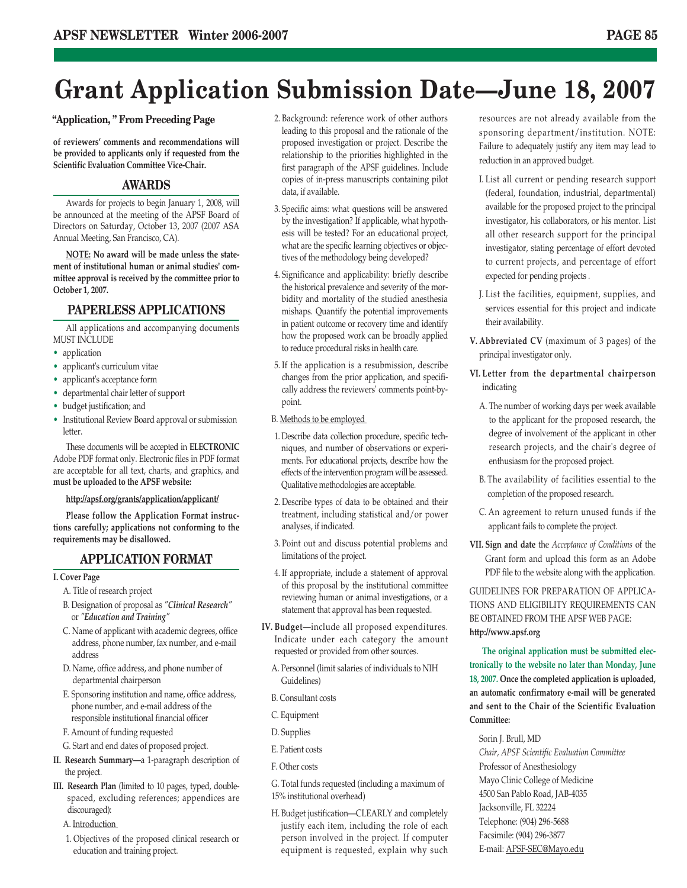# Grant Application Submission Date—June 18, 2007

**"Application," From Preceding Page**

**of reviewers' comments and recommendations will be provided to applicants only if requested from the Scientific Evaluation Committee Vice-Chair.**

## AWARDS

Awards for projects to begin January 1, 2008, will be announced at the meeting of the APSF Board of Directors on Saturday, October 13, 2007 (2007 ASA Annual Meeting, San Francisco, CA).

**NOTE: No award will be made unless the statement of institutional human or animal studies' committee approval is received by the committee prior to October 1, 2007.**

## PAPERLESS APPLICATIONS

All applications and accompanying documents MUST INCLUDE

- application
- applicant's curriculum vitae
- applicant's acceptance form
- departmental chair letter of support
- budget justification; and
- Institutional Review Board approval or submission letter.

These documents will be accepted in **ELECTRONIC** Adobe PDF format only. Electronic files in PDF format are acceptable for all text, charts, and graphics, and **must be uploaded to the APSF website:**

**http://apsf.org/grants/application/applicant/**

**Please follow the Application Format instructions carefully; applications not conforming to the requirements may be disallowed.**

## APPLICATION FORMAT

**I. Cover Page**

A. Title of research project

B. Designation of proposal as *"Clinical Research"* or *"Education and Training"*

C. Name of applicant with academic degrees, office address, phone number, fax number, and e-mail address

D. Name, office address, and phone number of departmental chairperson

E. Sponsoring institution and name, office address, phone number, and e-mail address of the responsible institutional financial officer

F. Amount of funding requested

G. Start and end dates of proposed project.

**II. Research Summary—**a 1-paragraph description of the project.

**III. Research Plan** (limited to 10 pages, typed, double-spaced, excluding references; appendices are discouraged):

A. Introduction

1. Objectives of the proposed clinical research or education and training project.
2. Background: reference work of other authors leading to this proposal and the rationale of the proposed investigation or project. Describe the relationship to the priorities highlighted in the first paragraph of the APSF guidelines. Include copies of in-press manuscripts containing pilot data, if available.
3. Specific aims: what questions will be answered by the investigation? If applicable, what hypothesis will be tested? For an educational project, what are the specific learning objectives or objectives of the methodology being developed?
4. Significance and applicability: briefly describe the historical prevalence and severity of the morbidity and mortality of the studied anesthesia mishaps. Quantify the potential improvements in patient outcome or recovery time and identify how the proposed work can be broadly applied to reduce procedural risks in health care.
5. If the application is a resubmission, describe changes from the prior application, and specifically address the reviewers' comments point-by-point.

B. Methods to be employed

1. Describe data collection procedure, specific techniques, and number of observations or experiments. For educational projects, describe how the effects of the intervention program will be assessed. Qualitative methodologies are acceptable.
2. Describe types of data to be obtained and their treatment, including statistical and/or power analyses, if indicated.
3. Point out and discuss potential problems and limitations of the project.
4. If appropriate, include a statement of approval of this proposal by the institutional committee reviewing human or animal investigations, or a statement that approval has been requested.

**IV. Budget—**include all proposed expenditures. Indicate under each category the amount requested or provided from other sources.

A. Personnel (limit salaries of individuals to NIH Guidelines)

B. Consultant costs

C. Equipment

D. Supplies

E. Patient costs

F. Other costs

G. Total funds requested (including a maximum of 15% institutional overhead)

H. Budget justification—CLEARLY and completely justify each item, including the role of each person involved in the project. If computer equipment is requested, explain why such resources are not already available from the sponsoring department/institution. NOTE: Failure to adequately justify any item may lead to reduction in an approved budget.

I. List all current or pending research support (federal, foundation, industrial, departmental) available for the proposed project to the principal investigator, his collaborators, or his mentor. List all other research support for the principal investigator, stating percentage of effort devoted to current projects, and percentage of effort expected for pending projects .

J. List the facilities, equipment, supplies, and services essential for this project and indicate their availability.

**V. Abbreviated CV** (maximum of 3 pages) of the principal investigator only.

**VI. Letter from the departmental chairperson** indicating

A. The number of working days per week available to the applicant for the proposed research, the degree of involvement of the applicant in other research projects, and the chair's degree of enthusiasm for the proposed project.

B. The availability of facilities essential to the completion of the proposed research.

C. An agreement to return unused funds if the applicant fails to complete the project.

**VII. Sign and date** the *Acceptance of Conditions* of the Grant form and upload this form as an Adobe PDF file to the website along with the application.

GUIDELINES FOR PREPARATION OF APPLICATIONS AND ELIGIBILITY REQUIREMENTS CAN BE OBTAINED FROM THE APSF WEB PAGE: **http://www.apsf.org**

**The original application must be submitted electronically to the website no later than Monday, June 18, 2007. Once the completed application is uploaded, an automatic confirmatory e-mail will be generated and sent to the Chair of the Scientific Evaluation Committee:**

Sorin J. Brull, MD
*Chair, APSF Scientific Evaluation Committee*
Professor of Anesthesiology
Mayo Clinic College of Medicine
4500 San Pablo Road, JAB-4035
Jacksonville, FL 32224
Telephone: (904) 296-5688
Facsimile: (904) 296-3877
E-mail: APSF-SEC@Mayo.edu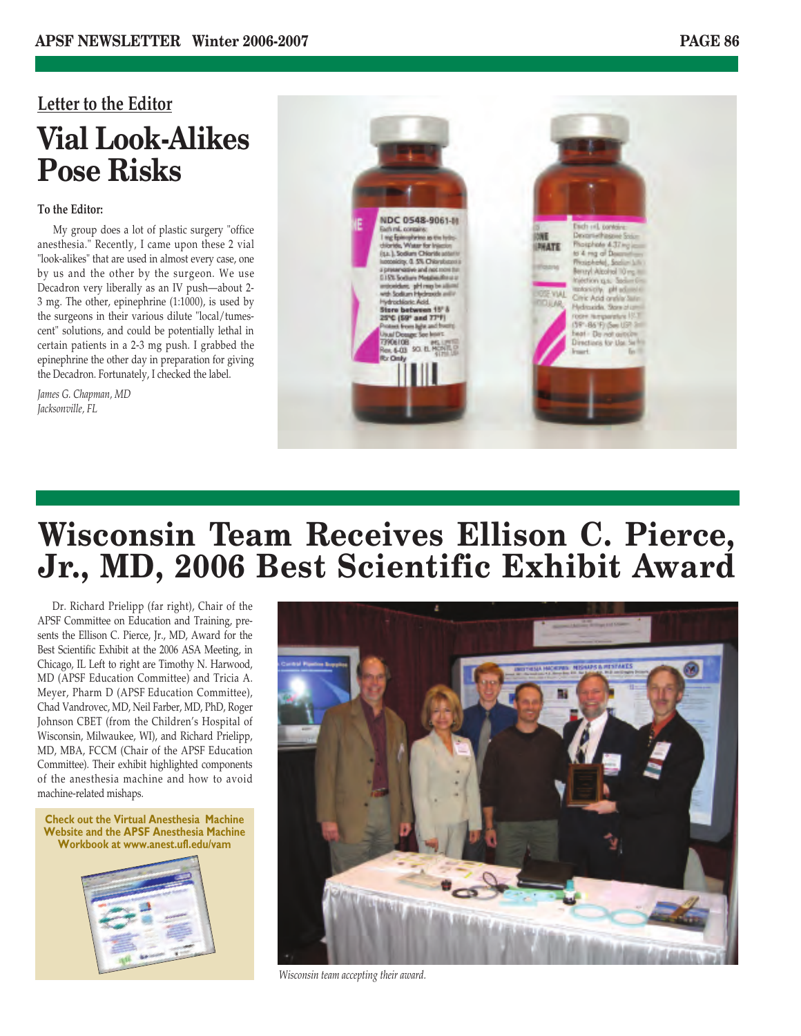Letter to the Editor

# Vial Look-Alikes Pose Risks

**To the Editor:**

My group does a lot of plastic surgery "office anesthesia." Recently, I came upon these 2 vial "look-alikes" that are used in almost every case, one by us and the other by the surgeon. We use Decadron very liberally as an IV push—about 2-3 mg. The other, epinephrine (1:1000), is used by the surgeons in their various dilute "local/tumescent" solutions, and could be potentially lethal in certain patients in a 2-3 mg push. I grabbed the epinephrine the other day in preparation for giving the Decadron. Fortunately, I checked the label.

*James G. Chapman, MD*
*Jacksonville, FL*

# Wisconsin Team Receives Ellison C. Pierce, Jr., MD, 2006 Best Scientific Exhibit Award

Dr. Richard Prielipp (far right), Chair of the APSF Committee on Education and Training, presents the Ellison C. Pierce, Jr., MD, Award for the Best Scientific Exhibit at the 2006 ASA Meeting, in Chicago, IL Left to right are Timothy N. Harwood, MD (APSF Education Committee) and Tricia A. Meyer, Pharm D (APSF Education Committee), Chad Vandrovec, MD, Neil Farber, MD, PhD, Roger Johnson CBET (from the Children's Hospital of Wisconsin, Milwaukee, WI), and Richard Prielipp, MD, MBA, FCCM (Chair of the APSF Education Committee). Their exhibit highlighted components of the anesthesia machine and how to avoid machine-related mishaps.

**Check out the Virtual Anesthesia Machine Website and the APSF Anesthesia Machine Workbook at www.anest.ufl.edu/vam**

*Wisconsin team accepting their award.*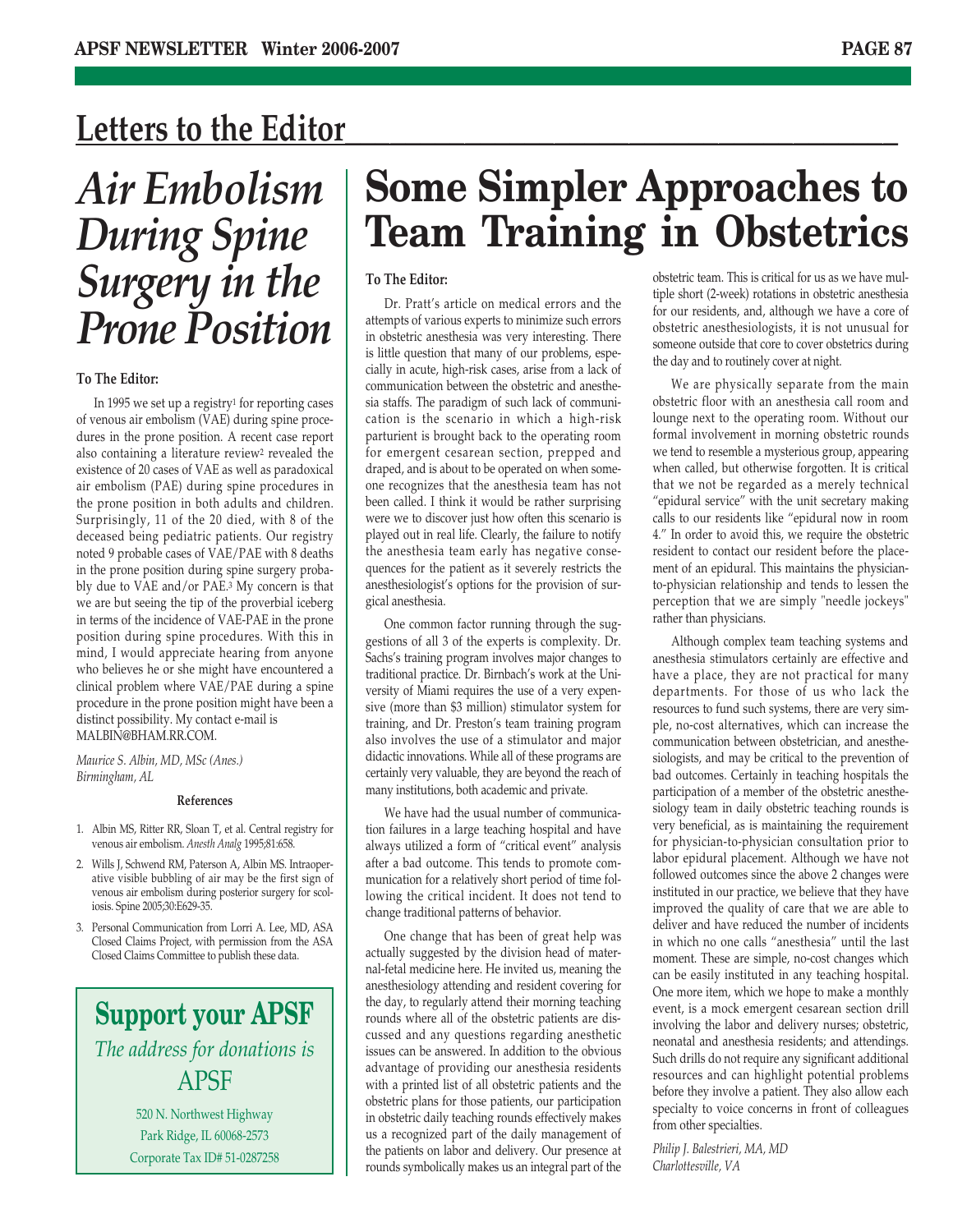# Letters to the Editor

## Air Embolism During Spine Surgery in the Prone Position

**To The Editor:**

In 1995 we set up a registry[1] for reporting cases of venous air embolism (VAE) during spine procedures in the prone position. A recent case report also containing a literature review[2] revealed the existence of 20 cases of VAE as well as paradoxical air embolism (PAE) during spine procedures in the prone position in both adults and children. Surprisingly, 11 of the 20 died, with 8 of the deceased being pediatric patients. Our registry noted 9 probable cases of VAE/PAE with 8 deaths in the prone position during spine surgery probably due to VAE and/or PAE.[3] My concern is that we are but seeing the tip of the proverbial iceberg in terms of the incidence of VAE-PAE in the prone position during spine procedures. With this in mind, I would appreciate hearing from anyone who believes he or she might have encountered a clinical problem where VAE/PAE during a spine procedure in the prone position might have been a distinct possibility. My contact e-mail is MALBIN@BHAM.RR.COM.

*Maurice S. Albin, MD, MSc (Anes.)*
*Birmingham, AL*

**References**

1. Albin MS, Ritter RR, Sloan T, et al. Central registry for venous air embolism. *Anesth Analg* 1995;81:658.
2. Wills J, Schwend RM, Paterson A, Albin MS. Intraoperative visible bubbling of air may be the first sign of venous air embolism during posterior surgery for scoliosis. Spine 2005;30:E629-35.
3. Personal Communication from Lorri A. Lee, MD, ASA Closed Claims Project, with permission from the ASA Closed Claims Committee to publish these data.

**Support your APSF**

*The address for donations is*

APSF

520 N. Northwest Highway
Park Ridge, IL 60068-2573
Corporate Tax ID# 51-0287258

## Some Simpler Approaches to Team Training in Obstetrics

**To The Editor:**

Dr. Pratt's article on medical errors and the attempts of various experts to minimize such errors in obstetric anesthesia was very interesting. There is little question that many of our problems, especially in acute, high-risk cases, arise from a lack of communication between the obstetric and anesthesia staffs. The paradigm of such lack of communication is the scenario in which a high-risk parturient is brought back to the operating room for emergent cesarean section, prepped and draped, and is about to be operated on when someone recognizes that the anesthesia team has not been called. I think it would be rather surprising were we to discover just how often this scenario is played out in real life. Clearly, the failure to notify the anesthesia team early has negative consequences for the patient as it severely restricts the anesthesiologist's options for the provision of surgical anesthesia.

One common factor running through the suggestions of all 3 of the experts is complexity. Dr. Sachs's training program involves major changes to traditional practice. Dr. Birnbach's work at the University of Miami requires the use of a very expensive (more than $3 million) stimulator system for training, and Dr. Preston's team training program also involves the use of a stimulator and major didactic innovations. While all of these programs are certainly very valuable, they are beyond the reach of many institutions, both academic and private.

We have had the usual number of communication failures in a large teaching hospital and have always utilized a form of "critical event" analysis after a bad outcome. This tends to promote communication for a relatively short period of time following the critical incident. It does not tend to change traditional patterns of behavior.

One change that has been of great help was actually suggested by the division head of maternal-fetal medicine here. He invited us, meaning the anesthesiology attending and resident covering for the day, to regularly attend their morning teaching rounds where all of the obstetric patients are discussed and any questions regarding anesthetic issues can be answered. In addition to the obvious advantage of providing our anesthesia residents with a printed list of all obstetric patients and the obstetric plans for those patients, our participation in obstetric daily teaching rounds effectively makes us a recognized part of the daily management of the patients on labor and delivery. Our presence at rounds symbolically makes us an integral part of the obstetric team. This is critical for us as we have multiple short (2-week) rotations in obstetric anesthesia for our residents, and, although we have a core of obstetric anesthesiologists, it is not unusual for someone outside that core to cover obstetrics during the day and to routinely cover at night.

We are physically separate from the main obstetric floor with an anesthesia call room and lounge next to the operating room. Without our formal involvement in morning obstetric rounds we tend to resemble a mysterious group, appearing when called, but otherwise forgotten. It is critical that we not be regarded as a merely technical "epidural service" with the unit secretary making calls to our residents like "epidural now in room 4." In order to avoid this, we require the obstetric resident to contact our resident before the placement of an epidural. This maintains the physician-to-physician relationship and tends to lessen the perception that we are simply "needle jockeys" rather than physicians.

Although complex team teaching systems and anesthesia stimulators certainly are effective and have a place, they are not practical for many departments. For those of us who lack the resources to fund such systems, there are very simple, no-cost alternatives, which can increase the communication between obstetrician, and anesthesiologists, and may be critical to the prevention of bad outcomes. Certainly in teaching hospitals the participation of a member of the obstetric anesthesiology team in daily obstetric teaching rounds is very beneficial, as is maintaining the requirement for physician-to-physician consultation prior to labor epidural placement. Although we have not followed outcomes since the above 2 changes were instituted in our practice, we believe that they have improved the quality of care that we are able to deliver and have reduced the number of incidents in which no one calls "anesthesia" until the last moment. These are simple, no-cost changes which can be easily instituted in any teaching hospital. One more item, which we hope to make a monthly event, is a mock emergent cesarean section drill involving the labor and delivery nurses; obstetric, neonatal and anesthesia residents; and attendings. Such drills do not require any significant additional resources and can highlight potential problems before they involve a patient. They also allow each specialty to voice concerns in front of colleagues from other specialties.

*Philip J. Balestrieri, MA, MD*
*Charlottesville, VA*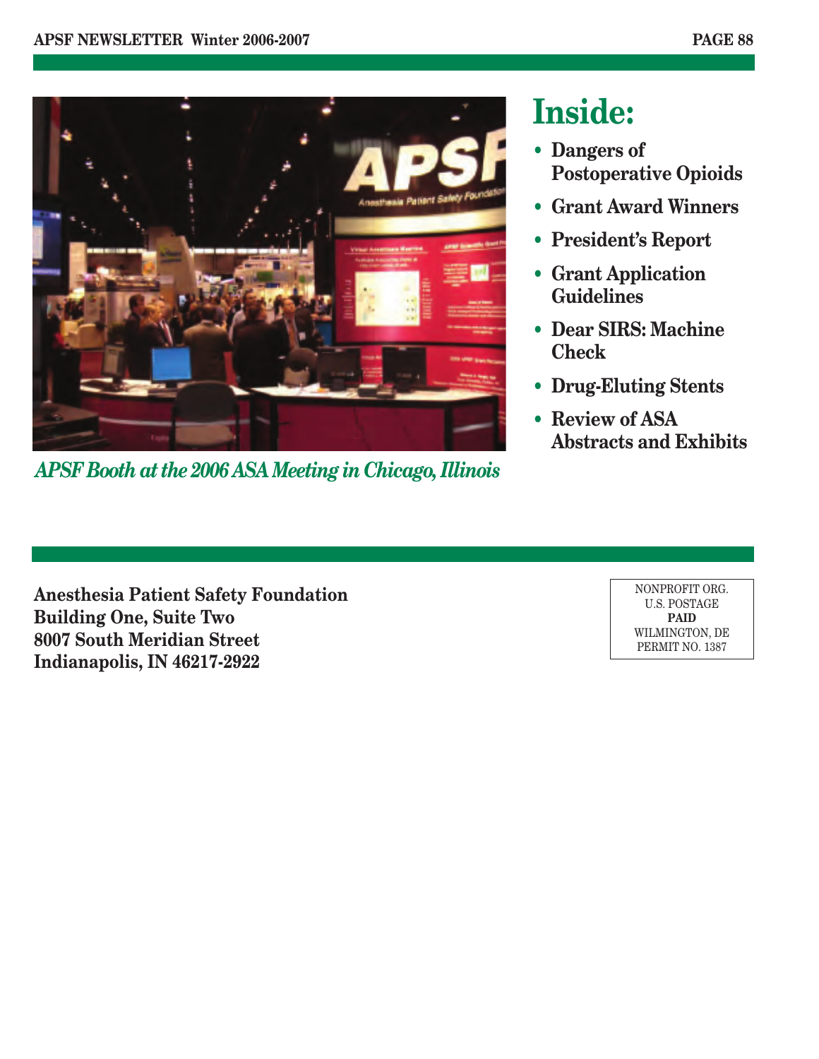*APSF Booth at the 2006 ASA Meeting in Chicago, Illinois*

# Inside:

- **Dangers of Postoperative Opioids**
- **Grant Award Winners**
- **President's Report**
- **Grant Application Guidelines**
- **Dear SIRS: Machine Check**
- **Drug-Eluting Stents**
- **Review of ASA Abstracts and Exhibits**

**Anesthesia Patient Safety Foundation**
**Building One, Suite Two**
**8007 South Meridian Street**
**Indianapolis, IN 46217-2922**

NONPROFIT ORG.
U.S. POSTAGE
**PAID**
WILMINGTON, DE
PERMIT NO. 1387